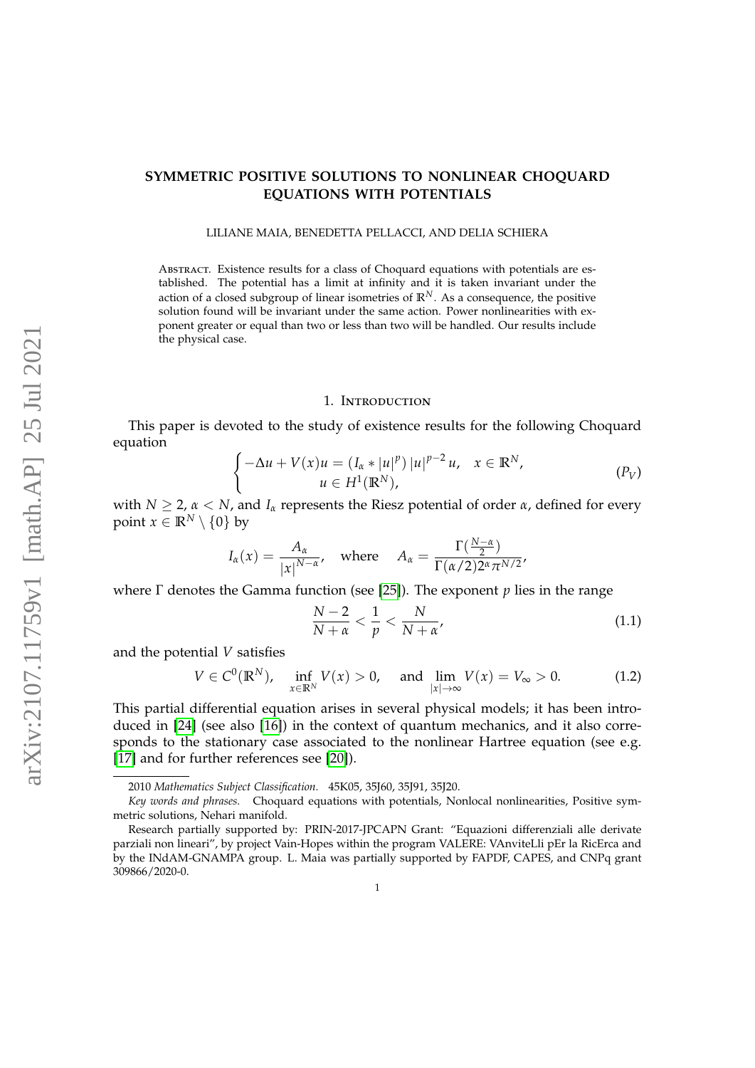# SYMMETRIC POSITIVE SOLUTIONS TO NONLINEAR CHOQUARD EQUATIONS WITH POTENTIALS

LILIANE MAIA, BENEDETTA PELLACCI, AND DELIA SCHIERA

ABSTRACT. Existence results for a class of Choquard equations with potentials are established. The potential has a limit at infinity and it is taken invariant under the action of a closed subgroup of linear isometries of $\mathbb{R}^N$. As a consequence, the positive solution found will be invariant under the same action. Power nonlinearities with exponent greater or equal than two or less than two will be handled. Our results include the physical case.

## 1. INTRODUCTION

This paper is devoted to the study of existence results for the following Choquard equation

$$\begin{cases} -\Delta u + V(x)u = (I_\alpha * |u|^p)\,|u|^{p-2}\,u, & x \in \mathbb{R}^N, \\ u \in H^1(\mathbb{R}^N), \end{cases} \tag{$P_V$}$$

with $N \geq 2$, $\alpha < N$, and $I_\alpha$ represents the Riesz potential of order $\alpha$, defined for every point $x \in \mathbb{R}^N \setminus \{0\}$ by

$$I_\alpha(x) = \frac{A_\alpha}{|x|^{N-\alpha}}, \quad \text{where} \quad A_\alpha = \frac{\Gamma(\frac{N-\alpha}{2})}{\Gamma(\alpha/2)2^\alpha \pi^{N/2}},$$

where $\Gamma$ denotes the Gamma function (see [25]). The exponent $p$ lies in the range

$$\frac{N-2}{N+\alpha} < \frac{1}{p} < \frac{N}{N+\alpha}, \tag{1.1}$$

and the potential $V$ satisfies

$$V \in C^0(\mathbb{R}^N), \quad \inf_{x \in \mathbb{R}^N} V(x) > 0, \quad \text{and} \lim_{|x| \to \infty} V(x) = V_\infty > 0. \tag{1.2}$$

This partial differential equation arises in several physical models; it has been introduced in [24] (see also [16]) in the context of quantum mechanics, and it also corresponds to the stationary case associated to the nonlinear Hartree equation (see e.g. [17] and for further references see [20]).

---

2010 *Mathematics Subject Classification.* 45K05, 35J60, 35J91, 35J20.

*Key words and phrases.* Choquard equations with potentials, Nonlocal nonlinearities, Positive symmetric solutions, Nehari manifold.

Research partially supported by: PRIN-2017-JPCAPN Grant: "Equazioni differenziali alle derivate parziali non lineari", by project Vain-Hopes within the program VALERE: VAnviteLli pEr la RicErca and by the INdAM-GNAMPA group. L. Maia was partially supported by FAPDF, CAPES, and CNPq grant 309866/2020-0.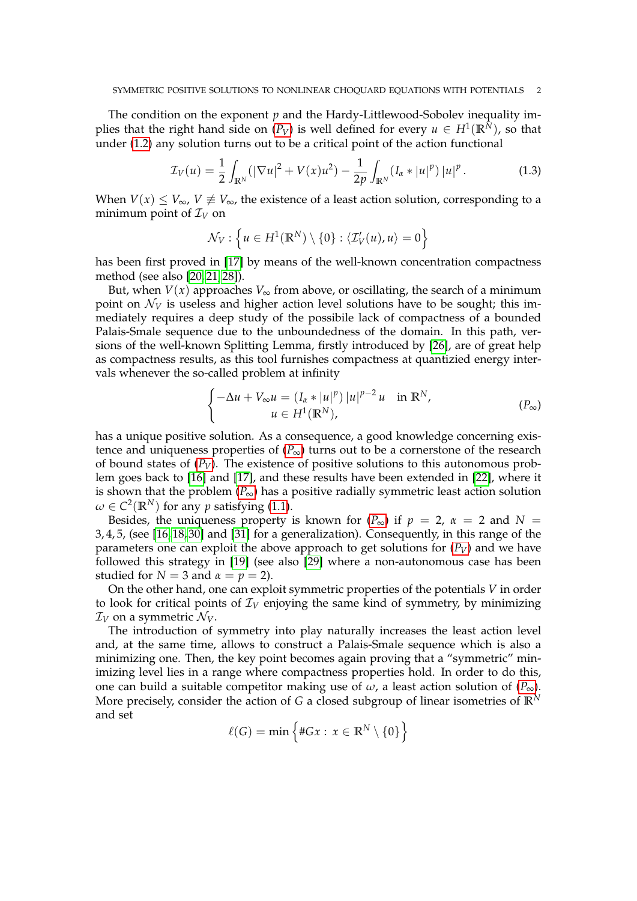The condition on the exponent $p$ and the Hardy-Littlewood-Sobolev inequality implies that the right hand side on ($P_V$) is well defined for every $u \in H^1(\mathbb{R}^N)$, so that under (1.2) any solution turns out to be a critical point of the action functional

$$\mathcal{I}_V(u) = \frac{1}{2}\int_{\mathbb{R}^N}(|\nabla u|^2 + V(x)u^2) - \frac{1}{2p}\int_{\mathbb{R}^N}(I_\alpha * |u|^p)\,|u|^p\,. \tag{1.3}$$

When $V(x) \le V_\infty$, $V \not\equiv V_\infty$, the existence of a least action solution, corresponding to a minimum point of $\mathcal{I}_V$ on

$$\mathcal{N}_V : \left\{u \in H^1(\mathbb{R}^N) \setminus \{0\} : \langle \mathcal{I}'_V(u), u\rangle = 0\right\}$$

has been first proved in [17] by means of the well-known concentration compactness method (see also [20, 21, 28]).

But, when $V(x)$ approaches $V_\infty$ from above, or oscillating, the search of a minimum point on $\mathcal{N}_V$ is useless and higher action level solutions have to be sought; this immediately requires a deep study of the possibile lack of compactness of a bounded Palais-Smale sequence due to the unboundedness of the domain. In this path, versions of the well-known Splitting Lemma, firstly introduced by [26], are of great help as compactness results, as this tool furnishes compactness at quantizied energy intervals whenever the so-called problem at infinity

$$\begin{cases} -\Delta u + V_\infty u = (I_\alpha * |u|^p)\,|u|^{p-2}\,u & \text{in } \mathbb{R}^N, \\ u \in H^1(\mathbb{R}^N), \end{cases} \tag{$P_\infty$}$$

has a unique positive solution. As a consequence, a good knowledge concerning existence and uniqueness properties of ($P_\infty$) turns out to be a cornerstone of the research of bound states of ($P_V$). The existence of positive solutions to this autonomous problem goes back to [16] and [17], and these results have been extended in [22], where it is shown that the problem ($P_\infty$) has a positive radially symmetric least action solution $\omega \in C^2(\mathbb{R}^N)$ for any $p$ satisfying (1.1).

Besides, the uniqueness property is known for ($P_\infty$) if $p = 2$, $\alpha = 2$ and $N = 3, 4, 5$, (see [16, 18, 30] and [31] for a generalization). Consequently, in this range of the parameters one can exploit the above approach to get solutions for ($P_V$) and we have followed this strategy in [19] (see also [29] where a non-autonomous case has been studied for $N = 3$ and $\alpha = p = 2$).

On the other hand, one can exploit symmetric properties of the potentials $V$ in order to look for critical points of $\mathcal{I}_V$ enjoying the same kind of symmetry, by minimizing $\mathcal{I}_V$ on a symmetric $\mathcal{N}_V$.

The introduction of symmetry into play naturally increases the least action level and, at the same time, allows to construct a Palais-Smale sequence which is also a minimizing one. Then, the key point becomes again proving that a "symmetric" minimizing level lies in a range where compactness properties hold. In order to do this, one can build a suitable competitor making use of $\omega$, a least action solution of ($P_\infty$). More precisely, consider the action of $G$ a closed subgroup of linear isometries of $\mathbb{R}^N$ and set

$$\ell(G) = \min\left\{\#Gx : \, x \in \mathbb{R}^N \setminus \{0\}\right\}$$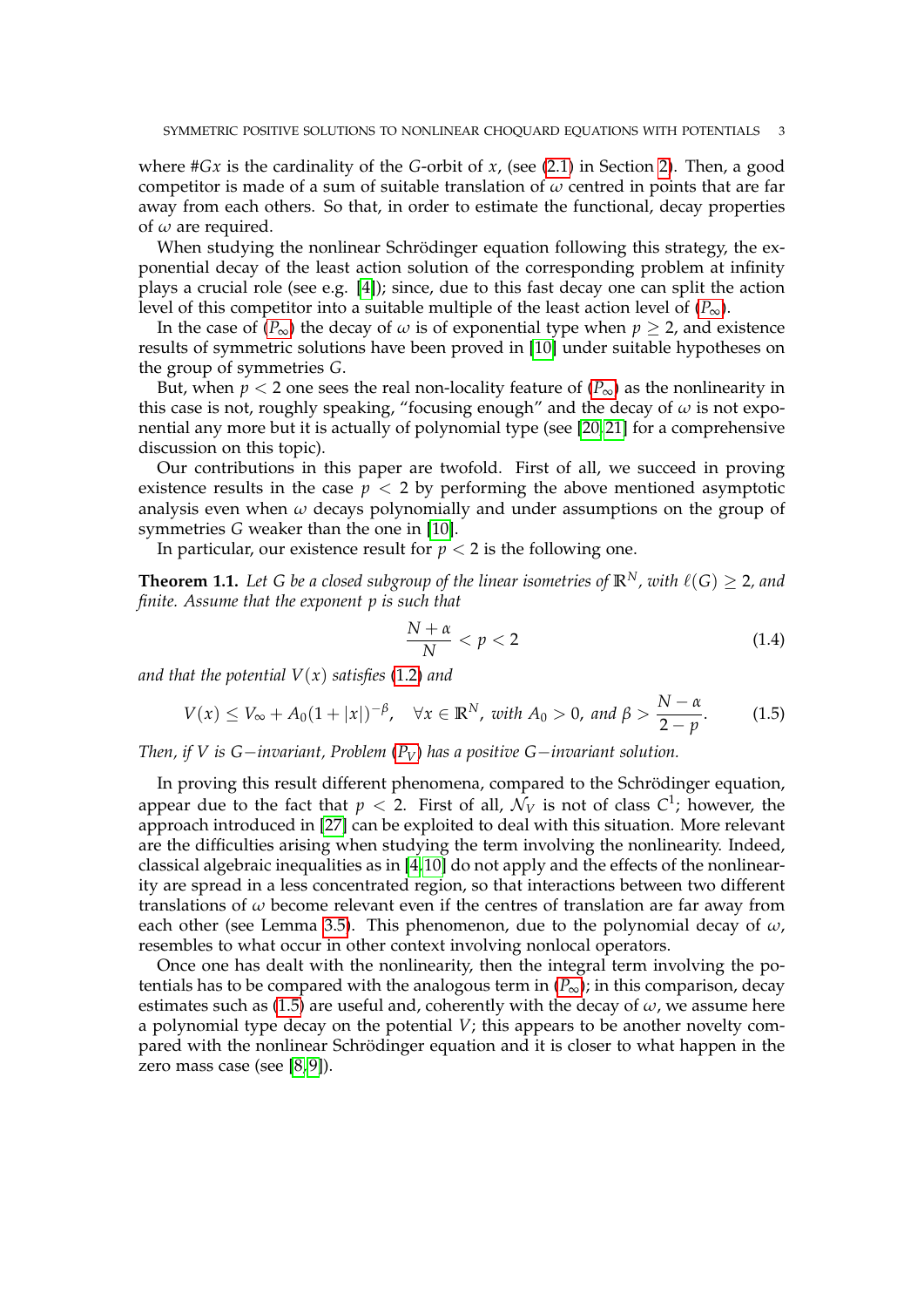where $\#Gx$ is the cardinality of the $G$-orbit of $x$, (see (2.1) in Section 2). Then, a good competitor is made of a sum of suitable translation of $\omega$ centred in points that are far away from each others. So that, in order to estimate the functional, decay properties of $\omega$ are required.

When studying the nonlinear Schrödinger equation following this strategy, the exponential decay of the least action solution of the corresponding problem at infinity plays a crucial role (see e.g. [4]); since, due to this fast decay one can split the action level of this competitor into a suitable multiple of the least action level of ($P_\infty$).

In the case of ($P_\infty$) the decay of $\omega$ is of exponential type when $p \geq 2$, and existence results of symmetric solutions have been proved in [10] under suitable hypotheses on the group of symmetries $G$.

But, when $p < 2$ one sees the real non-locality feature of ($P_\infty$) as the nonlinearity in this case is not, roughly speaking, "focusing enough" and the decay of $\omega$ is not exponential any more but it is actually of polynomial type (see [20, 21] for a comprehensive discussion on this topic).

Our contributions in this paper are twofold. First of all, we succeed in proving existence results in the case $p < 2$ by performing the above mentioned asymptotic analysis even when $\omega$ decays polynomially and under assumptions on the group of symmetries $G$ weaker than the one in [10].

In particular, our existence result for $p < 2$ is the following one.

**Theorem 1.1.** *Let $G$ be a closed subgroup of the linear isometries of $\mathbb{R}^N$, with $\ell(G) \geq 2$, and finite. Assume that the exponent $p$ is such that*

$$\frac{N+\alpha}{N} < p < 2 \tag{1.4}$$

*and that the potential $V(x)$ satisfies (1.2) and*

$$V(x) \leq V_\infty + A_0(1+|x|)^{-\beta}, \quad \forall x \in \mathbb{R}^N, \text{ with } A_0 > 0, \text{ and } \beta > \frac{N-\alpha}{2-p}. \tag{1.5}$$

*Then, if $V$ is $G-$invariant, Problem ($P_V$) has a positive $G-$invariant solution.*

In proving this result different phenomena, compared to the Schrödinger equation, appear due to the fact that $p < 2$. First of all, $\mathcal{N}_V$ is not of class $C^1$; however, the approach introduced in [27] can be exploited to deal with this situation. More relevant are the difficulties arising when studying the term involving the nonlinearity. Indeed, classical algebraic inequalities as in [4, 10] do not apply and the effects of the nonlinearity are spread in a less concentrated region, so that interactions between two different translations of $\omega$ become relevant even if the centres of translation are far away from each other (see Lemma 3.5). This phenomenon, due to the polynomial decay of $\omega$, resembles to what occur in other context involving nonlocal operators.

Once one has dealt with the nonlinearity, then the integral term involving the potentials has to be compared with the analogous term in ($P_\infty$); in this comparison, decay estimates such as (1.5) are useful and, coherently with the decay of $\omega$, we assume here a polynomial type decay on the potential $V$; this appears to be another novelty compared with the nonlinear Schrödinger equation and it is closer to what happen in the zero mass case (see [8, 9]).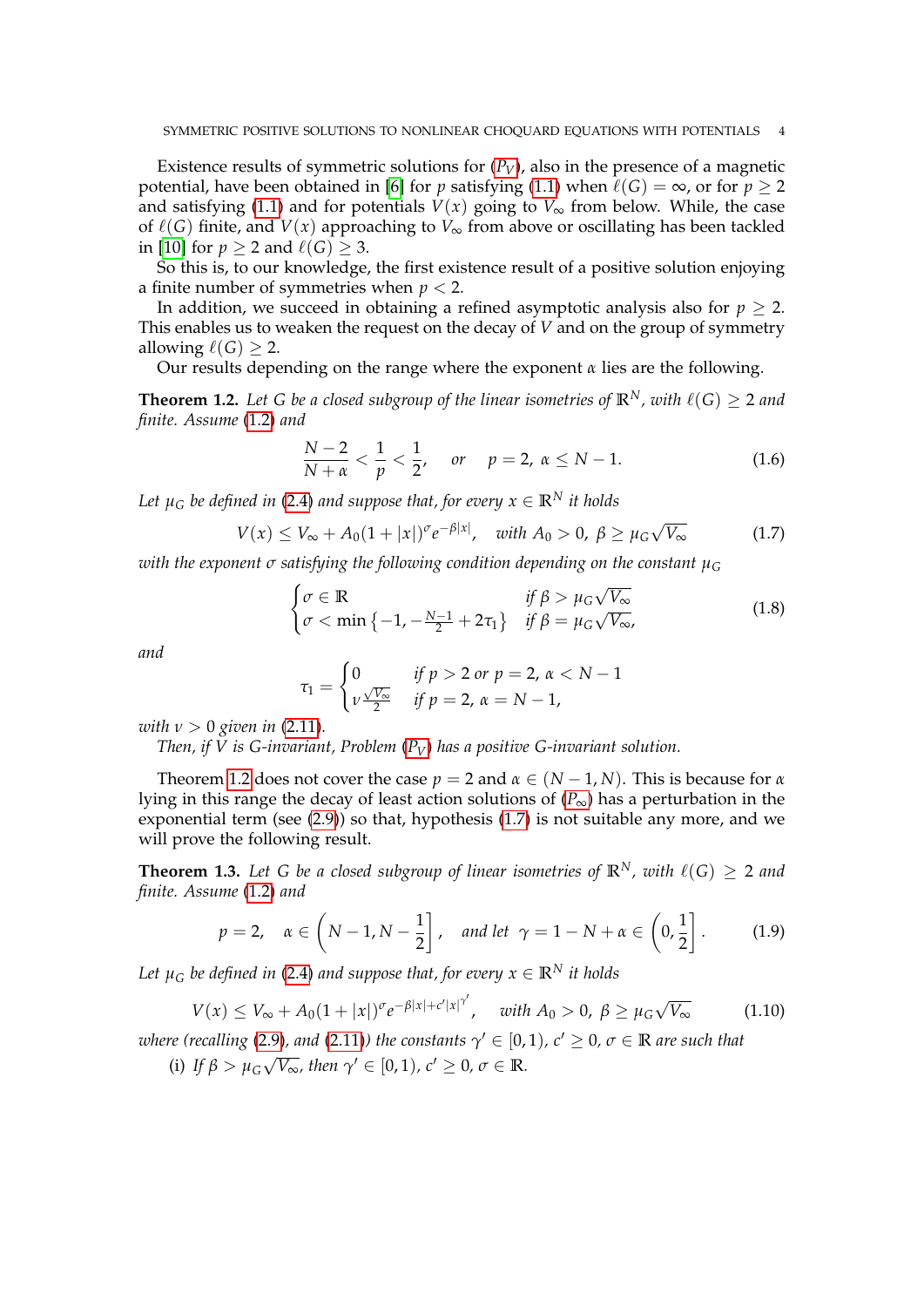Existence results of symmetric solutions for ($P_V$), also in the presence of a magnetic potential, have been obtained in [6] for $p$ satisfying (1.1) when $\ell(G) = \infty$, or for $p \geq 2$ and satisfying (1.1) and for potentials $V(x)$ going to $V_\infty$ from below. While, the case of $\ell(G)$ finite, and $V(x)$ approaching to $V_\infty$ from above or oscillating has been tackled in [10] for $p \geq 2$ and $\ell(G) \geq 3$.

So this is, to our knowledge, the first existence result of a positive solution enjoying a finite number of symmetries when $p < 2$.

In addition, we succeed in obtaining a refined asymptotic analysis also for $p \geq 2$. This enables us to weaken the request on the decay of $V$ and on the group of symmetry allowing $\ell(G) \geq 2$.

Our results depending on the range where the exponent $\alpha$ lies are the following.

**Theorem 1.2.** *Let $G$ be a closed subgroup of the linear isometries of $\mathbb{R}^N$, with $\ell(G) \geq 2$ and finite. Assume (1.2) and*

$$\frac{N-2}{N+\alpha} < \frac{1}{p} < \frac{1}{2}, \quad \text{or} \quad p = 2,\ \alpha \leq N-1. \tag{1.6}$$

*Let $\mu_G$ be defined in (2.4) and suppose that, for every $x \in \mathbb{R}^N$ it holds*

$$V(x) \leq V_\infty + A_0(1+|x|)^\sigma e^{-\beta|x|}, \quad \text{with } A_0 > 0,\ \beta \geq \mu_G\sqrt{V_\infty} \tag{1.7}$$

*with the exponent $\sigma$ satisfying the following condition depending on the constant $\mu_G$*

$$\begin{cases} \sigma \in \mathbb{R} & \text{if } \beta > \mu_G\sqrt{V_\infty} \\ \sigma < \min\left\{-1, -\frac{N-1}{2} + 2\tau_1\right\} & \text{if } \beta = \mu_G\sqrt{V_\infty}, \end{cases} \tag{1.8}$$

*and*

$$\tau_1 = \begin{cases} 0 & \text{if } p > 2 \text{ or } p = 2,\ \alpha < N-1 \\ \nu\frac{\sqrt{V_\infty}}{2} & \text{if } p = 2,\ \alpha = N-1, \end{cases}$$

*with $\nu > 0$ given in (2.11).*

*Then, if $V$ is $G$-invariant, Problem ($P_V$) has a positive $G$-invariant solution.*

Theorem 1.2 does not cover the case $p = 2$ and $\alpha \in (N-1, N)$. This is because for $\alpha$ lying in this range the decay of least action solutions of ($P_\infty$) has a perturbation in the exponential term (see (2.9)) so that, hypothesis (1.7) is not suitable any more, and we will prove the following result.

**Theorem 1.3.** *Let $G$ be a closed subgroup of linear isometries of $\mathbb{R}^N$, with $\ell(G) \geq 2$ and finite. Assume (1.2) and*

$$p = 2, \quad \alpha \in \left(N-1, N-\frac{1}{2}\right], \quad \text{and let } \gamma = 1 - N + \alpha \in \left(0, \frac{1}{2}\right]. \tag{1.9}$$

*Let $\mu_G$ be defined in (2.4) and suppose that, for every $x \in \mathbb{R}^N$ it holds*

$$V(x) \leq V_\infty + A_0(1+|x|)^\sigma e^{-\beta|x| + c'|x|^{\gamma'}}, \quad \text{with } A_0 > 0,\ \beta \geq \mu_G\sqrt{V_\infty} \tag{1.10}$$

*where (recalling (2.9), and (2.11)) the constants $\gamma' \in [0,1)$, $c' \geq 0$, $\sigma \in \mathbb{R}$ are such that*

(i) *If $\beta > \mu_G\sqrt{V_\infty}$, then $\gamma' \in [0,1)$, $c' \geq 0$, $\sigma \in \mathbb{R}$.*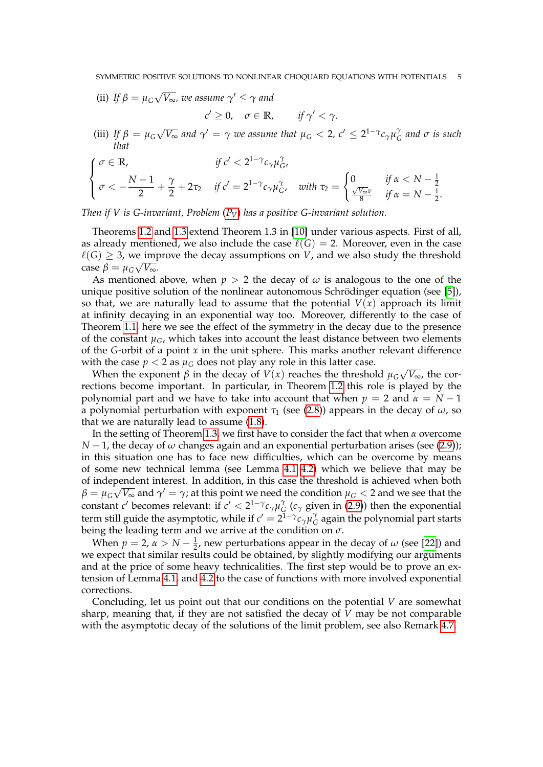(ii) *If* $\beta = \mu_G\sqrt{V_\infty}$*, we assume* $\gamma' \le \gamma$ *and*

$$c' \ge 0, \quad \sigma \in \mathbb{R}, \qquad \text{if } \gamma' < \gamma.$$

(iii) *If* $\beta = \mu_G\sqrt{V_\infty}$ *and* $\gamma' = \gamma$ *we assume that* $\mu_G < 2$*,* $c' \le 2^{1-\gamma}c_\gamma\mu_G^\gamma$ *and* $\sigma$ *is such that*

$$\begin{cases} \sigma \in \mathbb{R}, & \text{if } c' < 2^{1-\gamma}c_\gamma\mu_G^\gamma, \\ \sigma < -\dfrac{N-1}{2} + \dfrac{\gamma}{2} + 2\tau_2 & \text{if } c' = 2^{1-\gamma}c_\gamma\mu_G^\gamma, \quad \text{with } \tau_2 = \begin{cases} 0 & \text{if } \alpha < N - \frac{1}{2} \\ \frac{\sqrt{V_\infty}\nu}{8} & \text{if } \alpha = N - \frac{1}{2}. \end{cases} \end{cases}$$

*Then if* $V$ *is* $G$*-invariant, Problem* ($P_V$) *has a positive* $G$*-invariant solution.*

Theorems 1.2 and 1.3 extend Theorem 1.3 in [10] under various aspects. First of all, as already mentioned, we also include the case $\ell(G) = 2$. Moreover, even in the case $\ell(G) \ge 3$, we improve the decay assumptions on $V$, and we also study the threshold case $\beta = \mu_G\sqrt{V_\infty}$.

As mentioned above, when $p > 2$ the decay of $\omega$ is analogous to the one of the unique positive solution of the nonlinear autonomous Schrödinger equation (see [5]), so that, we are naturally lead to assume that the potential $V(x)$ approach its limit at infinity decaying in an exponential way too. Moreover, differently to the case of Theorem 1.1, here we see the effect of the symmetry in the decay due to the presence of the constant $\mu_G$, which takes into account the least distance between two elements of the $G$-orbit of a point $x$ in the unit sphere. This marks another relevant difference with the case $p < 2$ as $\mu_G$ does not play any role in this latter case.

When the exponent $\beta$ in the decay of $V(x)$ reaches the threshold $\mu_G\sqrt{V_\infty}$, the corrections become important. In particular, in Theorem 1.2 this role is played by the polynomial part and we have to take into account that when $p = 2$ and $\alpha = N - 1$ a polynomial perturbation with exponent $\tau_1$ (see (2.8)) appears in the decay of $\omega$, so that we are naturally lead to assume (1.8).

In the setting of Theorem 1.3, we first have to consider the fact that when $\alpha$ overcome $N - 1$, the decay of $\omega$ changes again and an exponential perturbation arises (see (2.9)); in this situation one has to face new difficulties, which can be overcome by means of some new technical lemma (see Lemma 4.1 4.2) which we believe that may be of independent interest. In addition, in this case the threshold is achieved when both $\beta = \mu_G\sqrt{V_\infty}$ and $\gamma' = \gamma$; at this point we need the condition $\mu_G < 2$ and we see that the constant $c'$ becomes relevant: if $c' < 2^{1-\gamma}c_\gamma\mu_G^\gamma$ ($c_\gamma$ given in (2.9)) then the exponential term still guide the asymptotic, while if $c' = 2^{1-\gamma}c_\gamma\mu_G^\gamma$ again the polynomial part starts being the leading term and we arrive at the condition on $\sigma$.

When $p = 2$, $\alpha > N - \frac{1}{2}$, new perturbations appear in the decay of $\omega$ (see [22]) and we expect that similar results could be obtained, by slightly modifying our arguments and at the price of some heavy technicalities. The first step would be to prove an extension of Lemma 4.1, and 4.2 to the case of functions with more involved exponential corrections.

Concluding, let us point out that our conditions on the potential $V$ are somewhat sharp, meaning that, if they are not satisfied the decay of $V$ may be not comparable with the asymptotic decay of the solutions of the limit problem, see also Remark 4.7.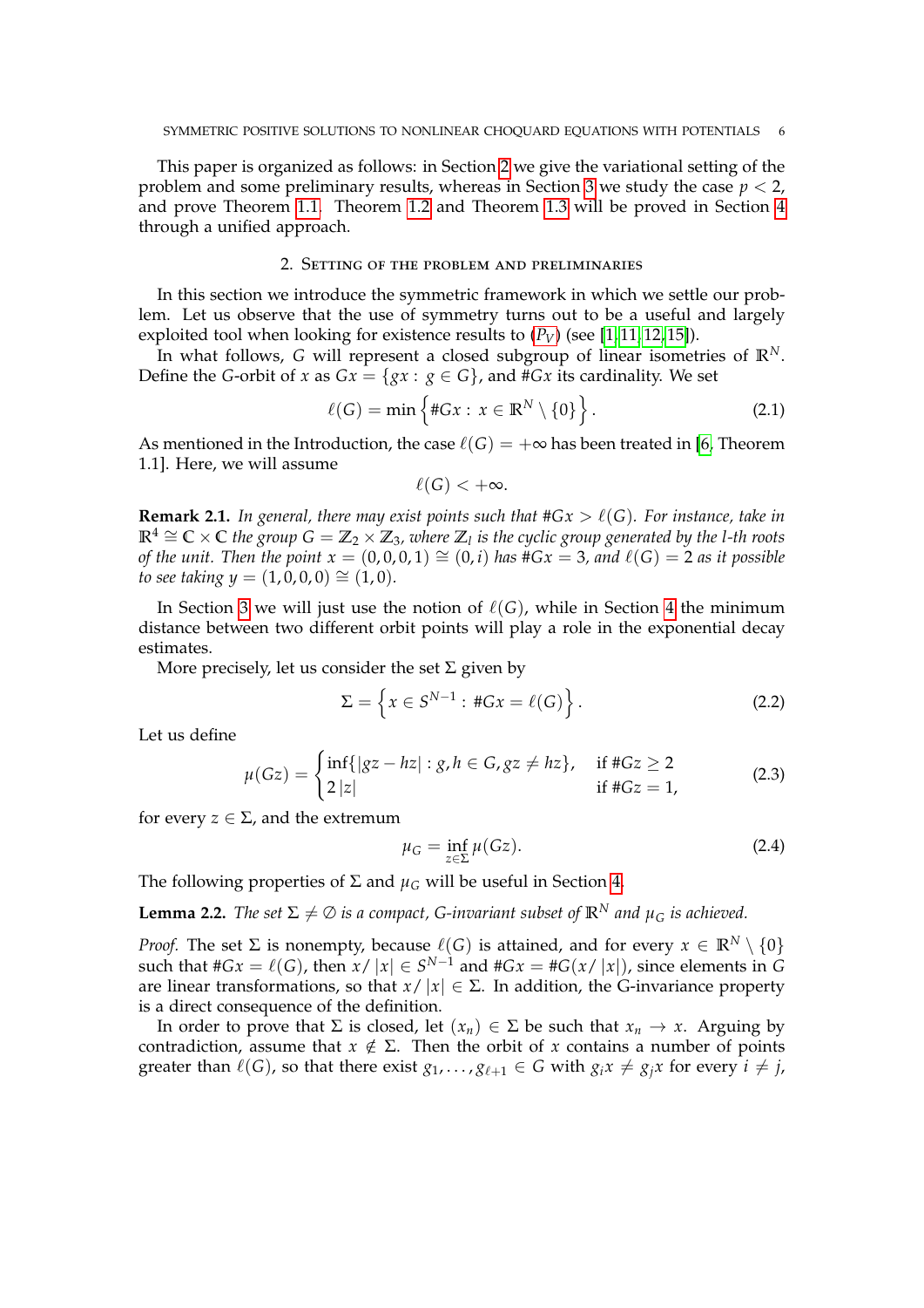This paper is organized as follows: in Section 2 we give the variational setting of the problem and some preliminary results, whereas in Section 3 we study the case $p < 2$, and prove Theorem 1.1. Theorem 1.2 and Theorem 1.3 will be proved in Section 4 through a unified approach.

## 2. Setting of the problem and preliminaries

In this section we introduce the symmetric framework in which we settle our problem. Let us observe that the use of symmetry turns out to be a useful and largely exploited tool when looking for existence results to ($P_V$) (see [1, 11, 12, 15]).

In what follows, $G$ will represent a closed subgroup of linear isometries of $\mathbb{R}^N$. Define the $G$-orbit of $x$ as $Gx = \{gx : g \in G\}$, and $\#Gx$ its cardinality. We set

$$\ell(G) = \min\left\{\#Gx : x \in \mathbb{R}^N \setminus \{0\}\right\}. \tag{2.1}$$

As mentioned in the Introduction, the case $\ell(G) = +\infty$ has been treated in [6, Theorem 1.1]. Here, we will assume

$$\ell(G) < +\infty.$$

**Remark 2.1.** *In general, there may exist points such that $\#Gx > \ell(G)$. For instance, take in $\mathbb{R}^4 \cong \mathbb{C} \times \mathbb{C}$ the group $G = \mathbb{Z}_2 \times \mathbb{Z}_3$, where $\mathbb{Z}_l$ is the cyclic group generated by the $l$-th roots of the unit. Then the point $x = (0,0,0,1) \cong (0,i)$ has $\#Gx = 3$, and $\ell(G) = 2$ as it possible to see taking $y = (1,0,0,0) \cong (1,0)$.*

In Section 3 we will just use the notion of $\ell(G)$, while in Section 4 the minimum distance between two different orbit points will play a role in the exponential decay estimates.

More precisely, let us consider the set $\Sigma$ given by

$$\Sigma = \left\{x \in S^{N-1} : \#Gx = \ell(G)\right\}. \tag{2.2}$$

Let us define

$$\mu(Gz) = \begin{cases} \inf\{|gz - hz| : g, h \in G, gz \neq hz\}, & \text{if } \#Gz \geq 2 \\ 2\,|z| & \text{if } \#Gz = 1, \end{cases} \tag{2.3}$$

for every $z \in \Sigma$, and the extremum

$$\mu_G = \inf_{z \in \Sigma} \mu(Gz). \tag{2.4}$$

The following properties of $\Sigma$ and $\mu_G$ will be useful in Section 4.

**Lemma 2.2.** *The set $\Sigma \neq \emptyset$ is a compact, $G$-invariant subset of $\mathbb{R}^N$ and $\mu_G$ is achieved.*

*Proof.* The set $\Sigma$ is nonempty, because $\ell(G)$ is attained, and for every $x \in \mathbb{R}^N \setminus \{0\}$ such that $\#Gx = \ell(G)$, then $x/|x| \in S^{N-1}$ and $\#Gx = \#G(x/|x|)$, since elements in $G$ are linear transformations, so that $x/|x| \in \Sigma$. In addition, the G-invariance property is a direct consequence of the definition.

In order to prove that $\Sigma$ is closed, let $(x_n) \in \Sigma$ be such that $x_n \to x$. Arguing by contradiction, assume that $x \notin \Sigma$. Then the orbit of $x$ contains a number of points greater than $\ell(G)$, so that there exist $g_1, \ldots, g_{\ell+1} \in G$ with $g_i x \neq g_j x$ for every $i \neq j$,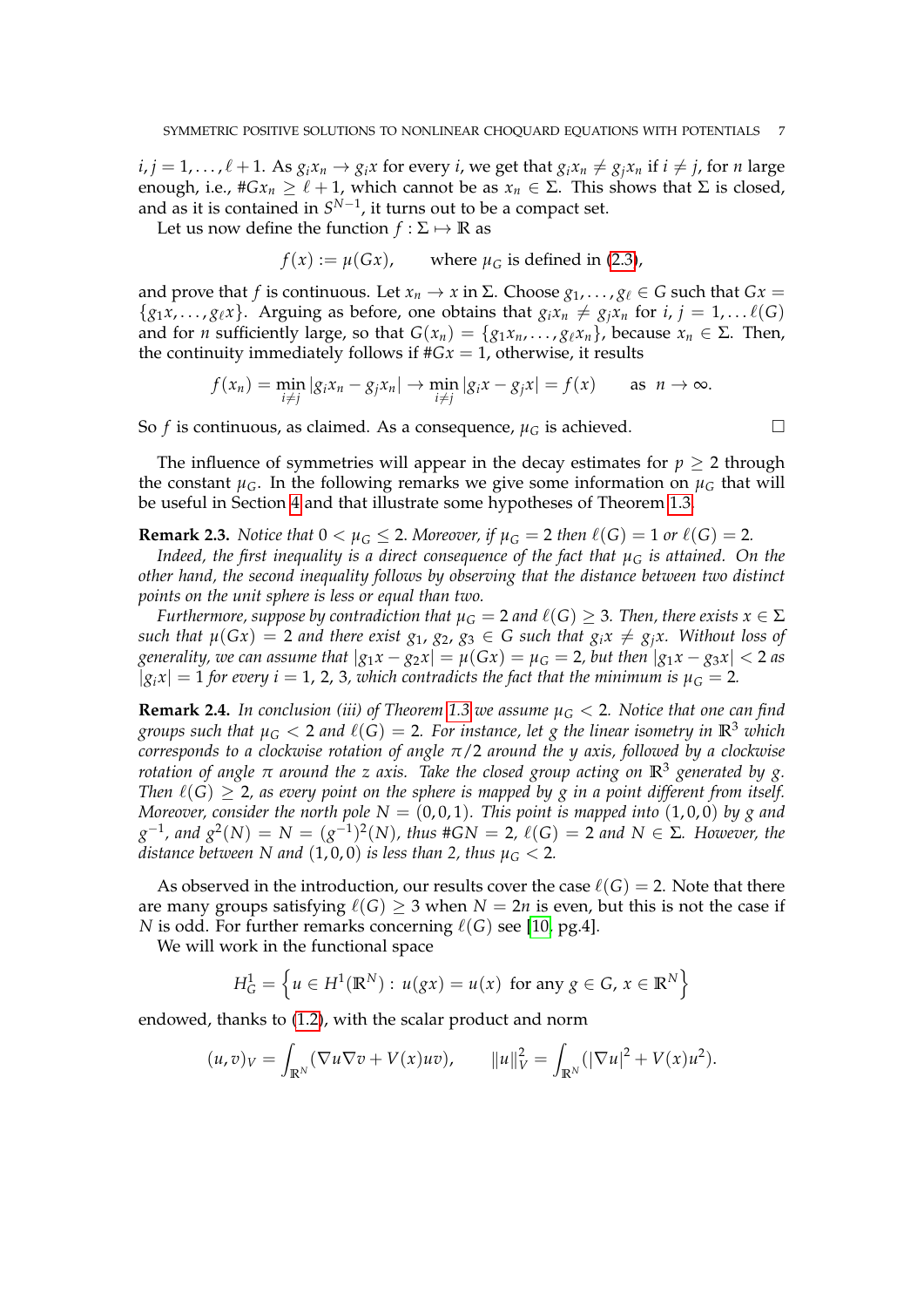$i, j = 1, \dots, \ell + 1$. As $g_i x_n \to g_i x$ for every $i$, we get that $g_i x_n \neq g_j x_n$ if $i \neq j$, for $n$ large enough, i.e., $\#Gx_n \geq \ell + 1$, which cannot be as $x_n \in \Sigma$. This shows that $\Sigma$ is closed, and as it is contained in $S^{N-1}$, it turns out to be a compact set.

Let us now define the function $f : \Sigma \mapsto \mathbb{R}$ as

$$f(x) := \mu(Gx), \qquad \text{where } \mu_G \text{ is defined in (2.3)},$$

and prove that $f$ is continuous. Let $x_n \to x$ in $\Sigma$. Choose $g_1, \dots, g_\ell \in G$ such that $Gx = \{g_1 x, \dots, g_\ell x\}$. Arguing as before, one obtains that $g_i x_n \neq g_j x_n$ for $i, j = 1, \dots \ell(G)$ and for $n$ sufficiently large, so that $G(x_n) = \{g_1 x_n, \dots, g_\ell x_n\}$, because $x_n \in \Sigma$. Then, the continuity immediately follows if $\#Gx = 1$, otherwise, it results

$$f(x_n) = \min_{i \neq j} |g_i x_n - g_j x_n| \to \min_{i \neq j} |g_i x - g_j x| = f(x) \qquad \text{as } n \to \infty.$$

So $f$ is continuous, as claimed. As a consequence, $\mu_G$ is achieved. □

The influence of symmetries will appear in the decay estimates for $p \geq 2$ through the constant $\mu_G$. In the following remarks we give some information on $\mu_G$ that will be useful in Section 4 and that illustrate some hypotheses of Theorem 1.3.

**Remark 2.3.** *Notice that $0 < \mu_G \leq 2$. Moreover, if $\mu_G = 2$ then $\ell(G) = 1$ or $\ell(G) = 2$.*

*Indeed, the first inequality is a direct consequence of the fact that $\mu_G$ is attained. On the other hand, the second inequality follows by observing that the distance between two distinct points on the unit sphere is less or equal than two.*

*Furthermore, suppose by contradiction that $\mu_G = 2$ and $\ell(G) \geq 3$. Then, there exists $x \in \Sigma$ such that $\mu(Gx) = 2$ and there exist $g_1, g_2, g_3 \in G$ such that $g_i x \neq g_j x$. Without loss of generality, we can assume that $|g_1 x - g_2 x| = \mu(Gx) = \mu_G = 2$, but then $|g_1 x - g_3 x| < 2$ as $|g_i x| = 1$ for every $i = 1, 2, 3$, which contradicts the fact that the minimum is $\mu_G = 2$.*

**Remark 2.4.** *In conclusion (iii) of Theorem 1.3 we assume $\mu_G < 2$. Notice that one can find groups such that $\mu_G < 2$ and $\ell(G) = 2$. For instance, let $g$ the linear isometry in $\mathbb{R}^3$ which corresponds to a clockwise rotation of angle $\pi/2$ around the $y$ axis, followed by a clockwise rotation of angle $\pi$ around the $z$ axis. Take the closed group acting on $\mathbb{R}^3$ generated by $g$. Then $\ell(G) \geq 2$, as every point on the sphere is mapped by $g$ in a point different from itself. Moreover, consider the north pole $N = (0, 0, 1)$. This point is mapped into $(1, 0, 0)$ by $g$ and $g^{-1}$, and $g^2(N) = N = (g^{-1})^2(N)$, thus $\#GN = 2$, $\ell(G) = 2$ and $N \in \Sigma$. However, the distance between $N$ and $(1, 0, 0)$ is less than 2, thus $\mu_G < 2$.*

As observed in the introduction, our results cover the case $\ell(G) = 2$. Note that there are many groups satisfying $\ell(G) \geq 3$ when $N = 2n$ is even, but this is not the case if $N$ is odd. For further remarks concerning $\ell(G)$ see [10, pg.4].

We will work in the functional space

$$H^1_G = \left\{ u \in H^1(\mathbb{R}^N) : u(gx) = u(x) \text{ for any } g \in G, \, x \in \mathbb{R}^N \right\}$$

endowed, thanks to (1.2), with the scalar product and norm

$$(u, v)_V = \int_{\mathbb{R}^N} (\nabla u \nabla v + V(x) uv), \qquad \|u\|_V^2 = \int_{\mathbb{R}^N} (|\nabla u|^2 + V(x) u^2).$$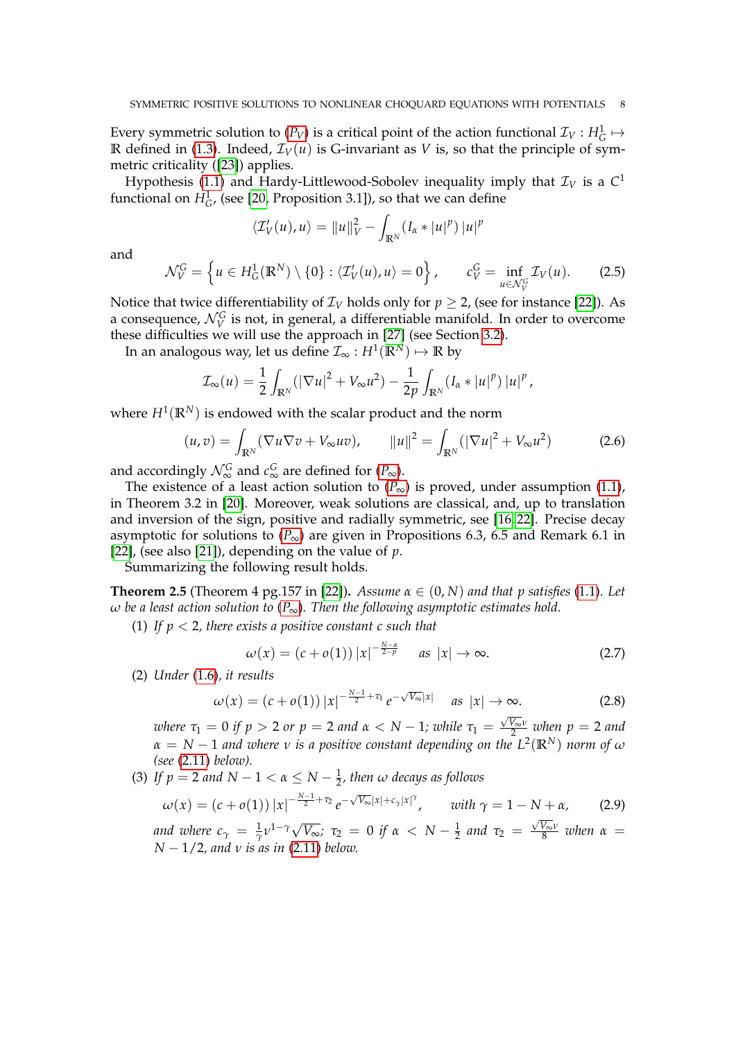Every symmetric solution to ($P_V$) is a critical point of the action functional $\mathcal{I}_V : H^1_G \mapsto \mathbb{R}$ defined in (1.3). Indeed, $\mathcal{I}_V(u)$ is G-invariant as $V$ is, so that the principle of symmetric criticality ([23]) applies.

Hypothesis (1.1) and Hardy-Littlewood-Sobolev inequality imply that $\mathcal{I}_V$ is a $C^1$ functional on $H^1_G$, (see [20, Proposition 3.1]), so that we can define

$$\langle \mathcal{I}_V'(u), u\rangle = \|u\|_V^2 - \int_{\mathbb{R}^N} (I_\alpha * |u|^p)\, |u|^p$$

and

$$\mathcal{N}_V^G = \left\{ u \in H^1_G(\mathbb{R}^N) \setminus \{0\} : \langle \mathcal{I}_V'(u), u\rangle = 0 \right\}, \qquad c_V^G = \inf_{u\in\mathcal{N}_V^G} \mathcal{I}_V(u). \tag{2.5}$$

Notice that twice differentiability of $\mathcal{I}_V$ holds only for $p \geq 2$, (see for instance [22]). As a consequence, $\mathcal{N}_V^G$ is not, in general, a differentiable manifold. In order to overcome these difficulties we will use the approach in [27] (see Section 3.2).

In an analogous way, let us define $\mathcal{I}_\infty : H^1(\mathbb{R}^N) \mapsto \mathbb{R}$ by

$$\mathcal{I}_\infty(u) = \frac{1}{2}\int_{\mathbb{R}^N} (|\nabla u|^2 + V_\infty u^2) - \frac{1}{2p}\int_{\mathbb{R}^N} (I_\alpha * |u|^p)\, |u|^p,$$

where $H^1(\mathbb{R}^N)$ is endowed with the scalar product and the norm

$$(u, v) = \int_{\mathbb{R}^N} (\nabla u \nabla v + V_\infty uv), \qquad \|u\|^2 = \int_{\mathbb{R}^N} (|\nabla u|^2 + V_\infty u^2) \tag{2.6}$$

and accordingly $\mathcal{N}_\infty^G$ and $c_\infty^G$ are defined for ($P_\infty$).

The existence of a least action solution to ($P_\infty$) is proved, under assumption (1.1), in Theorem 3.2 in [20]. Moreover, weak solutions are classical, and, up to translation and inversion of the sign, positive and radially symmetric, see [16, 22]. Precise decay asymptotic for solutions to ($P_\infty$) are given in Propositions 6.3, 6.5 and Remark 6.1 in [22], (see also [21]), depending on the value of $p$.

Summarizing the following result holds.

**Theorem 2.5** (Theorem 4 pg.157 in [22])**.** *Assume $\alpha \in (0, N)$ and that $p$ satisfies (1.1). Let $\omega$ be a least action solution to ($P_\infty$). Then the following asymptotic estimates hold.*

(1) *If $p < 2$, there exists a positive constant $c$ such that*

$$\omega(x) = (c + o(1))\, |x|^{-\frac{N-\alpha}{2-p}} \qquad \text{as } |x| \to \infty. \tag{2.7}$$

(2) *Under (1.6), it results*

$$\omega(x) = (c + o(1))\, |x|^{-\frac{N-1}{2}+\tau_1}\, e^{-\sqrt{V_\infty}|x|} \qquad \text{as } |x| \to \infty. \tag{2.8}$$

*where $\tau_1 = 0$ if $p > 2$ or $p = 2$ and $\alpha < N-1$; while $\tau_1 = \frac{\sqrt{V_\infty}\nu}{2}$ when $p = 2$ and $\alpha = N-1$ and where $\nu$ is a positive constant depending on the $L^2(\mathbb{R}^N)$ norm of $\omega$ (see (2.11) below).*

(3) *If $p = 2$ and $N - 1 < \alpha \leq N - \frac{1}{2}$, then $\omega$ decays as follows*

$$\omega(x) = (c + o(1))\, |x|^{-\frac{N-1}{2}+\tau_2}\, e^{-\sqrt{V_\infty}|x| + c_\gamma |x|^\gamma}, \qquad \text{with } \gamma = 1 - N + \alpha, \tag{2.9}$$

*and where $c_\gamma = \frac{1}{\gamma}\nu^{1-\gamma}\sqrt{V_\infty}$; $\tau_2 = 0$ if $\alpha < N - \frac{1}{2}$ and $\tau_2 = \frac{\sqrt{V_\infty}\nu}{8}$ when $\alpha = N - 1/2$, and $\nu$ is as in (2.11) below.*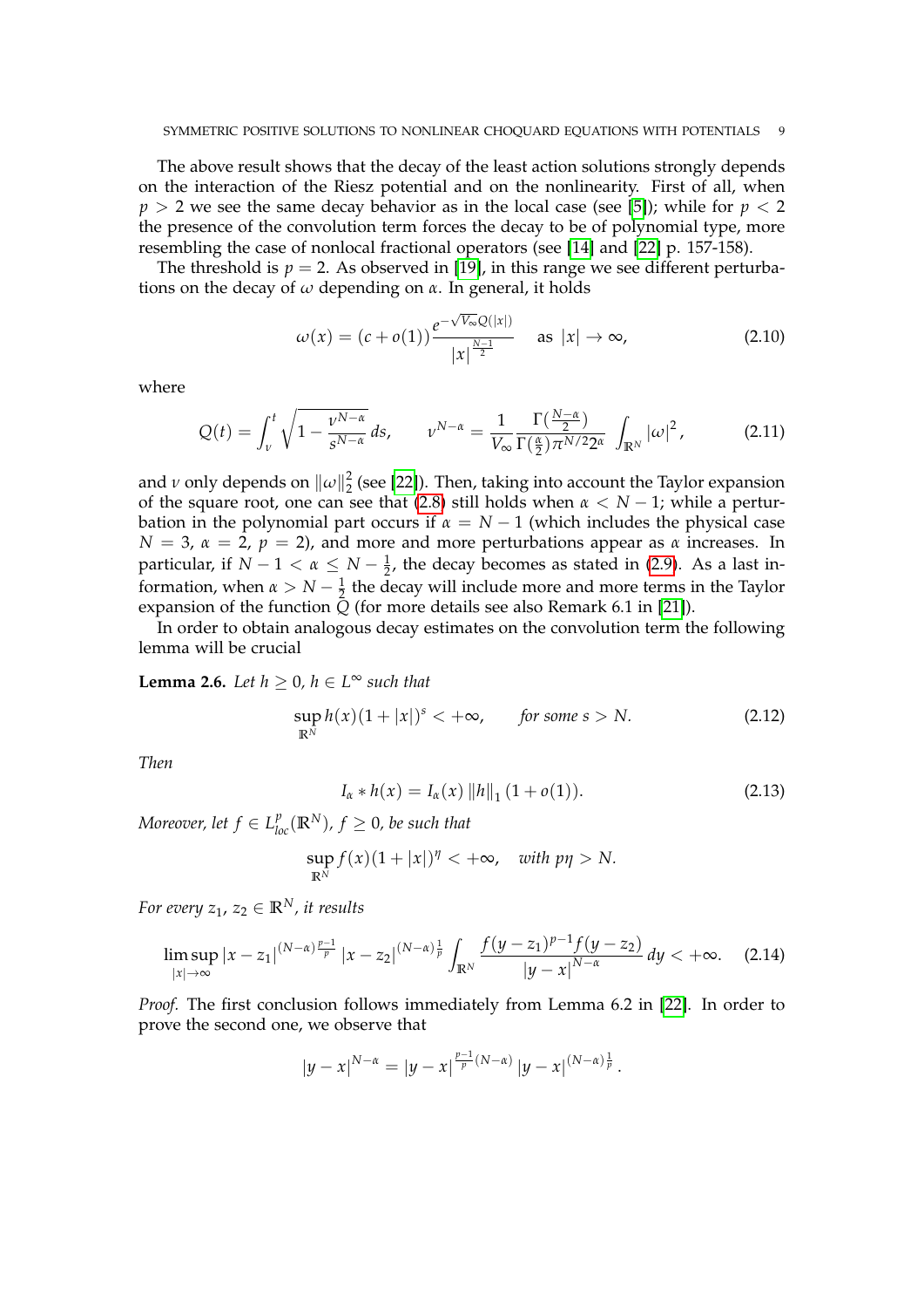The above result shows that the decay of the least action solutions strongly depends on the interaction of the Riesz potential and on the nonlinearity. First of all, when $p > 2$ we see the same decay behavior as in the local case (see [5]); while for $p < 2$ the presence of the convolution term forces the decay to be of polynomial type, more resembling the case of nonlocal fractional operators (see [14] and [22] p. 157-158).

The threshold is $p = 2$. As observed in [19], in this range we see different perturbations on the decay of $\omega$ depending on $\alpha$. In general, it holds

$$\omega(x) = (c + o(1)) \frac{e^{-\sqrt{V_\infty} Q(|x|)}}{|x|^{\frac{N-1}{2}}} \quad \text{as } |x| \to \infty, \tag{2.10}$$

where

$$Q(t) = \int_\nu^t \sqrt{1 - \frac{\nu^{N-\alpha}}{s^{N-\alpha}}}\, ds, \qquad \nu^{N-\alpha} = \frac{1}{V_\infty} \frac{\Gamma(\frac{N-\alpha}{2})}{\Gamma(\frac{\alpha}{2}) \pi^{N/2} 2^\alpha} \int_{\mathbb{R}^N} |\omega|^2, \tag{2.11}$$

and $\nu$ only depends on $\|\omega\|_2^2$ (see [22]). Then, taking into account the Taylor expansion of the square root, one can see that (2.8) still holds when $\alpha < N-1$; while a perturbation in the polynomial part occurs if $\alpha = N-1$ (which includes the physical case $N = 3$, $\alpha = 2$, $p = 2$), and more and more perturbations appear as $\alpha$ increases. In particular, if $N - 1 < \alpha \leq N - \frac{1}{2}$, the decay becomes as stated in (2.9). As a last information, when $\alpha > N - \frac{1}{2}$ the decay will include more and more terms in the Taylor expansion of the function $Q$ (for more details see also Remark 6.1 in [21]).

In order to obtain analogous decay estimates on the convolution term the following lemma will be crucial

**Lemma 2.6.** *Let $h \geq 0$, $h \in L^\infty$ such that*

$$\sup_{\mathbb{R}^N} h(x)(1 + |x|)^s < +\infty, \qquad \textit{for some } s > N. \tag{2.12}$$

*Then*

$$I_\alpha * h(x) = I_\alpha(x)\, \|h\|_1 \,(1 + o(1)). \tag{2.13}$$

*Moreover, let $f \in L^p_{loc}(\mathbb{R}^N)$, $f \geq 0$, be such that*

$$\sup_{\mathbb{R}^N} f(x)(1 + |x|)^\eta < +\infty, \quad \textit{with } p\eta > N.$$

*For every $z_1, z_2 \in \mathbb{R}^N$, it results*

$$\limsup_{|x| \to \infty} |x - z_1|^{(N-\alpha)\frac{p-1}{p}} |x - z_2|^{(N-\alpha)\frac{1}{p}} \int_{\mathbb{R}^N} \frac{f(y - z_1)^{p-1} f(y - z_2)}{|y - x|^{N-\alpha}}\, dy < +\infty. \tag{2.14}$$

*Proof.* The first conclusion follows immediately from Lemma 6.2 in [22]. In order to prove the second one, we observe that

$$|y - x|^{N-\alpha} = |y - x|^{\frac{p-1}{p}(N-\alpha)} |y - x|^{(N-\alpha)\frac{1}{p}}.$$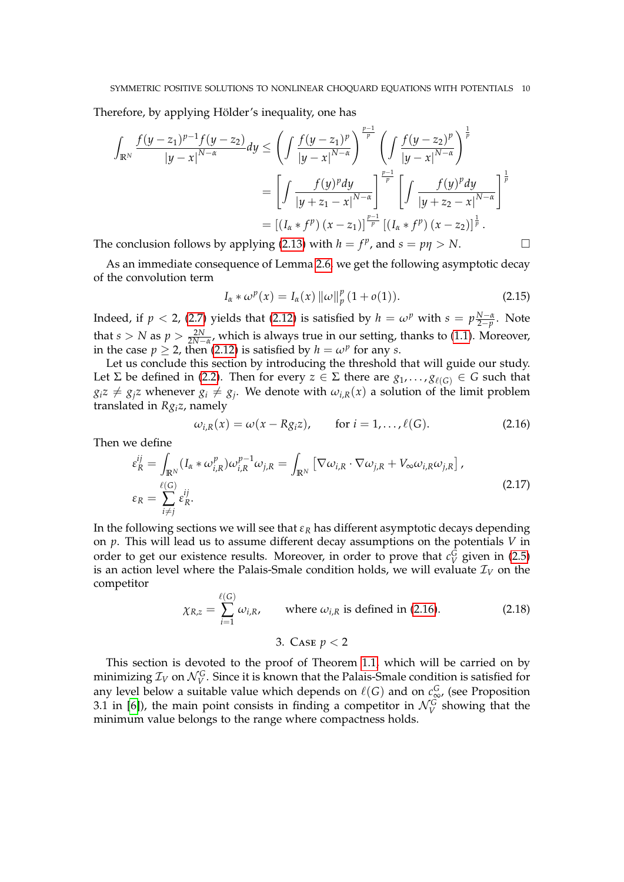Therefore, by applying Hölder's inequality, one has

$$
\begin{aligned}
\int_{\mathbb{R}^N} \frac{f(y-z_1)^{p-1} f(y-z_2)}{|y-x|^{N-\alpha}} dy &\leq \left( \int \frac{f(y-z_1)^p}{|y-x|^{N-\alpha}} \right)^{\frac{p-1}{p}} \left( \int \frac{f(y-z_2)^p}{|y-x|^{N-\alpha}} \right)^{\frac{1}{p}} \\
&= \left[ \int \frac{f(y)^p dy}{|y+z_1-x|^{N-\alpha}} \right]^{\frac{p-1}{p}} \left[ \int \frac{f(y)^p dy}{|y+z_2-x|^{N-\alpha}} \right]^{\frac{1}{p}} \\
&= \left[ (I_\alpha * f^p)(x-z_1) \right]^{\frac{p-1}{p}} \left[ (I_\alpha * f^p)(x-z_2) \right]^{\frac{1}{p}}.
\end{aligned}
$$

The conclusion follows by applying (2.13) with $h = f^p$, and $s = p\eta > N$. $\square$

As an immediate consequence of Lemma 2.6, we get the following asymptotic decay of the convolution term

$$
I_\alpha * \omega^p(x) = I_\alpha(x) \, \|\omega\|_p^p \, (1 + o(1)). \tag{2.15}
$$

Indeed, if $p < 2$, (2.7) yields that (2.12) is satisfied by $h = \omega^p$ with $s = p\frac{N-\alpha}{2-p}$. Note that $s > N$ as $p > \frac{2N}{2N-\alpha}$, which is always true in our setting, thanks to (1.1). Moreover, in the case $p \geq 2$, then (2.12) is satisfied by $h = \omega^p$ for any $s$.

Let us conclude this section by introducing the threshold that will guide our study. Let $\Sigma$ be defined in (2.2). Then for every $z \in \Sigma$ there are $g_1, \ldots, g_{\ell(G)} \in G$ such that $g_i z \neq g_j z$ whenever $g_i \neq g_j$. We denote with $\omega_{i,R}(x)$ a solution of the limit problem translated in $R g_i z$, namely

$$
\omega_{i,R}(x) = \omega(x - R g_i z), \qquad \text{for } i = 1, \ldots, \ell(G). \tag{2.16}
$$

Then we define

$$
\begin{aligned}
\varepsilon_R^{ij} &= \int_{\mathbb{R}^N} (I_\alpha * \omega_{i,R}^p) \omega_{i,R}^{p-1} \omega_{j,R} = \int_{\mathbb{R}^N} \left[ \nabla \omega_{i,R} \cdot \nabla \omega_{j,R} + V_\infty \omega_{i,R} \omega_{j,R} \right], \\
\varepsilon_R &= \sum_{i \neq j}^{\ell(G)} \varepsilon_R^{ij}.
\end{aligned} \tag{2.17}
$$

In the following sections we will see that $\varepsilon_R$ has different asymptotic decays depending on $p$. This will lead us to assume different decay assumptions on the potentials $V$ in order to get our existence results. Moreover, in order to prove that $c_V^G$ given in (2.5) is an action level where the Palais-Smale condition holds, we will evaluate $\mathcal{I}_V$ on the competitor

$$
\chi_{R,z} = \sum_{i=1}^{\ell(G)} \omega_{i,R}, \qquad \text{where } \omega_{i,R} \text{ is defined in (2.16)}. \tag{2.18}
$$

## 3. Case $p < 2$

This section is devoted to the proof of Theorem 1.1 which will be carried on by minimizing $\mathcal{I}_V$ on $\mathcal{N}_V^G$. Since it is known that the Palais-Smale condition is satisfied for any level below a suitable value which depends on $\ell(G)$ and on $c_\infty^G$, (see Proposition 3.1 in [6]), the main point consists in finding a competitor in $\mathcal{N}_V^G$ showing that the minimum value belongs to the range where compactness holds.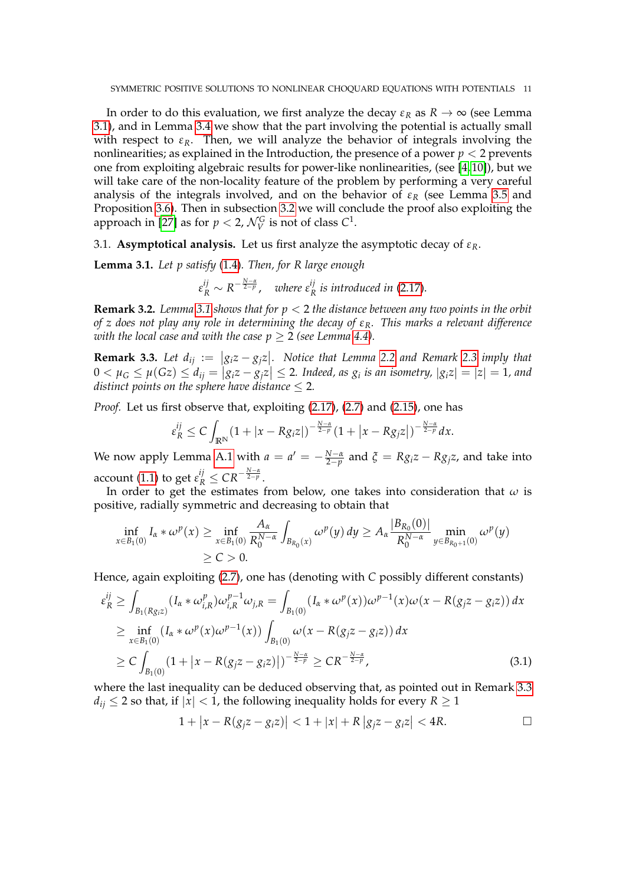In order to do this evaluation, we first analyze the decay $\varepsilon_R$ as $R \to \infty$ (see Lemma 3.1), and in Lemma 3.4 we show that the part involving the potential is actually small with respect to $\varepsilon_R$. Then, we will analyze the behavior of integrals involving the nonlinearities; as explained in the Introduction, the presence of a power $p < 2$ prevents one from exploiting algebraic results for power-like nonlinearities, (see [4, 10]), but we will take care of the non-locality feature of the problem by performing a very careful analysis of the integrals involved, and on the behavior of $\varepsilon_R$ (see Lemma 3.5 and Proposition 3.6). Then in subsection 3.2 we will conclude the proof also exploiting the approach in [27] as for $p < 2$, $\mathcal{N}_V^G$ is not of class $C^1$.

## 3.1. **Asymptotical analysis.**

Let us first analyze the asymptotic decay of $\varepsilon_R$.

**Lemma 3.1.** *Let $p$ satisfy (1.4). Then, for $R$ large enough*

$$\varepsilon_R^{ij} \sim R^{-\frac{N-\alpha}{2-p}}, \quad \text{where } \varepsilon_R^{ij} \text{ is introduced in (2.17).}$$

**Remark 3.2.** *Lemma 3.1 shows that for $p < 2$ the distance between any two points in the orbit of $z$ does not play any role in determining the decay of $\varepsilon_R$. This marks a relevant difference with the local case and with the case $p \geq 2$ (see Lemma 4.4).*

**Remark 3.3.** *Let $d_{ij} := |g_i z - g_j z|$. Notice that Lemma 2.2 and Remark 2.3 imply that $0 < \mu_G \leq \mu(Gz) \leq d_{ij} = |g_i z - g_j z| \leq 2$. Indeed, as $g_i$ is an isometry, $|g_i z| = |z| = 1$, and distinct points on the sphere have distance $\leq 2$.*

*Proof.* Let us first observe that, exploiting (2.17), (2.7) and (2.15), one has

$$\varepsilon_R^{ij} \leq C \int_{\mathbb{R}^N} (1 + |x - Rg_i z|)^{-\frac{N-\alpha}{2-p}} (1 + |x - Rg_j z|)^{-\frac{N-\alpha}{2-p}} dx.$$

We now apply Lemma A.1 with $a = a' = -\frac{N-\alpha}{2-p}$ and $\xi = Rg_i z - Rg_j z$, and take into account (1.1) to get $\varepsilon_R^{ij} \leq CR^{-\frac{N-\alpha}{2-p}}$.

In order to get the estimates from below, one takes into consideration that $\omega$ is positive, radially symmetric and decreasing to obtain that

$$\begin{aligned}
\inf_{x \in B_1(0)} I_\alpha * \omega^p(x) &\geq \inf_{x \in B_1(0)} \frac{A_\alpha}{R_0^{N-\alpha}} \int_{B_{R_0}(x)} \omega^p(y)\, dy \geq A_\alpha \frac{|B_{R_0}(0)|}{R_0^{N-\alpha}} \min_{y \in B_{R_0+1}(0)} \omega^p(y) \\
&\geq C > 0.
\end{aligned}$$

Hence, again exploiting (2.7), one has (denoting with $C$ possibly different constants)

$$\begin{aligned}
\varepsilon_R^{ij} &\geq \int_{B_1(Rg_i z)} (I_\alpha * \omega_{i,R}^p) \omega_{i,R}^{p-1} \omega_{j,R} = \int_{B_1(0)} (I_\alpha * \omega^p(x)) \omega^{p-1}(x) \omega(x - R(g_j z - g_i z))\, dx \\
&\geq \inf_{x \in B_1(0)} (I_\alpha * \omega^p(x) \omega^{p-1}(x)) \int_{B_1(0)} \omega(x - R(g_j z - g_i z))\, dx \\
&\geq C \int_{B_1(0)} (1 + |x - R(g_j z - g_i z)|)^{-\frac{N-\alpha}{2-p}} \geq CR^{-\frac{N-\alpha}{2-p}},
\end{aligned} \tag{3.1}$$

where the last inequality can be deduced observing that, as pointed out in Remark 3.3 $d_{ij} \leq 2$ so that, if $|x| < 1$, the following inequality holds for every $R \geq 1$

$$1 + |x - R(g_j z - g_i z)| < 1 + |x| + R|g_j z - g_i z| < 4R. \qquad \square$$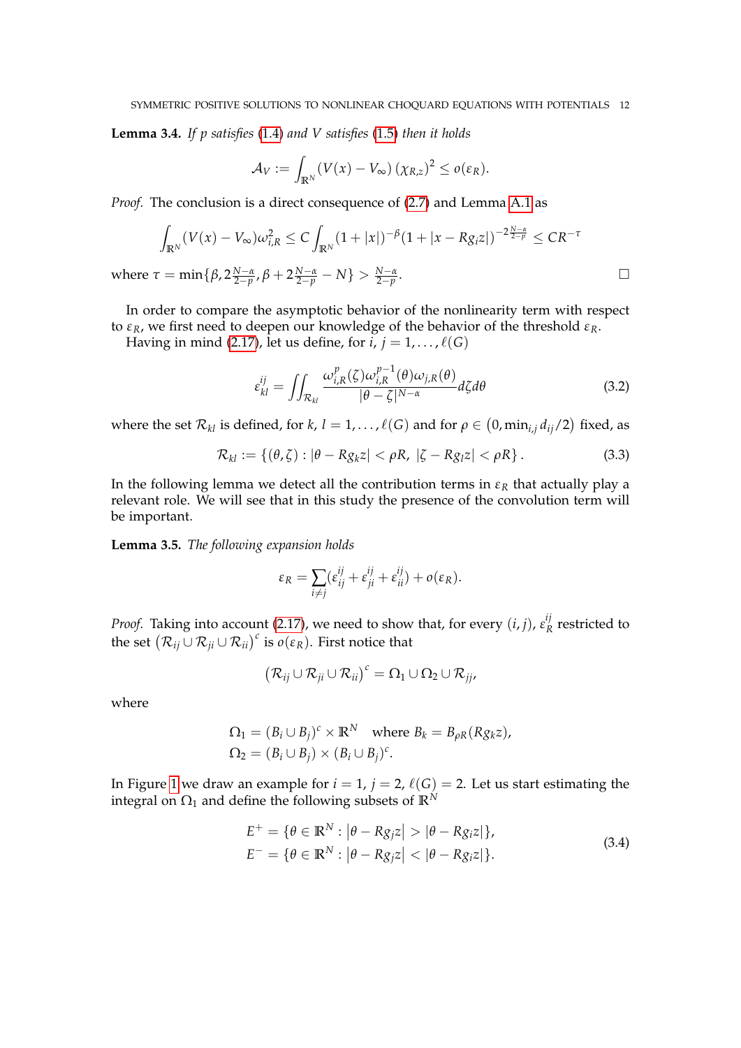**Lemma 3.4.** *If $p$ satisfies (1.4) and $V$ satisfies (1.5) then it holds*

$$\mathcal{A}_V := \int_{\mathbb{R}^N} (V(x) - V_\infty) \left(\chi_{R,z}\right)^2 \leq o(\varepsilon_R).$$

*Proof.* The conclusion is a direct consequence of (2.7) and Lemma A.1 as

$$\int_{\mathbb{R}^N} (V(x) - V_\infty)\omega_{i,R}^2 \leq C \int_{\mathbb{R}^N} (1 + |x|)^{-\beta}(1 + |x - Rg_i z|)^{-2\frac{N-\alpha}{2-p}} \leq CR^{-\tau}$$

where $\tau = \min\{\beta, 2\frac{N-\alpha}{2-p}, \beta + 2\frac{N-\alpha}{2-p} - N\} > \frac{N-\alpha}{2-p}$. □

In order to compare the asymptotic behavior of the nonlinearity term with respect to $\varepsilon_R$, we first need to deepen our knowledge of the behavior of the threshold $\varepsilon_R$.

Having in mind (2.17), let us define, for $i, j = 1, \ldots, \ell(G)$

$$\varepsilon_{kl}^{ij} = \iint_{\mathcal{R}_{kl}} \frac{\omega_{i,R}^p(\zeta)\omega_{i,R}^{p-1}(\theta)\omega_{j,R}(\theta)}{|\theta - \zeta|^{N-\alpha}} d\zeta d\theta \tag{3.2}$$

where the set $\mathcal{R}_{kl}$ is defined, for $k, l = 1, \ldots, \ell(G)$ and for $\rho \in \left(0, \min_{i,j} d_{ij}/2\right)$ fixed, as

$$\mathcal{R}_{kl} := \left\{(\theta, \zeta) : |\theta - Rg_k z| < \rho R,\ |\zeta - Rg_l z| < \rho R\right\}. \tag{3.3}$$

In the following lemma we detect all the contribution terms in $\varepsilon_R$ that actually play a relevant role. We will see that in this study the presence of the convolution term will be important.

**Lemma 3.5.** *The following expansion holds*

$$\varepsilon_R = \sum_{i \neq j} (\varepsilon_{ij}^{ij} + \varepsilon_{ji}^{ij} + \varepsilon_{ii}^{ij}) + o(\varepsilon_R).$$

*Proof.* Taking into account (2.17), we need to show that, for every $(i, j)$, $\varepsilon_R^{ij}$ restricted to the set $\left(\mathcal{R}_{ij} \cup \mathcal{R}_{ji} \cup \mathcal{R}_{ii}\right)^c$ is $o(\varepsilon_R)$. First notice that

$$\left(\mathcal{R}_{ij} \cup \mathcal{R}_{ji} \cup \mathcal{R}_{ii}\right)^c = \Omega_1 \cup \Omega_2 \cup \mathcal{R}_{jj},$$

where

$$\begin{aligned}
\Omega_1 &= (B_i \cup B_j)^c \times \mathbb{R}^N \quad \text{where } B_k = B_{\rho R}(Rg_k z), \\
\Omega_2 &= (B_i \cup B_j) \times (B_i \cup B_j)^c.
\end{aligned}$$

In Figure 1 we draw an example for $i = 1$, $j = 2$, $\ell(G) = 2$. Let us start estimating the integral on $\Omega_1$ and define the following subsets of $\mathbb{R}^N$

$$\begin{aligned}
E^+ &= \{\theta \in \mathbb{R}^N : |\theta - Rg_j z| > |\theta - Rg_i z|\}, \\
E^- &= \{\theta \in \mathbb{R}^N : |\theta - Rg_j z| < |\theta - Rg_i z|\}.
\end{aligned} \tag{3.4}$$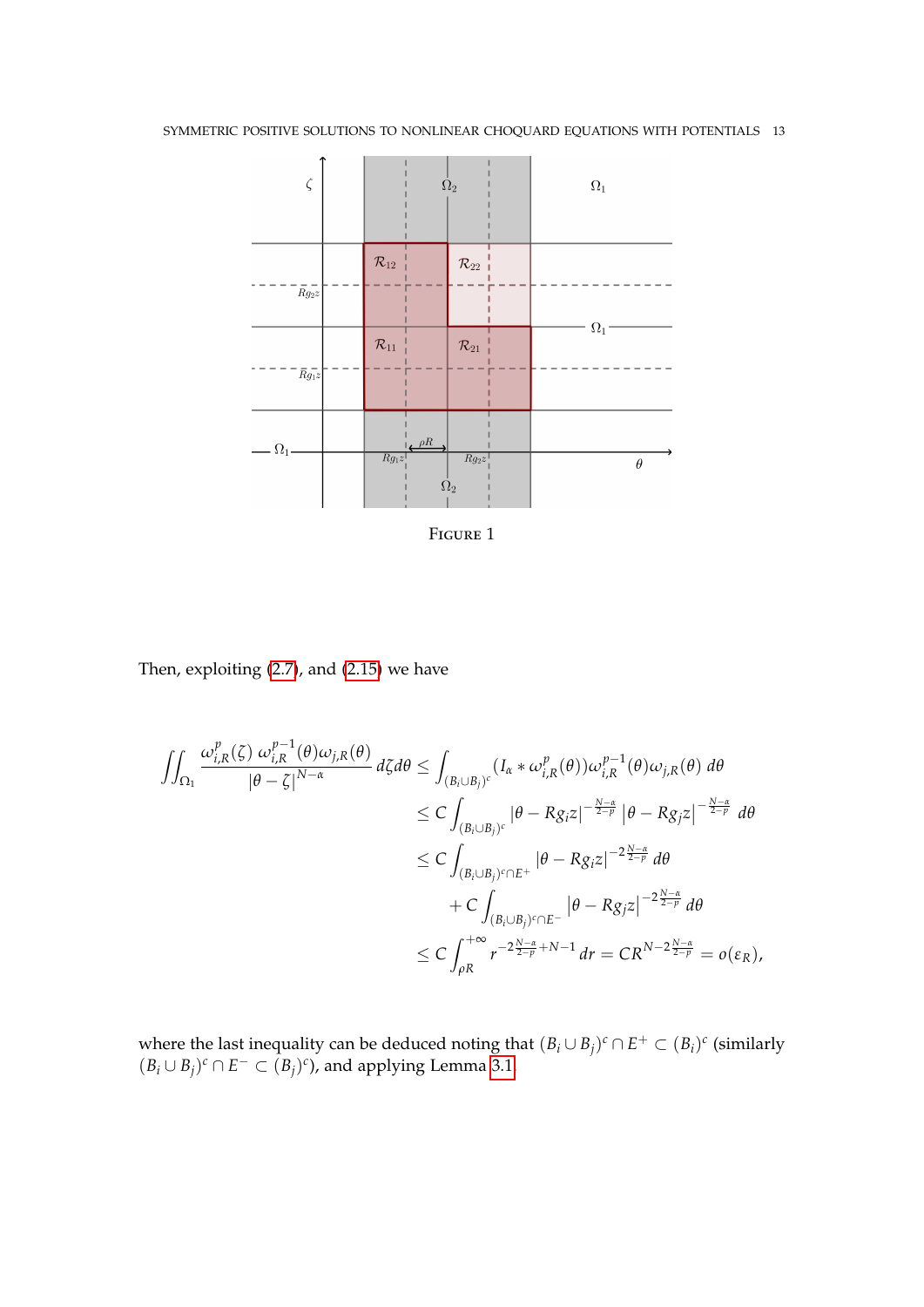Figure 1

Then, exploiting (2.7), and (2.15) we have

$$
\begin{aligned}
\iint_{\Omega_1} \frac{\omega_{i,R}^p(\zeta)\, \omega_{i,R}^{p-1}(\theta)\omega_{j,R}(\theta)}{|\theta-\zeta|^{N-\alpha}}\, d\zeta d\theta &\le \int_{(B_i\cup B_j)^c} (I_\alpha * \omega_{i,R}^p(\theta))\omega_{i,R}^{p-1}(\theta)\omega_{j,R}(\theta)\, d\theta \\
&\le C\int_{(B_i\cup B_j)^c} |\theta - Rg_i z|^{-\frac{N-\alpha}{2-p}} \left|\theta - Rg_j z\right|^{-\frac{N-\alpha}{2-p}}\, d\theta \\
&\le C\int_{(B_i\cup B_j)^c\cap E^+} |\theta - Rg_i z|^{-2\frac{N-\alpha}{2-p}}\, d\theta \\
&\quad + C\int_{(B_i\cup B_j)^c\cap E^-} \left|\theta - Rg_j z\right|^{-2\frac{N-\alpha}{2-p}}\, d\theta \\
&\le C\int_{\rho R}^{+\infty} r^{-2\frac{N-\alpha}{2-p}+N-1}\, dr = CR^{N-2\frac{N-\alpha}{2-p}} = o(\varepsilon_R),
\end{aligned}
$$

where the last inequality can be deduced noting that $(B_i\cup B_j)^c\cap E^+ \subset (B_i)^c$ (similarly $(B_i\cup B_j)^c\cap E^- \subset (B_j)^c$), and applying Lemma 3.1.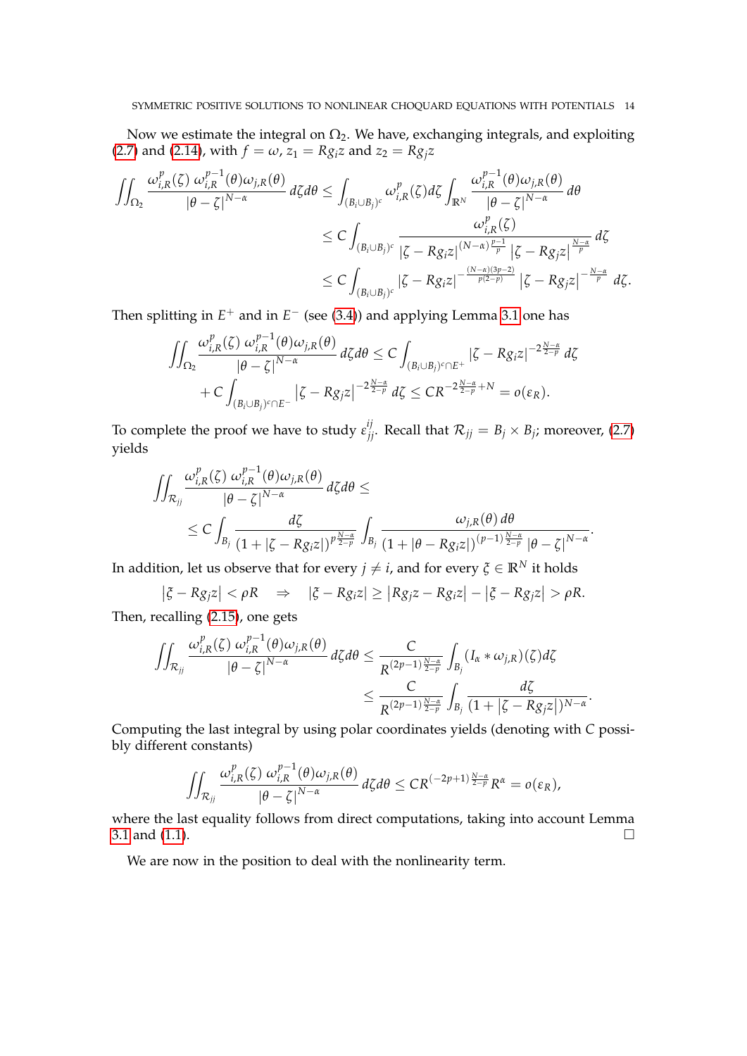Now we estimate the integral on $\Omega_2$. We have, exchanging integrals, and exploiting (2.7) and (2.14), with $f = \omega$, $z_1 = Rg_i z$ and $z_2 = Rg_j z$

$$
\begin{aligned}
\iint_{\Omega_2} \frac{\omega_{i,R}^p(\zeta)\, \omega_{i,R}^{p-1}(\theta)\omega_{j,R}(\theta)}{|\theta-\zeta|^{N-\alpha}}\, d\zeta d\theta &\leq \int_{(B_i\cup B_j)^c} \omega_{i,R}^p(\zeta) d\zeta \int_{\mathbb{R}^N} \frac{\omega_{i,R}^{p-1}(\theta)\omega_{j,R}(\theta)}{|\theta-\zeta|^{N-\alpha}}\, d\theta \\
&\leq C \int_{(B_i\cup B_j)^c} \frac{\omega_{i,R}^p(\zeta)}{|\zeta - Rg_i z|^{(N-\alpha)\frac{p-1}{p}} |\zeta - Rg_j z|^{\frac{N-\alpha}{p}}}\, d\zeta \\
&\leq C \int_{(B_i\cup B_j)^c} |\zeta - Rg_i z|^{-\frac{(N-\alpha)(3p-2)}{p(2-p)}} |\zeta - Rg_j z|^{-\frac{N-\alpha}{p}}\, d\zeta.
\end{aligned}
$$

Then splitting in $E^+$ and in $E^-$ (see (3.4)) and applying Lemma 3.1 one has

$$
\begin{aligned}
\iint_{\Omega_2} \frac{\omega_{i,R}^p(\zeta)\, \omega_{i,R}^{p-1}(\theta)\omega_{j,R}(\theta)}{|\theta-\zeta|^{N-\alpha}}\, d\zeta d\theta &\leq C \int_{(B_i\cup B_j)^c\cap E^+} |\zeta - Rg_i z|^{-2\frac{N-\alpha}{2-p}}\, d\zeta \\
&+ C \int_{(B_i\cup B_j)^c\cap E^-} |\zeta - Rg_j z|^{-2\frac{N-\alpha}{2-p}}\, d\zeta \leq C R^{-2\frac{N-\alpha}{2-p}+N} = o(\varepsilon_R).
\end{aligned}
$$

To complete the proof we have to study $\varepsilon_{jj}^{ij}$. Recall that $\mathcal{R}_{jj} = B_j \times B_j$; moreover, (2.7) yields

$$
\begin{aligned}
&\iint_{\mathcal{R}_{jj}} \frac{\omega_{i,R}^p(\zeta)\, \omega_{i,R}^{p-1}(\theta)\omega_{j,R}(\theta)}{|\theta-\zeta|^{N-\alpha}}\, d\zeta d\theta \leq \\
&\qquad \leq C \int_{B_j} \frac{d\zeta}{(1+|\zeta - Rg_i z|)^{p\frac{N-\alpha}{2-p}}} \int_{B_j} \frac{\omega_{j,R}(\theta)\, d\theta}{(1+|\theta - Rg_i z|)^{(p-1)\frac{N-\alpha}{2-p}} |\theta-\zeta|^{N-\alpha}}.
\end{aligned}
$$

In addition, let us observe that for every $j \neq i$, and for every $\xi \in \mathbb{R}^N$ it holds

$$
|\xi - Rg_j z| < \rho R \quad \Rightarrow \quad |\xi - Rg_i z| \geq |Rg_j z - Rg_i z| - |\xi - Rg_j z| > \rho R.
$$

Then, recalling (2.15), one gets

$$
\begin{aligned}
\iint_{\mathcal{R}_{jj}} \frac{\omega_{i,R}^p(\zeta)\, \omega_{i,R}^{p-1}(\theta)\omega_{j,R}(\theta)}{|\theta-\zeta|^{N-\alpha}}\, d\zeta d\theta &\leq \frac{C}{R^{(2p-1)\frac{N-\alpha}{2-p}}} \int_{B_j} (I_\alpha * \omega_{j,R})(\zeta) d\zeta \\
&\leq \frac{C}{R^{(2p-1)\frac{N-\alpha}{2-p}}} \int_{B_j} \frac{d\zeta}{(1+|\zeta - Rg_j z|)^{N-\alpha}}.
\end{aligned}
$$

Computing the last integral by using polar coordinates yields (denoting with $C$ possibly different constants)

$$
\iint_{\mathcal{R}_{jj}} \frac{\omega_{i,R}^p(\zeta)\, \omega_{i,R}^{p-1}(\theta)\omega_{j,R}(\theta)}{|\theta-\zeta|^{N-\alpha}}\, d\zeta d\theta \leq C R^{(-2p+1)\frac{N-\alpha}{2-p}} R^\alpha = o(\varepsilon_R),
$$

where the last equality follows from direct computations, taking into account Lemma 3.1 and (1.1). $\square$

We are now in the position to deal with the nonlinearity term.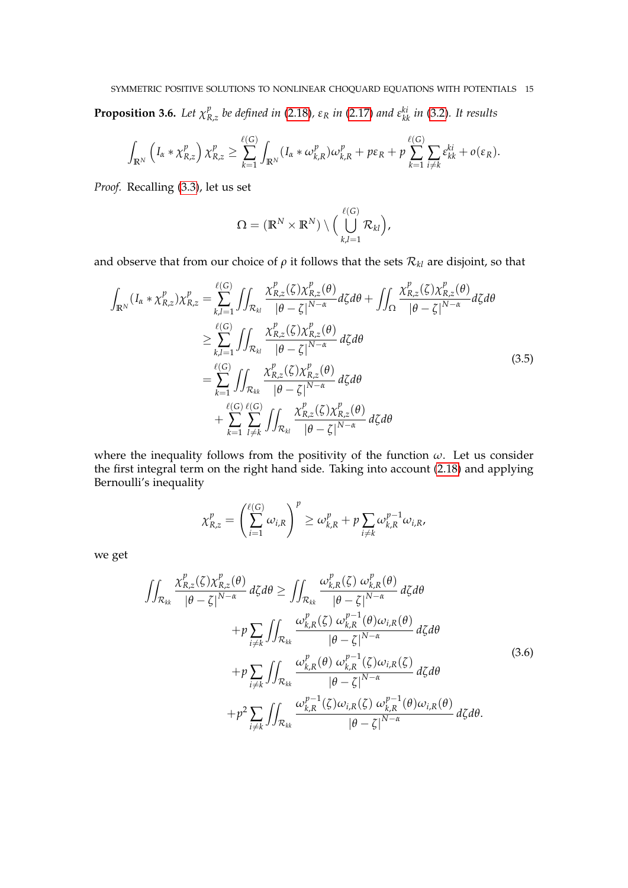**Proposition 3.6.** *Let $\chi^p_{R,z}$ be defined in (2.18), $\varepsilon_R$ in (2.17) and $\varepsilon^{ki}_{kk}$ in (3.2). It results*

$$\int_{\mathbb{R}^N} \left( I_\alpha * \chi^p_{R,z} \right) \chi^p_{R,z} \geq \sum_{k=1}^{\ell(G)} \int_{\mathbb{R}^N} (I_\alpha * \omega^p_{k,R}) \omega^p_{k,R} + p\varepsilon_R + p \sum_{k=1}^{\ell(G)} \sum_{i \neq k} \varepsilon^{ki}_{kk} + o(\varepsilon_R).$$

*Proof.* Recalling (3.3), let us set

$$\Omega = (\mathbb{R}^N \times \mathbb{R}^N) \setminus \Big( \bigcup_{k,l=1}^{\ell(G)} \mathcal{R}_{kl} \Big),$$

and observe that from our choice of $\rho$ it follows that the sets $\mathcal{R}_{kl}$ are disjoint, so that

$$\begin{aligned}
\int_{\mathbb{R}^N} (I_\alpha * \chi^p_{R,z}) \chi^p_{R,z} &= \sum_{k,l=1}^{\ell(G)} \iint_{\mathcal{R}_{kl}} \frac{\chi^p_{R,z}(\zeta)\chi^p_{R,z}(\theta)}{|\theta - \zeta|^{N-\alpha}} d\zeta d\theta + \iint_{\Omega} \frac{\chi^p_{R,z}(\zeta)\chi^p_{R,z}(\theta)}{|\theta - \zeta|^{N-\alpha}} d\zeta d\theta \\
&\geq \sum_{k,l=1}^{\ell(G)} \iint_{\mathcal{R}_{kl}} \frac{\chi^p_{R,z}(\zeta)\chi^p_{R,z}(\theta)}{|\theta - \zeta|^{N-\alpha}} \, d\zeta d\theta \\
&= \sum_{k=1}^{\ell(G)} \iint_{\mathcal{R}_{kk}} \frac{\chi^p_{R,z}(\zeta)\chi^p_{R,z}(\theta)}{|\theta - \zeta|^{N-\alpha}} \, d\zeta d\theta \\
&\quad + \sum_{k=1}^{\ell(G)} \sum_{l \neq k}^{\ell(G)} \iint_{\mathcal{R}_{kl}} \frac{\chi^p_{R,z}(\zeta)\chi^p_{R,z}(\theta)}{|\theta - \zeta|^{N-\alpha}} \, d\zeta d\theta
\end{aligned} \tag{3.5}$$

where the inequality follows from the positivity of the function $\omega$. Let us consider the first integral term on the right hand side. Taking into account (2.18) and applying Bernoulli's inequality

$$\chi^p_{R,z} = \left( \sum_{i=1}^{\ell(G)} \omega_{i,R} \right)^p \geq \omega^p_{k,R} + p \sum_{i \neq k} \omega^{p-1}_{k,R} \omega_{i,R},$$

we get

$$\begin{aligned}
\iint_{\mathcal{R}_{kk}} \frac{\chi^p_{R,z}(\zeta)\chi^p_{R,z}(\theta)}{|\theta - \zeta|^{N-\alpha}} \, d\zeta d\theta &\geq \iint_{\mathcal{R}_{kk}} \frac{\omega^p_{k,R}(\zeta) \, \omega^p_{k,R}(\theta)}{|\theta - \zeta|^{N-\alpha}} \, d\zeta d\theta \\
&\quad + p \sum_{i \neq k} \iint_{\mathcal{R}_{kk}} \frac{\omega^p_{k,R}(\zeta) \, \omega^{p-1}_{k,R}(\theta) \omega_{i,R}(\theta)}{|\theta - \zeta|^{N-\alpha}} \, d\zeta d\theta \\
&\quad + p \sum_{i \neq k} \iint_{\mathcal{R}_{kk}} \frac{\omega^p_{k,R}(\theta) \, \omega^{p-1}_{k,R}(\zeta) \omega_{i,R}(\zeta)}{|\theta - \zeta|^{N-\alpha}} \, d\zeta d\theta \\
&\quad + p^2 \sum_{i \neq k} \iint_{\mathcal{R}_{kk}} \frac{\omega^{p-1}_{k,R}(\zeta) \omega_{i,R}(\zeta) \, \omega^{p-1}_{k,R}(\theta) \omega_{i,R}(\theta)}{|\theta - \zeta|^{N-\alpha}} \, d\zeta d\theta.
\end{aligned} \tag{3.6}$$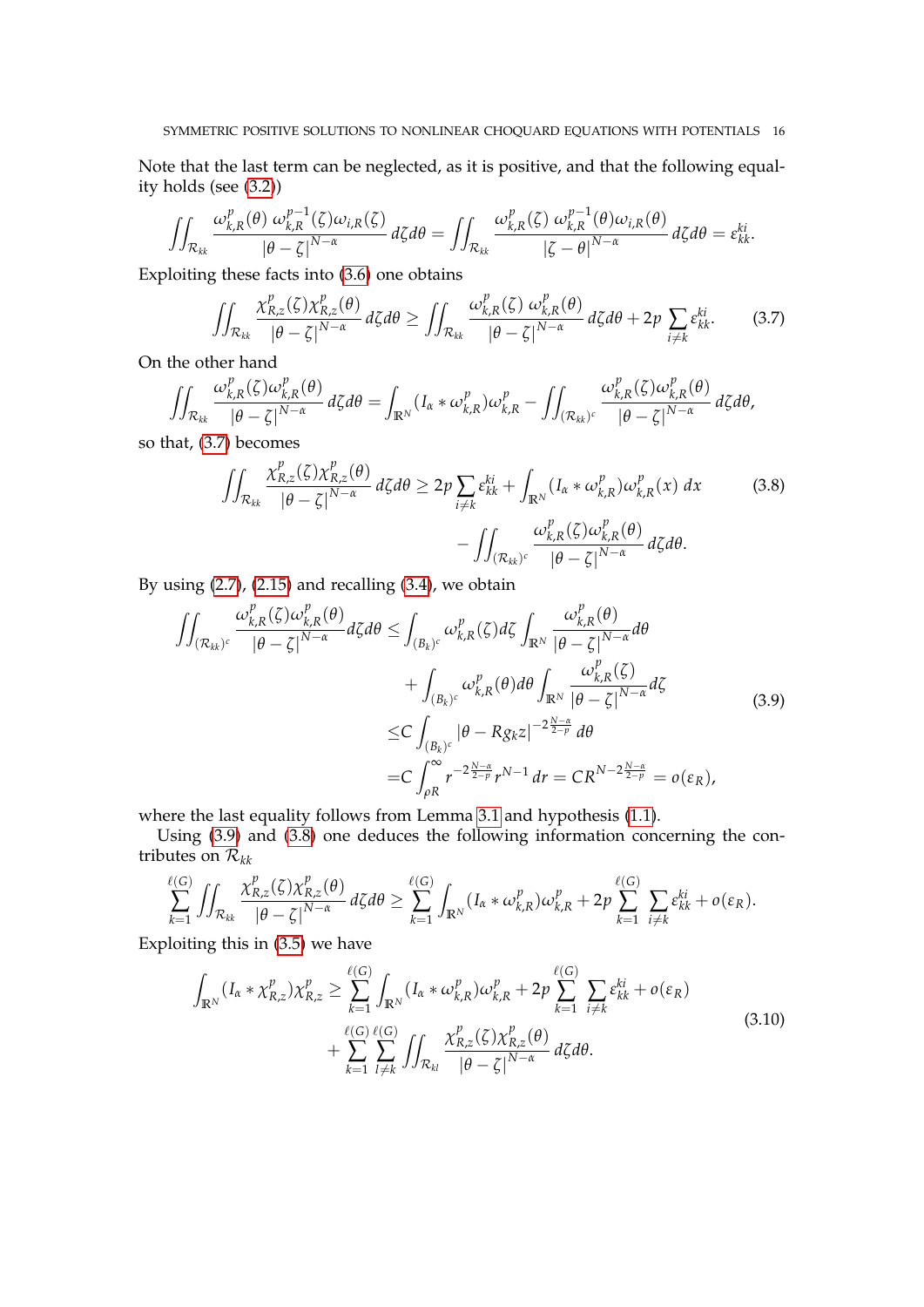Note that the last term can be neglected, as it is positive, and that the following equality holds (see (3.2))

$$\iint_{\mathcal{R}_{kk}} \frac{\omega_{k,R}^p(\theta)\ \omega_{k,R}^{p-1}(\zeta)\omega_{i,R}(\zeta)}{|\theta-\zeta|^{N-\alpha}}\, d\zeta d\theta = \iint_{\mathcal{R}_{kk}} \frac{\omega_{k,R}^p(\zeta)\ \omega_{k,R}^{p-1}(\theta)\omega_{i,R}(\theta)}{|\zeta-\theta|^{N-\alpha}}\, d\zeta d\theta = \varepsilon_{kk}^{ki}.$$

Exploiting these facts into (3.6) one obtains

$$\iint_{\mathcal{R}_{kk}} \frac{\chi_{R,z}^p(\zeta)\chi_{R,z}^p(\theta)}{|\theta-\zeta|^{N-\alpha}}\, d\zeta d\theta \geq \iint_{\mathcal{R}_{kk}} \frac{\omega_{k,R}^p(\zeta)\ \omega_{k,R}^p(\theta)}{|\theta-\zeta|^{N-\alpha}}\, d\zeta d\theta + 2p\sum_{i\neq k}\varepsilon_{kk}^{ki}. \tag{3.7}$$

On the other hand

$$\iint_{\mathcal{R}_{kk}} \frac{\omega_{k,R}^p(\zeta)\omega_{k,R}^p(\theta)}{|\theta-\zeta|^{N-\alpha}}\, d\zeta d\theta = \int_{\mathbb{R}^N}(I_\alpha * \omega_{k,R}^p)\omega_{k,R}^p - \iint_{(\mathcal{R}_{kk})^c} \frac{\omega_{k,R}^p(\zeta)\omega_{k,R}^p(\theta)}{|\theta-\zeta|^{N-\alpha}}\, d\zeta d\theta,$$

so that, (3.7) becomes

$$\begin{aligned}\iint_{\mathcal{R}_{kk}} \frac{\chi_{R,z}^p(\zeta)\chi_{R,z}^p(\theta)}{|\theta-\zeta|^{N-\alpha}}\, d\zeta d\theta \geq 2p\sum_{i\neq k}\varepsilon_{kk}^{ki} &+ \int_{\mathbb{R}^N}(I_\alpha * \omega_{k,R}^p)\omega_{k,R}^p(x)\, dx \\ &- \iint_{(\mathcal{R}_{kk})^c} \frac{\omega_{k,R}^p(\zeta)\omega_{k,R}^p(\theta)}{|\theta-\zeta|^{N-\alpha}}\, d\zeta d\theta.\end{aligned} \tag{3.8}$$

By using (2.7), (2.15) and recalling (3.4), we obtain

$$\begin{aligned}\iint_{(\mathcal{R}_{kk})^c} \frac{\omega_{k,R}^p(\zeta)\omega_{k,R}^p(\theta)}{|\theta-\zeta|^{N-\alpha}} d\zeta d\theta \leq & \int_{(B_k)^c} \omega_{k,R}^p(\zeta) d\zeta \int_{\mathbb{R}^N} \frac{\omega_{k,R}^p(\theta)}{|\theta-\zeta|^{N-\alpha}} d\theta \\ &+ \int_{(B_k)^c} \omega_{k,R}^p(\theta) d\theta \int_{\mathbb{R}^N} \frac{\omega_{k,R}^p(\zeta)}{|\theta-\zeta|^{N-\alpha}} d\zeta \\ \leq & C\int_{(B_k)^c} |\theta - Rg_k z|^{-2\frac{N-\alpha}{2-p}}\, d\theta \\ = & C\int_{\rho R}^{\infty} r^{-2\frac{N-\alpha}{2-p}} r^{N-1}\, dr = CR^{N-2\frac{N-\alpha}{2-p}} = o(\varepsilon_R),\end{aligned} \tag{3.9}$$

where the last equality follows from Lemma 3.1 and hypothesis (1.1).

Using (3.9) and (3.8) one deduces the following information concerning the contributes on $\mathcal{R}_{kk}$

$$\sum_{k=1}^{\ell(G)} \iint_{\mathcal{R}_{kk}} \frac{\chi_{R,z}^p(\zeta)\chi_{R,z}^p(\theta)}{|\theta-\zeta|^{N-\alpha}}\, d\zeta d\theta \geq \sum_{k=1}^{\ell(G)} \int_{\mathbb{R}^N}(I_\alpha * \omega_{k,R}^p)\omega_{k,R}^p + 2p\sum_{k=1}^{\ell(G)}\sum_{i\neq k}\varepsilon_{kk}^{ki} + o(\varepsilon_R).$$

Exploiting this in (3.5) we have

$$\begin{aligned}\int_{\mathbb{R}^N}(I_\alpha * \chi_{R,z}^p)\chi_{R,z}^p \geq & \sum_{k=1}^{\ell(G)} \int_{\mathbb{R}^N}(I_\alpha * \omega_{k,R}^p)\omega_{k,R}^p + 2p\sum_{k=1}^{\ell(G)}\sum_{i\neq k}\varepsilon_{kk}^{ki} + o(\varepsilon_R) \\ &+ \sum_{k=1}^{\ell(G)}\sum_{l\neq k}^{\ell(G)} \iint_{\mathcal{R}_{kl}} \frac{\chi_{R,z}^p(\zeta)\chi_{R,z}^p(\theta)}{|\theta-\zeta|^{N-\alpha}}\, d\zeta d\theta.\end{aligned} \tag{3.10}$$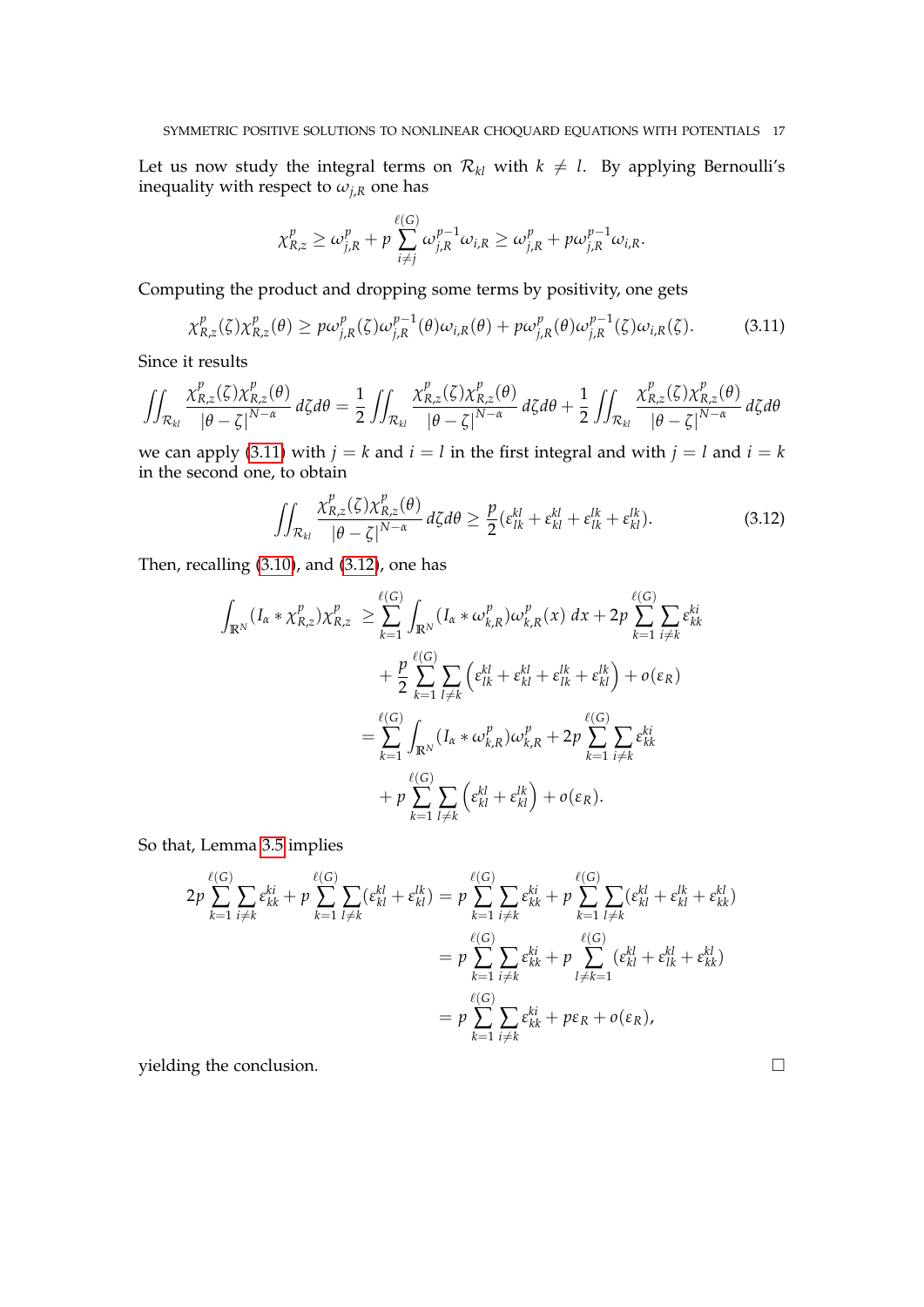Let us now study the integral terms on $\mathcal{R}_{kl}$ with $k \neq l$. By applying Bernoulli's inequality with respect to $\omega_{j,R}$ one has

$$\chi_{R,z}^p \geq \omega_{j,R}^p + p \sum_{i \neq j}^{\ell(G)} \omega_{j,R}^{p-1} \omega_{i,R} \geq \omega_{j,R}^p + p\omega_{j,R}^{p-1}\omega_{i,R}.$$

Computing the product and dropping some terms by positivity, one gets

$$\chi_{R,z}^p(\zeta)\chi_{R,z}^p(\theta) \geq p\omega_{j,R}^p(\zeta)\omega_{j,R}^{p-1}(\theta)\omega_{i,R}(\theta) + p\omega_{j,R}^p(\theta)\omega_{j,R}^{p-1}(\zeta)\omega_{i,R}(\zeta). \tag{3.11}$$

Since it results

$$\iint_{\mathcal{R}_{kl}} \frac{\chi_{R,z}^p(\zeta)\chi_{R,z}^p(\theta)}{|\theta-\zeta|^{N-\alpha}}\, d\zeta d\theta = \frac{1}{2}\iint_{\mathcal{R}_{kl}} \frac{\chi_{R,z}^p(\zeta)\chi_{R,z}^p(\theta)}{|\theta-\zeta|^{N-\alpha}}\, d\zeta d\theta + \frac{1}{2}\iint_{\mathcal{R}_{kl}} \frac{\chi_{R,z}^p(\zeta)\chi_{R,z}^p(\theta)}{|\theta-\zeta|^{N-\alpha}}\, d\zeta d\theta$$

we can apply (3.11) with $j = k$ and $i = l$ in the first integral and with $j = l$ and $i = k$ in the second one, to obtain

$$\iint_{\mathcal{R}_{kl}} \frac{\chi_{R,z}^p(\zeta)\chi_{R,z}^p(\theta)}{|\theta-\zeta|^{N-\alpha}}\, d\zeta d\theta \geq \frac{p}{2}(\varepsilon_{lk}^{kl} + \varepsilon_{kl}^{kl} + \varepsilon_{lk}^{lk} + \varepsilon_{kl}^{lk}). \tag{3.12}$$

Then, recalling (3.10), and (3.12), one has

$$\begin{aligned}
\int_{\mathbb{R}^N} (I_\alpha * \chi_{R,z}^p)\chi_{R,z}^p &\geq \sum_{k=1}^{\ell(G)} \int_{\mathbb{R}^N} (I_\alpha * \omega_{k,R}^p)\omega_{k,R}^p(x)\, dx + 2p\sum_{k=1}^{\ell(G)} \sum_{i\neq k} \varepsilon_{kk}^{ki} \\
&\quad + \frac{p}{2}\sum_{k=1}^{\ell(G)}\sum_{l\neq k}\left(\varepsilon_{lk}^{kl} + \varepsilon_{kl}^{kl} + \varepsilon_{lk}^{lk} + \varepsilon_{kl}^{lk}\right) + o(\varepsilon_R) \\
&= \sum_{k=1}^{\ell(G)} \int_{\mathbb{R}^N} (I_\alpha * \omega_{k,R}^p)\omega_{k,R}^p + 2p\sum_{k=1}^{\ell(G)} \sum_{i\neq k} \varepsilon_{kk}^{ki} \\
&\quad + p\sum_{k=1}^{\ell(G)}\sum_{l\neq k}\left(\varepsilon_{kl}^{kl} + \varepsilon_{kl}^{lk}\right) + o(\varepsilon_R).
\end{aligned}$$

So that, Lemma 3.5 implies

$$\begin{aligned}
2p\sum_{k=1}^{\ell(G)}\sum_{i\neq k}\varepsilon_{kk}^{ki} + p\sum_{k=1}^{\ell(G)}\sum_{l\neq k}(\varepsilon_{kl}^{kl} + \varepsilon_{kl}^{lk}) &= p\sum_{k=1}^{\ell(G)}\sum_{i\neq k}\varepsilon_{kk}^{ki} + p\sum_{k=1}^{\ell(G)}\sum_{l\neq k}(\varepsilon_{kl}^{kl} + \varepsilon_{kl}^{lk} + \varepsilon_{kk}^{kl}) \\
&= p\sum_{k=1}^{\ell(G)}\sum_{i\neq k}\varepsilon_{kk}^{ki} + p\sum_{l\neq k=1}^{\ell(G)}(\varepsilon_{kl}^{kl} + \varepsilon_{lk}^{kl} + \varepsilon_{kk}^{kl}) \\
&= p\sum_{k=1}^{\ell(G)}\sum_{i\neq k}\varepsilon_{kk}^{ki} + p\varepsilon_R + o(\varepsilon_R),
\end{aligned}$$

yielding the conclusion. □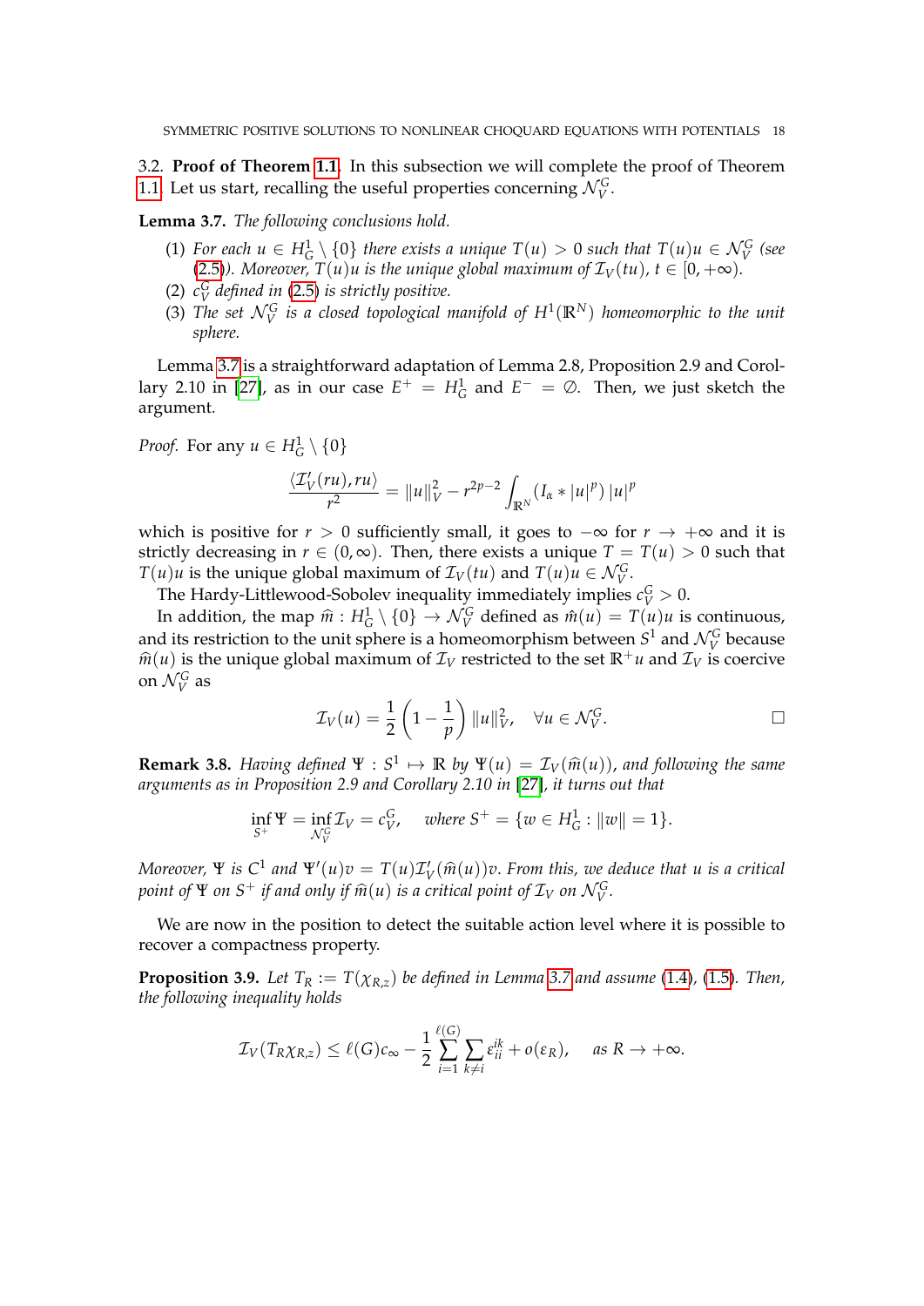3.2. **Proof of Theorem 1.1.** In this subsection we will complete the proof of Theorem 1.1. Let us start, recalling the useful properties concerning $\mathcal{N}_V^G$.

**Lemma 3.7.** *The following conclusions hold.*

1. *For each $u \in H_G^1 \setminus \{0\}$ there exists a unique $T(u) > 0$ such that $T(u)u \in \mathcal{N}_V^G$ (see (2.5)). Moreover, $T(u)u$ is the unique global maximum of $\mathcal{I}_V(tu)$, $t \in [0, +\infty)$.*
2. *$c_V^G$ defined in (2.5) is strictly positive.*
3. *The set $\mathcal{N}_V^G$ is a closed topological manifold of $H^1(\mathbb{R}^N)$ homeomorphic to the unit sphere.*

Lemma 3.7 is a straightforward adaptation of Lemma 2.8, Proposition 2.9 and Corollary 2.10 in [27], as in our case $E^+ = H_G^1$ and $E^- = \emptyset$. Then, we just sketch the argument.

*Proof.* For any $u \in H_G^1 \setminus \{0\}$

$$\frac{\langle \mathcal{I}_V'(ru), ru\rangle}{r^2} = \|u\|_V^2 - r^{2p-2} \int_{\mathbb{R}^N} (I_\alpha * |u|^p)\, |u|^p$$

which is positive for $r > 0$ sufficiently small, it goes to $-\infty$ for $r \to +\infty$ and it is strictly decreasing in $r \in (0, \infty)$. Then, there exists a unique $T = T(u) > 0$ such that $T(u)u$ is the unique global maximum of $\mathcal{I}_V(tu)$ and $T(u)u \in \mathcal{N}_V^G$.

The Hardy-Littlewood-Sobolev inequality immediately implies $c_V^G > 0$.

In addition, the map $\widehat{m} : H_G^1 \setminus \{0\} \to \mathcal{N}_V^G$ defined as $\widehat{m}(u) = T(u)u$ is continuous, and its restriction to the unit sphere is a homeomorphism between $S^1$ and $\mathcal{N}_V^G$ because $\widehat{m}(u)$ is the unique global maximum of $\mathcal{I}_V$ restricted to the set $\mathbb{R}^+ u$ and $\mathcal{I}_V$ is coercive on $\mathcal{N}_V^G$ as

$$\mathcal{I}_V(u) = \frac{1}{2}\left(1 - \frac{1}{p}\right) \|u\|_V^2, \quad \forall u \in \mathcal{N}_V^G.$$

□

**Remark 3.8.** *Having defined $\Psi : S^1 \mapsto \mathbb{R}$ by $\Psi(u) = \mathcal{I}_V(\widehat{m}(u))$, and following the same arguments as in Proposition 2.9 and Corollary 2.10 in [27], it turns out that*

$$\inf_{S^+} \Psi = \inf_{\mathcal{N}_V^G} \mathcal{I}_V = c_V^G, \quad \text{where } S^+ = \{w \in H_G^1 : \|w\| = 1\}.$$

*Moreover, $\Psi$ is $C^1$ and $\Psi'(u)v = T(u)\mathcal{I}_V'(\widehat{m}(u))v$. From this, we deduce that $u$ is a critical point of $\Psi$ on $S^+$ if and only if $\widehat{m}(u)$ is a critical point of $\mathcal{I}_V$ on $\mathcal{N}_V^G$.*

We are now in the position to detect the suitable action level where it is possible to recover a compactness property.

**Proposition 3.9.** *Let $T_R := T(\chi_{R,z})$ be defined in Lemma 3.7 and assume (1.4), (1.5). Then, the following inequality holds*

$$\mathcal{I}_V(T_R \chi_{R,z}) \le \ell(G) c_\infty - \frac{1}{2} \sum_{i=1}^{\ell(G)} \sum_{k \neq i} \varepsilon_{ii}^{ik} + o(\varepsilon_R), \quad \text{as } R \to +\infty.$$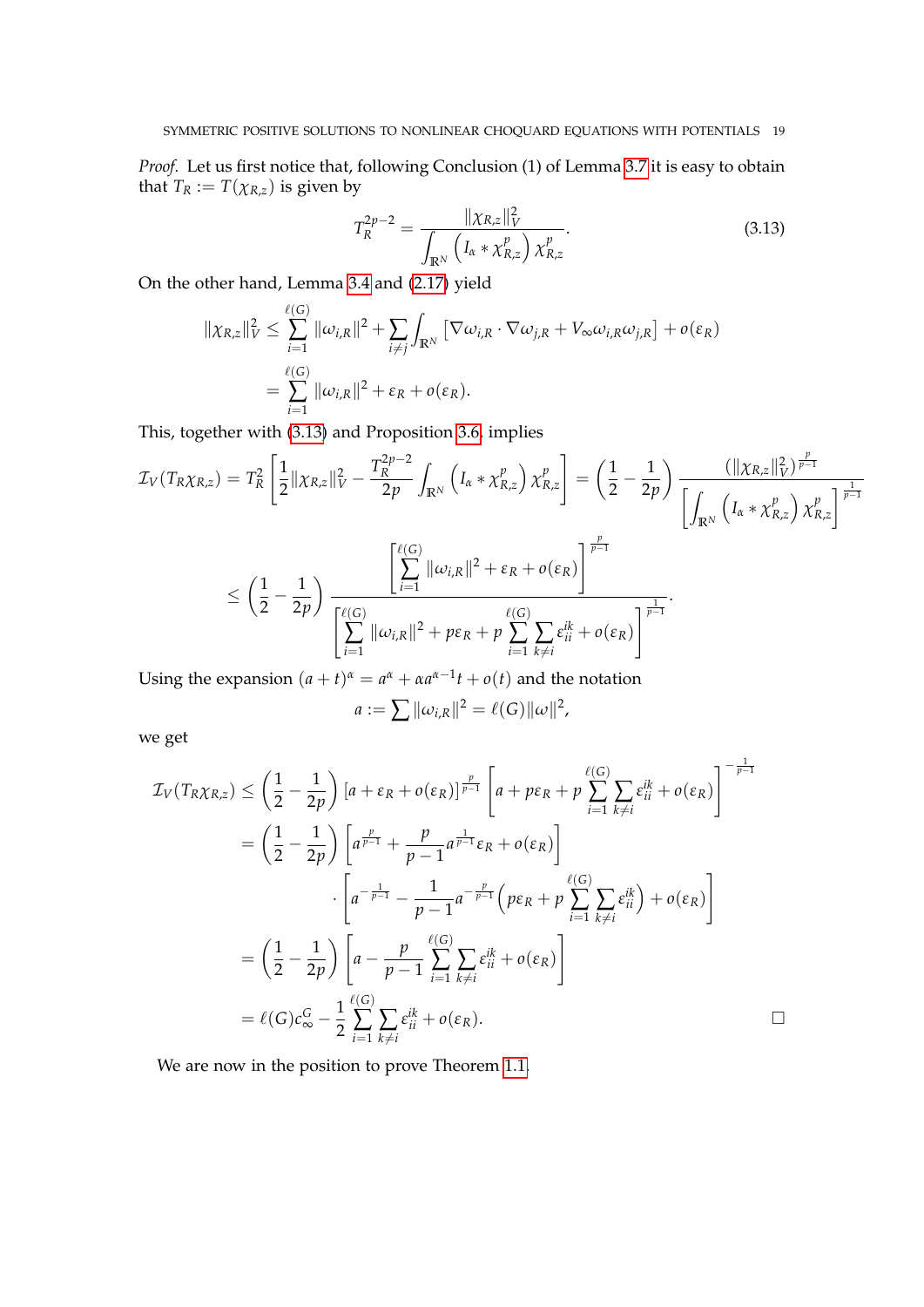*Proof.* Let us first notice that, following Conclusion (1) of Lemma 3.7 it is easy to obtain that $T_R := T(\chi_{R,z})$ is given by

$$T_R^{2p-2} = \frac{\|\chi_{R,z}\|_V^2}{\int_{\mathbb{R}^N} \left(I_\alpha * \chi_{R,z}^p\right) \chi_{R,z}^p}. \tag{3.13}$$

On the other hand, Lemma 3.4 and (2.17) yield

$$\begin{aligned}
\|\chi_{R,z}\|_V^2 &\leq \sum_{i=1}^{\ell(G)} \|\omega_{i,R}\|^2 + \sum_{i\neq j} \int_{\mathbb{R}^N} \left[\nabla \omega_{i,R} \cdot \nabla \omega_{j,R} + V_\infty \omega_{i,R}\omega_{j,R}\right] + o(\varepsilon_R) \\
&= \sum_{i=1}^{\ell(G)} \|\omega_{i,R}\|^2 + \varepsilon_R + o(\varepsilon_R).
\end{aligned}$$

This, together with (3.13) and Proposition 3.6, implies

$$\begin{aligned}
\mathcal{I}_V(T_R\chi_{R,z}) &= T_R^2 \left[\frac{1}{2}\|\chi_{R,z}\|_V^2 - \frac{T_R^{2p-2}}{2p} \int_{\mathbb{R}^N} \left(I_\alpha * \chi_{R,z}^p\right) \chi_{R,z}^p\right] = \left(\frac{1}{2} - \frac{1}{2p}\right) \frac{\left(\|\chi_{R,z}\|_V^2\right)^{\frac{p}{p-1}}}{\left[\int_{\mathbb{R}^N} \left(I_\alpha * \chi_{R,z}^p\right) \chi_{R,z}^p\right]^{\frac{1}{p-1}}} \\
&\leq \left(\frac{1}{2} - \frac{1}{2p}\right) \frac{\left[\sum_{i=1}^{\ell(G)} \|\omega_{i,R}\|^2 + \varepsilon_R + o(\varepsilon_R)\right]^{\frac{p}{p-1}}}{\left[\sum_{i=1}^{\ell(G)} \|\omega_{i,R}\|^2 + p\varepsilon_R + p\sum_{i=1}^{\ell(G)} \sum_{k\neq i} \varepsilon_{ii}^{ik} + o(\varepsilon_R)\right]^{\frac{1}{p-1}}}.
\end{aligned}$$

Using the expansion $(a+t)^\alpha = a^\alpha + \alpha a^{\alpha-1}t + o(t)$ and the notation

$$a := \sum \|\omega_{i,R}\|^2 = \ell(G)\|\omega\|^2,$$

we get

$$\begin{aligned}
\mathcal{I}_V(T_R\chi_{R,z}) &\leq \left(\frac{1}{2} - \frac{1}{2p}\right) \left[a + \varepsilon_R + o(\varepsilon_R)\right]^{\frac{p}{p-1}} \left[a + p\varepsilon_R + p\sum_{i=1}^{\ell(G)} \sum_{k\neq i} \varepsilon_{ii}^{ik} + o(\varepsilon_R)\right]^{-\frac{1}{p-1}} \\
&= \left(\frac{1}{2} - \frac{1}{2p}\right) \left[a^{\frac{p}{p-1}} + \frac{p}{p-1} a^{\frac{1}{p-1}} \varepsilon_R + o(\varepsilon_R)\right] \\
&\qquad \cdot \left[a^{-\frac{1}{p-1}} - \frac{1}{p-1} a^{-\frac{p}{p-1}} \left(p\varepsilon_R + p\sum_{i=1}^{\ell(G)} \sum_{k\neq i} \varepsilon_{ii}^{ik}\right) + o(\varepsilon_R)\right] \\
&= \left(\frac{1}{2} - \frac{1}{2p}\right) \left[a - \frac{p}{p-1} \sum_{i=1}^{\ell(G)} \sum_{k\neq i} \varepsilon_{ii}^{ik} + o(\varepsilon_R)\right] \\
&= \ell(G)c_\infty^G - \frac{1}{2} \sum_{i=1}^{\ell(G)} \sum_{k\neq i} \varepsilon_{ii}^{ik} + o(\varepsilon_R).
\end{aligned}$$

□

We are now in the position to prove Theorem 1.1.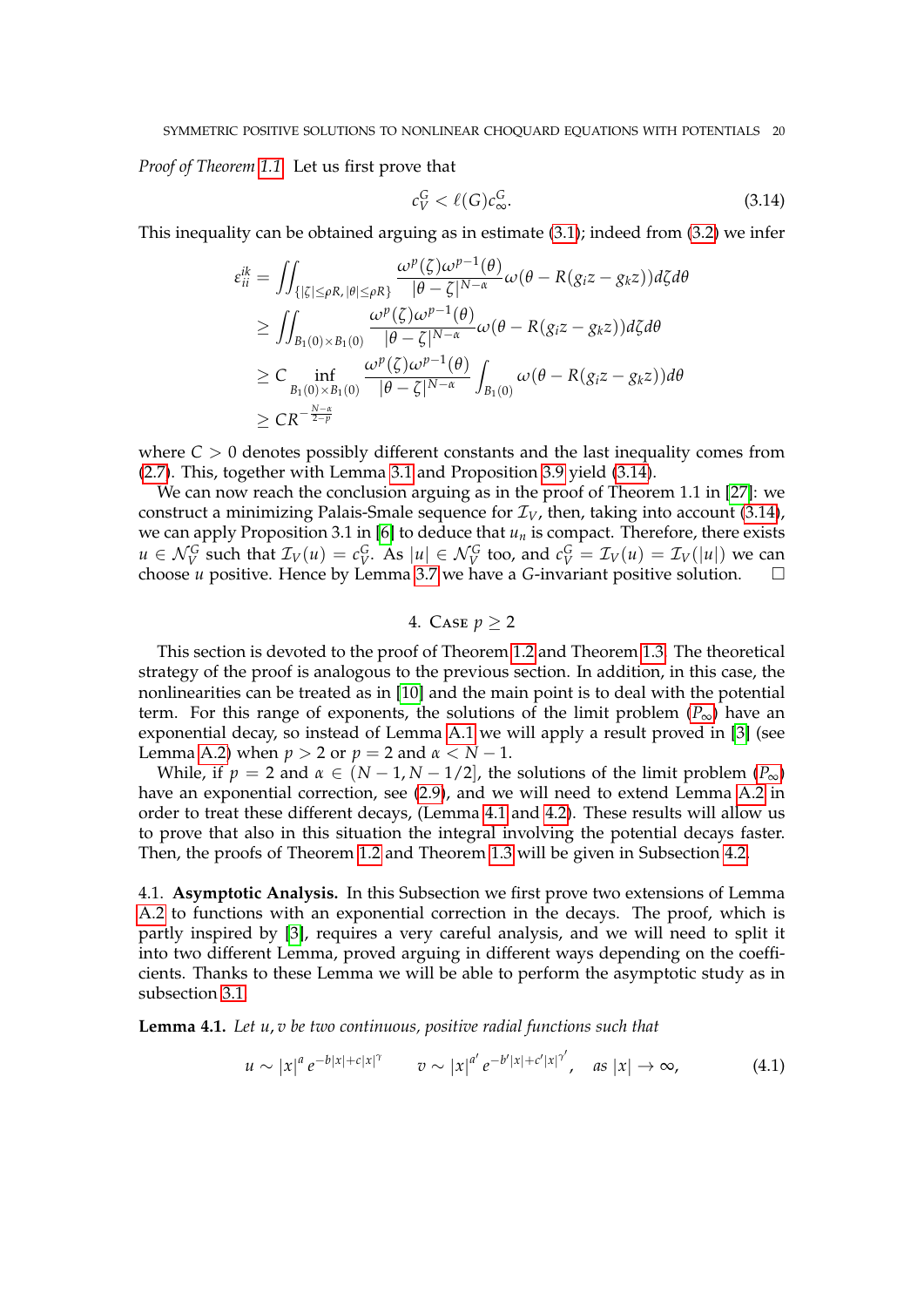*Proof of Theorem 1.1.* Let us first prove that

$$c_V^G < \ell(G) c_\infty^G. \tag{3.14}$$

This inequality can be obtained arguing as in estimate (3.1); indeed from (3.2) we infer

$$\begin{aligned}
\varepsilon_{ii}^{ik} &= \iint_{\{|\zeta|\le \rho R, |\theta| \le \rho R\}} \frac{\omega^p(\zeta)\omega^{p-1}(\theta)}{|\theta-\zeta|^{N-\alpha}} \omega(\theta - R(g_i z - g_k z)) d\zeta d\theta \\
&\ge \iint_{B_1(0)\times B_1(0)} \frac{\omega^p(\zeta)\omega^{p-1}(\theta)}{|\theta-\zeta|^{N-\alpha}} \omega(\theta - R(g_i z - g_k z)) d\zeta d\theta \\
&\ge C \inf_{B_1(0)\times B_1(0)} \frac{\omega^p(\zeta)\omega^{p-1}(\theta)}{|\theta-\zeta|^{N-\alpha}} \int_{B_1(0)} \omega(\theta - R(g_i z - g_k z)) d\theta \\
&\ge C R^{-\frac{N-\alpha}{2-p}}
\end{aligned}$$

where $C > 0$ denotes possibly different constants and the last inequality comes from (2.7). This, together with Lemma 3.1 and Proposition 3.9 yield (3.14).

We can now reach the conclusion arguing as in the proof of Theorem 1.1 in [27]: we construct a minimizing Palais-Smale sequence for $\mathcal{I}_V$, then, taking into account (3.14), we can apply Proposition 3.1 in [6] to deduce that $u_n$ is compact. Therefore, there exists $u \in \mathcal{N}_V^G$ such that $\mathcal{I}_V(u) = c_V^G$. As $|u| \in \mathcal{N}_V^G$ too, and $c_V^G = \mathcal{I}_V(u) = \mathcal{I}_V(|u|)$ we can choose $u$ positive. Hence by Lemma 3.7 we have a $G$-invariant positive solution. □

## 4. Case $p \ge 2$

This section is devoted to the proof of Theorem 1.2 and Theorem 1.3. The theoretical strategy of the proof is analogous to the previous section. In addition, in this case, the nonlinearities can be treated as in [10] and the main point is to deal with the potential term. For this range of exponents, the solutions of the limit problem ($P_\infty$) have an exponential decay, so instead of Lemma A.1 we will apply a result proved in [3] (see Lemma A.2) when $p > 2$ or $p = 2$ and $\alpha < N - 1$.

While, if $p = 2$ and $\alpha \in (N-1, N-1/2]$, the solutions of the limit problem ($P_\infty$) have an exponential correction, see (2.9), and we will need to extend Lemma A.2 in order to treat these different decays, (Lemma 4.1 and 4.2). These results will allow us to prove that also in this situation the integral involving the potential decays faster. Then, the proofs of Theorem 1.2 and Theorem 1.3 will be given in Subsection 4.2.

4.1. **Asymptotic Analysis.** In this Subsection we first prove two extensions of Lemma A.2 to functions with an exponential correction in the decays. The proof, which is partly inspired by [3], requires a very careful analysis, and we will need to split it into two different Lemma, proved arguing in different ways depending on the coefficients. Thanks to these Lemma we will be able to perform the asymptotic study as in subsection 3.1.

**Lemma 4.1.** *Let $u, v$ be two continuous, positive radial functions such that*

$$u \sim |x|^a e^{-b|x| + c|x|^\gamma} \qquad v \sim |x|^{a'} e^{-b'|x| + c'|x|^{\gamma'}}, \quad \text{as } |x| \to \infty, \tag{4.1}$$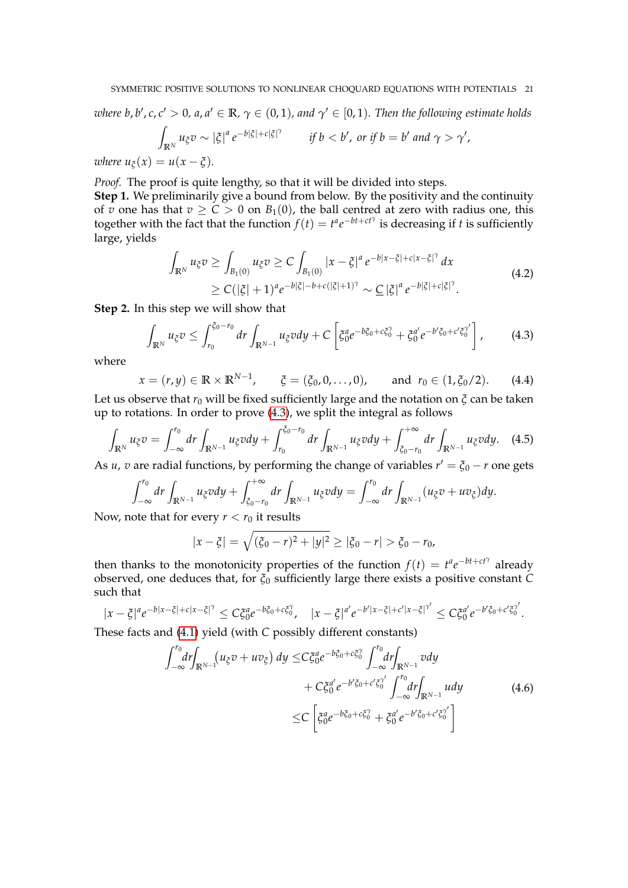*where* $b, b', c, c' > 0$*,* $a, a' \in \mathbb{R}$*,* $\gamma \in (0,1)$*, and* $\gamma' \in [0,1)$*. Then the following estimate holds*

$$\int_{\mathbb{R}^N} u_\xi v \sim |\xi|^a \, e^{-b|\xi| + c|\xi|^\gamma} \qquad \text{if } b < b', \text{ or if } b = b' \text{ and } \gamma > \gamma',$$

*where* $u_\xi(x) = u(x - \xi)$*.*

*Proof.* The proof is quite lengthy, so that it will be divided into steps.

**Step 1.** We preliminarily give a bound from below. By the positivity and the continuity of $v$ one has that $v \geq C > 0$ on $B_1(0)$, the ball centred at zero with radius one, this together with the fact that the function $f(t) = t^a e^{-bt+ct^\gamma}$ is decreasing if $t$ is sufficiently large, yields

$$\begin{aligned}\int_{\mathbb{R}^N} u_\xi v \geq \int_{B_1(0)} u_\xi v \geq C \int_{B_1(0)} |x - \xi|^a \, e^{-b|x-\xi| + c|x-\xi|^\gamma} \, dx \\ \geq C(|\xi| + 1)^a e^{-b|\xi| - b + c(|\xi|+1)^\gamma} \sim \underline{C} \, |\xi|^a \, e^{-b|\xi| + c|\xi|^\gamma}.\end{aligned} \tag{4.2}$$

**Step 2.** In this step we will show that

$$\int_{\mathbb{R}^N} u_\xi v \leq \int_{r_0}^{\xi_0 - r_0} dr \int_{\mathbb{R}^{N-1}} u_\xi v dy + C \left[ \xi_0^a e^{-b\xi_0 + c\xi_0^\gamma} + \xi_0^{a'} e^{-b'\xi_0 + c'\xi_0^{\gamma'}} \right], \tag{4.3}$$

where

$$x = (r, y) \in \mathbb{R} \times \mathbb{R}^{N-1}, \qquad \xi = (\xi_0, 0, \ldots, 0), \qquad \text{and } r_0 \in (1, \xi_0/2). \tag{4.4}$$

Let us observe that $r_0$ will be fixed sufficiently large and the notation on $\xi$ can be taken up to rotations. In order to prove (4.3), we split the integral as follows

$$\int_{\mathbb{R}^N} u_\xi v = \int_{-\infty}^{r_0} dr \int_{\mathbb{R}^{N-1}} u_\xi v dy + \int_{r_0}^{\xi_0 - r_0} dr \int_{\mathbb{R}^{N-1}} u_\xi v dy + \int_{\xi_0 - r_0}^{+\infty} dr \int_{\mathbb{R}^{N-1}} u_\xi v dy. \tag{4.5}$$

As $u$, $v$ are radial functions, by performing the change of variables $r' = \xi_0 - r$ one gets

$$\int_{-\infty}^{r_0} dr \int_{\mathbb{R}^{N-1}} u_\xi v dy + \int_{\xi_0 - r_0}^{+\infty} dr \int_{\mathbb{R}^{N-1}} u_\xi v dy = \int_{-\infty}^{r_0} dr \int_{\mathbb{R}^{N-1}} (u_\xi v + u v_\xi) dy.$$

Now, note that for every $r < r_0$ it results

$$|x - \xi| = \sqrt{(\xi_0 - r)^2 + |y|^2} \geq |\xi_0 - r| > \xi_0 - r_0,$$

then thanks to the monotonicity properties of the function $f(t) = t^a e^{-bt+ct^\gamma}$ already observed, one deduces that, for $\xi_0$ sufficiently large there exists a positive constant $C$ such that

$$|x - \xi|^a e^{-b|x-\xi| + c|x-\xi|^\gamma} \leq C \xi_0^a e^{-b\xi_0 + c\xi_0^\gamma}, \quad |x - \xi|^{a'} e^{-b'|x-\xi| + c'|x-\xi|^{\gamma'}} \leq C \xi_0^{a'} e^{-b'\xi_0 + c'\xi_0^{\gamma'}}.$$

These facts and (4.1) yield (with $C$ possibly different constants)

$$\begin{aligned}\int_{-\infty}^{r_0} dr \int_{\mathbb{R}^{N-1}} \big(u_\xi v + u v_\xi\big) \, dy \leq & C \xi_0^a e^{-b\xi_0 + c\xi_0^\gamma} \int_{-\infty}^{r_0} dr \int_{\mathbb{R}^{N-1}} v dy \\ & + C \xi_0^{a'} e^{-b'\xi_0 + c'\xi_0^{\gamma'}} \int_{-\infty}^{r_0} dr \int_{\mathbb{R}^{N-1}} u dy \\ \leq & C \left[ \xi_0^a e^{-b\xi_0 + c\xi_0^\gamma} + \xi_0^{a'} e^{-b'\xi_0 + c'\xi_0^{\gamma'}} \right]\end{aligned} \tag{4.6}$$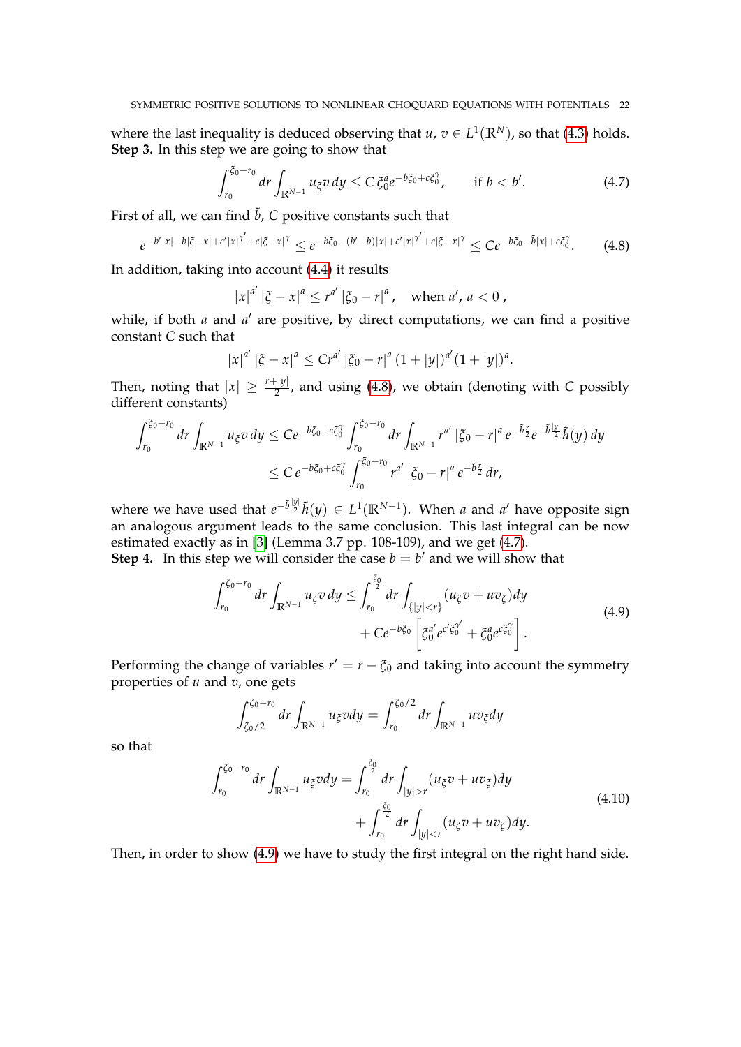where the last inequality is deduced observing that $u, v \in L^1(\mathbb{R}^N)$, so that (4.3) holds.
**Step 3.** In this step we are going to show that

$$\int_{r_0}^{\xi_0 - r_0} dr \int_{\mathbb{R}^{N-1}} u_\xi v \, dy \le C \, \xi_0^a e^{-b\xi_0 + c\xi_0^\gamma}, \qquad \text{if } b < b'. \tag{4.7}$$

First of all, we can find $\tilde{b}$, $C$ positive constants such that

$$e^{-b'|x| - b|\xi - x| + c'|x|^{\gamma'} + c|\xi - x|^\gamma} \le e^{-b\xi_0 - (b'-b)|x| + c'|x|^{\gamma'} + c|\xi - x|^\gamma} \le C e^{-b\xi_0 - \tilde{b}|x| + c\xi_0^\gamma}. \tag{4.8}$$

In addition, taking into account (4.4) it results

$$|x|^{a'} |\xi - x|^a \le r^{a'} |\xi_0 - r|^a, \quad \text{when } a', a < 0\,,$$

while, if both $a$ and $a'$ are positive, by direct computations, we can find a positive constant $C$ such that

$$|x|^{a'} |\xi - x|^a \le C r^{a'} |\xi_0 - r|^a (1 + |y|)^{a'} (1 + |y|)^a.$$

Then, noting that $|x| \ge \frac{r + |y|}{2}$, and using (4.8), we obtain (denoting with $C$ possibly different constants)

$$\begin{aligned}
\int_{r_0}^{\xi_0 - r_0} dr \int_{\mathbb{R}^{N-1}} u_\xi v \, dy &\le C e^{-b\xi_0 + c\xi_0^\gamma} \int_{r_0}^{\xi_0 - r_0} dr \int_{\mathbb{R}^{N-1}} r^{a'} |\xi_0 - r|^a \, e^{-\tilde{b}\frac{r}{2}} e^{-\tilde{b}\frac{|y|}{2}} \tilde{h}(y) \, dy \\
&\le C \, e^{-b\xi_0 + c\xi_0^\gamma} \int_{r_0}^{\xi_0 - r_0} r^{a'} |\xi_0 - r|^a \, e^{-\tilde{b}\frac{r}{2}} \, dr,
\end{aligned}$$

where we have used that $e^{-\tilde{b}\frac{|y|}{2}} \tilde{h}(y) \in L^1(\mathbb{R}^{N-1})$. When $a$ and $a'$ have opposite sign an analogous argument leads to the same conclusion. This last integral can be now estimated exactly as in [3] (Lemma 3.7 pp. 108-109), and we get (4.7).
**Step 4.** In this step we will consider the case $b = b'$ and we will show that

$$\begin{aligned}
\int_{r_0}^{\xi_0 - r_0} dr \int_{\mathbb{R}^{N-1}} u_\xi v \, dy \le& \int_{r_0}^{\frac{\xi_0}{2}} dr \int_{\{|y| < r\}} (u_\xi v + u v_\xi) dy \\
&+ C e^{-b\xi_0} \left[ \xi_0^{a'} e^{c'\xi_0^{\gamma'}} + \xi_0^a e^{c\xi_0^\gamma} \right].
\end{aligned} \tag{4.9}$$

Performing the change of variables $r' = r - \xi_0$ and taking into account the symmetry properties of $u$ and $v$, one gets

$$\int_{\xi_0/2}^{\xi_0 - r_0} dr \int_{\mathbb{R}^{N-1}} u_\xi v dy = \int_{r_0}^{\xi_0/2} dr \int_{\mathbb{R}^{N-1}} u v_\xi dy$$

so that

$$\begin{aligned}
\int_{r_0}^{\xi_0 - r_0} dr \int_{\mathbb{R}^{N-1}} u_\xi v dy =& \int_{r_0}^{\frac{\xi_0}{2}} dr \int_{|y| > r} (u_\xi v + u v_\xi) dy \\
&+ \int_{r_0}^{\frac{\xi_0}{2}} dr \int_{|y| < r} (u_\xi v + u v_\xi) dy.
\end{aligned} \tag{4.10}$$

Then, in order to show (4.9) we have to study the first integral on the right hand side.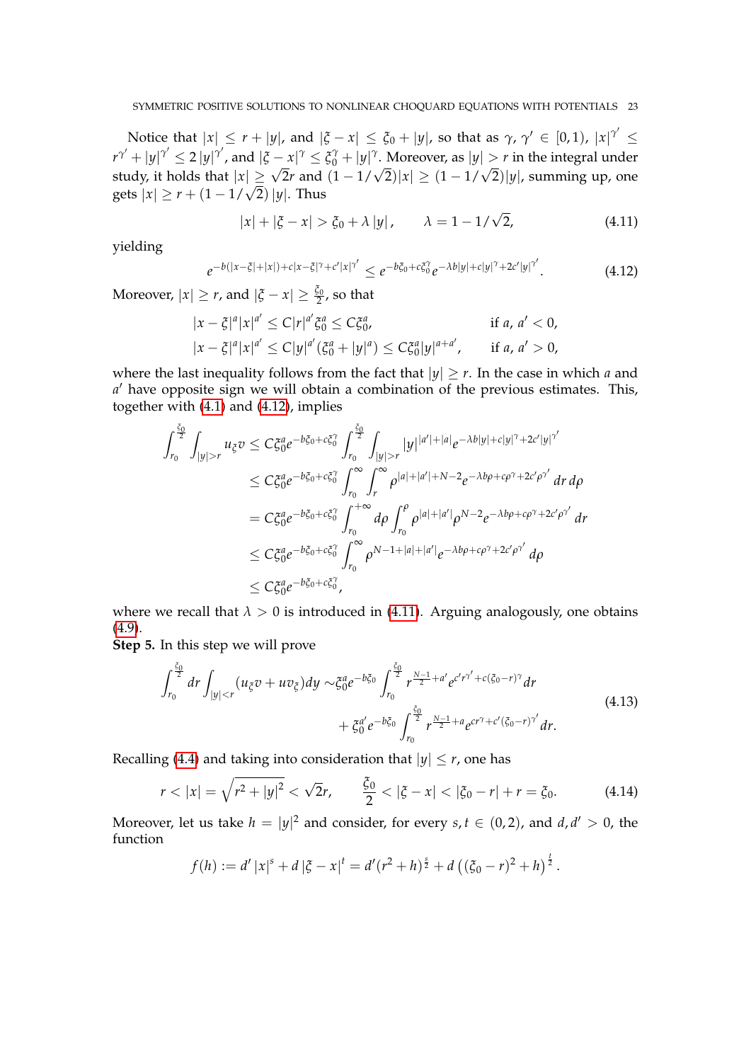Notice that $|x| \le r + |y|$, and $|\xi - x| \le \xi_0 + |y|$, so that as $\gamma, \gamma' \in [0,1)$, $|x|^{\gamma'} \le r^{\gamma'} + |y|^{\gamma'} \le 2\,|y|^{\gamma'}$, and $|\xi - x|^{\gamma} \le \xi_0^{\gamma} + |y|^{\gamma}$. Moreover, as $|y| > r$ in the integral under study, it holds that $|x| \ge \sqrt{2}r$ and $(1 - 1/\sqrt{2})|x| \ge (1 - 1/\sqrt{2})|y|$, summing up, one gets $|x| \ge r + (1 - 1/\sqrt{2})\,|y|$. Thus

$$|x| + |\xi - x| > \xi_0 + \lambda\,|y|, \qquad \lambda = 1 - 1/\sqrt{2}, \tag{4.11}$$

yielding

$$e^{-b(|x-\xi|+|x|)+c|x-\xi|^{\gamma}+c'|x|^{\gamma'}} \le e^{-b\xi_0 + c\xi_0^{\gamma}} e^{-\lambda b|y| + c|y|^{\gamma} + 2c'|y|^{\gamma'}}. \tag{4.12}$$

Moreover, $|x| \ge r$, and $|\xi - x| \ge \frac{\xi_0}{2}$, so that

$$\begin{aligned}
&|x-\xi|^a|x|^{a'} \le C|r|^{a'}\xi_0^a \le C\xi_0^a, && \text{if } a,\ a' < 0,\\
&|x-\xi|^a|x|^{a'} \le C|y|^{a'}(\xi_0^a + |y|^a) \le C\xi_0^a|y|^{a+a'}, && \text{if } a,\ a' > 0,
\end{aligned}$$

where the last inequality follows from the fact that $|y| \ge r$. In the case in which $a$ and $a'$ have opposite sign we will obtain a combination of the previous estimates. This, together with (4.1) and (4.12), implies

$$\begin{aligned}
\int_{r_0}^{\frac{\xi_0}{2}} \int_{|y|>r} u_{\xi} v &\le C\xi_0^a e^{-b\xi_0 + c\xi_0^{\gamma}} \int_{r_0}^{\frac{\xi_0}{2}} \int_{|y|>r} |y|^{|a'|+|a|} e^{-\lambda b|y| + c|y|^{\gamma} + 2c'|y|^{\gamma'}}\\
&\le C\xi_0^a e^{-b\xi_0 + c\xi_0^{\gamma}} \int_{r_0}^{\infty} \int_{r}^{\infty} \rho^{|a|+|a'|+N-2} e^{-\lambda b\rho + c\rho^{\gamma} + 2c'\rho^{\gamma'}}\, dr\, d\rho\\
&= C\xi_0^a e^{-b\xi_0 + c\xi_0^{\gamma}} \int_{r_0}^{+\infty} d\rho \int_{r_0}^{\rho} \rho^{|a|+|a'|}\rho^{N-2} e^{-\lambda b\rho + c\rho^{\gamma} + 2c'\rho^{\gamma'}}\, dr\\
&\le C\xi_0^a e^{-b\xi_0 + c\xi_0^{\gamma}} \int_{r_0}^{\infty} \rho^{N-1+|a|+|a'|} e^{-\lambda b\rho + c\rho^{\gamma} + 2c'\rho^{\gamma'}}\, d\rho\\
&\le C\xi_0^a e^{-b\xi_0 + c\xi_0^{\gamma}},
\end{aligned}$$

where we recall that $\lambda > 0$ is introduced in (4.11). Arguing analogously, one obtains (4.9).

**Step 5.** In this step we will prove

$$\begin{aligned}
\int_{r_0}^{\frac{\xi_0}{2}} dr \int_{|y|<r} (u_{\xi} v + u v_{\xi}) dy \sim &\,\xi_0^a e^{-b\xi_0} \int_{r_0}^{\frac{\xi_0}{2}} r^{\frac{N-1}{2}+a'} e^{c' r^{\gamma'} + c(\xi_0 - r)^{\gamma}} dr\\
&+ \xi_0^{a'} e^{-b\xi_0} \int_{r_0}^{\frac{\xi_0}{2}} r^{\frac{N-1}{2}+a} e^{c r^{\gamma} + c'(\xi_0 - r)^{\gamma'}} dr.
\end{aligned} \tag{4.13}$$

Recalling (4.4) and taking into consideration that $|y| \le r$, one has

$$r < |x| = \sqrt{r^2 + |y|^2} < \sqrt{2}r, \qquad \frac{\xi_0}{2} < |\xi - x| < |\xi_0 - r| + r = \xi_0. \tag{4.14}$$

Moreover, let us take $h = |y|^2$ and consider, for every $s, t \in (0,2)$, and $d, d' > 0$, the function

$$f(h) := d'\,|x|^s + d\,|\xi - x|^t = d'(r^2 + h)^{\frac{s}{2}} + d\left((\xi_0 - r)^2 + h\right)^{\frac{t}{2}}.$$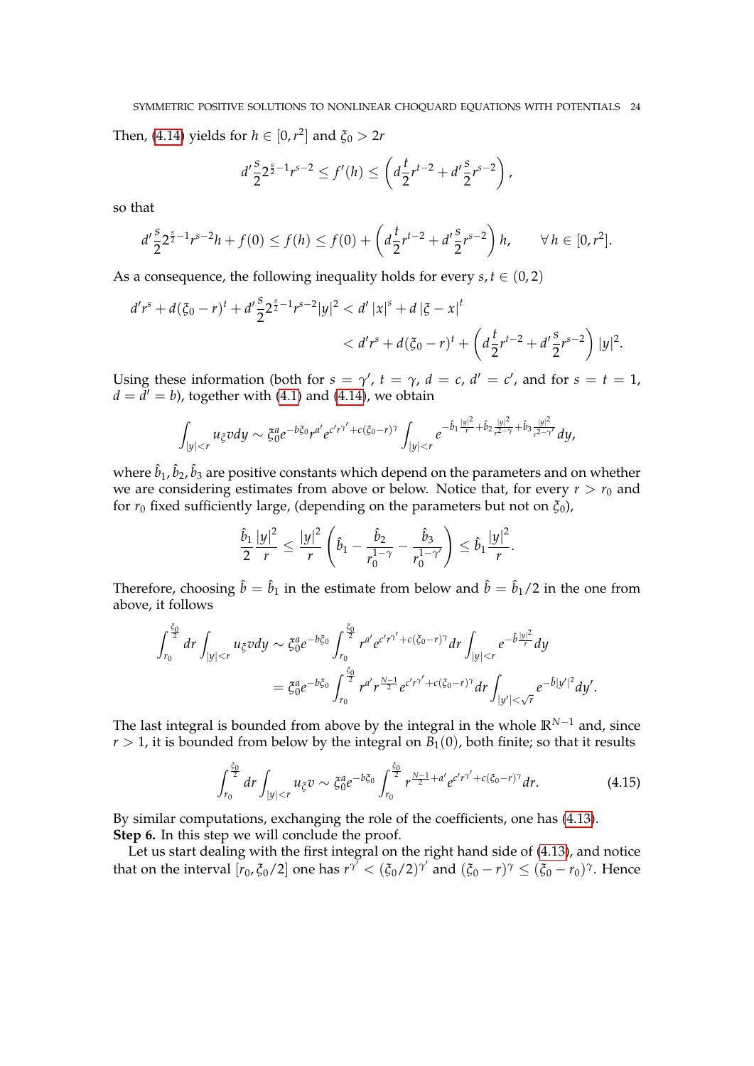Then, (4.14) yields for $h \in [0, r^2]$ and $\xi_0 > 2r$

$$d' \frac{s}{2} 2^{\frac{s}{2}-1} r^{s-2} \leq f'(h) \leq \left( d \frac{t}{2} r^{t-2} + d' \frac{s}{2} r^{s-2} \right),$$

so that

$$d' \frac{s}{2} 2^{\frac{s}{2}-1} r^{s-2} h + f(0) \leq f(h) \leq f(0) + \left( d \frac{t}{2} r^{t-2} + d' \frac{s}{2} r^{s-2} \right) h, \qquad \forall\, h \in [0, r^2].$$

As a consequence, the following inequality holds for every $s, t \in (0, 2)$

$$\begin{aligned} d' r^s + d(\xi_0 - r)^t + d' \frac{S}{2} 2^{\frac{s}{2}-1} r^{s-2} |y|^2 &< d' \left|x\right|^s + d \left|\xi - x\right|^t \\ &< d' r^s + d(\xi_0 - r)^t + \left( d \frac{t}{2} r^{t-2} + d' \frac{s}{2} r^{s-2} \right) |y|^2. \end{aligned}$$

Using these information (both for $s = \gamma'$, $t = \gamma$, $d = c$, $d' = c'$, and for $s = t = 1$, $d = d' = b$), together with (4.1) and (4.14), we obtain

$$\int_{|y|<r} u_\xi v dy \sim \xi_0^a e^{-b\xi_0} r^{a'} e^{c' r^{\gamma'} + c(\xi_0 - r)^\gamma} \int_{|y|<r} e^{-\hat{b}_1 \frac{|y|^2}{r} + \hat{b}_2 \frac{|y|^2}{r^{2-\gamma}} + \hat{b}_3 \frac{|y|^2}{r^{2-\gamma'}}} dy,$$

where $\hat{b}_1, \hat{b}_2, \hat{b}_3$ are positive constants which depend on the parameters and on whether we are considering estimates from above or below. Notice that, for every $r > r_0$ and for $r_0$ fixed sufficiently large, (depending on the parameters but not on $\xi_0$),

$$\frac{\hat{b}_1}{2} \frac{|y|^2}{r} \leq \frac{|y|^2}{r} \left( \hat{b}_1 - \frac{\hat{b}_2}{r_0^{1-\gamma}} - \frac{\hat{b}_3}{r_0^{1-\gamma'}} \right) \leq \hat{b}_1 \frac{|y|^2}{r}.$$

Therefore, choosing $\hat{b} = \hat{b}_1$ in the estimate from below and $\hat{b} = \hat{b}_1/2$ in the one from above, it follows

$$\begin{aligned} \int_{r_0}^{\frac{\xi_0}{2}} dr \int_{|y|<r} u_\xi v dy &\sim \xi_0^a e^{-b\xi_0} \int_{r_0}^{\frac{\xi_0}{2}} r^{a'} e^{c' r^{\gamma'} + c(\xi_0 - r)^\gamma} dr \int_{|y|<r} e^{-\hat{b} \frac{|y|^2}{r}} dy \\ &= \xi_0^a e^{-b\xi_0} \int_{r_0}^{\frac{\xi_0}{2}} r^{a'} r^{\frac{N-1}{2}} e^{c' r^{\gamma'} + c(\xi_0 - r)^\gamma} dr \int_{|y'|<\sqrt{r}} e^{-\hat{b}|y'|^2} dy'. \end{aligned}$$

The last integral is bounded from above by the integral in the whole $\mathbb{R}^{N-1}$ and, since $r > 1$, it is bounded from below by the integral on $B_1(0)$, both finite; so that it results

$$\int_{r_0}^{\frac{\xi_0}{2}} dr \int_{|y|<r} u_\xi v \sim \xi_0^a e^{-b\xi_0} \int_{r_0}^{\frac{\xi_0}{2}} r^{\frac{N-1}{2} + a'} e^{c' r^{\gamma'} + c(\xi_0 - r)^\gamma} dr. \tag{4.15}$$

By similar computations, exchanging the role of the coefficients, one has (4.13).

**Step 6.** In this step we will conclude the proof.

Let us start dealing with the first integral on the right hand side of (4.13), and notice that on the interval $[r_0, \xi_0/2]$ one has $r^{\gamma'} < (\xi_0/2)^{\gamma'}$ and $(\xi_0 - r)^\gamma \leq (\xi_0 - r_0)^\gamma$. Hence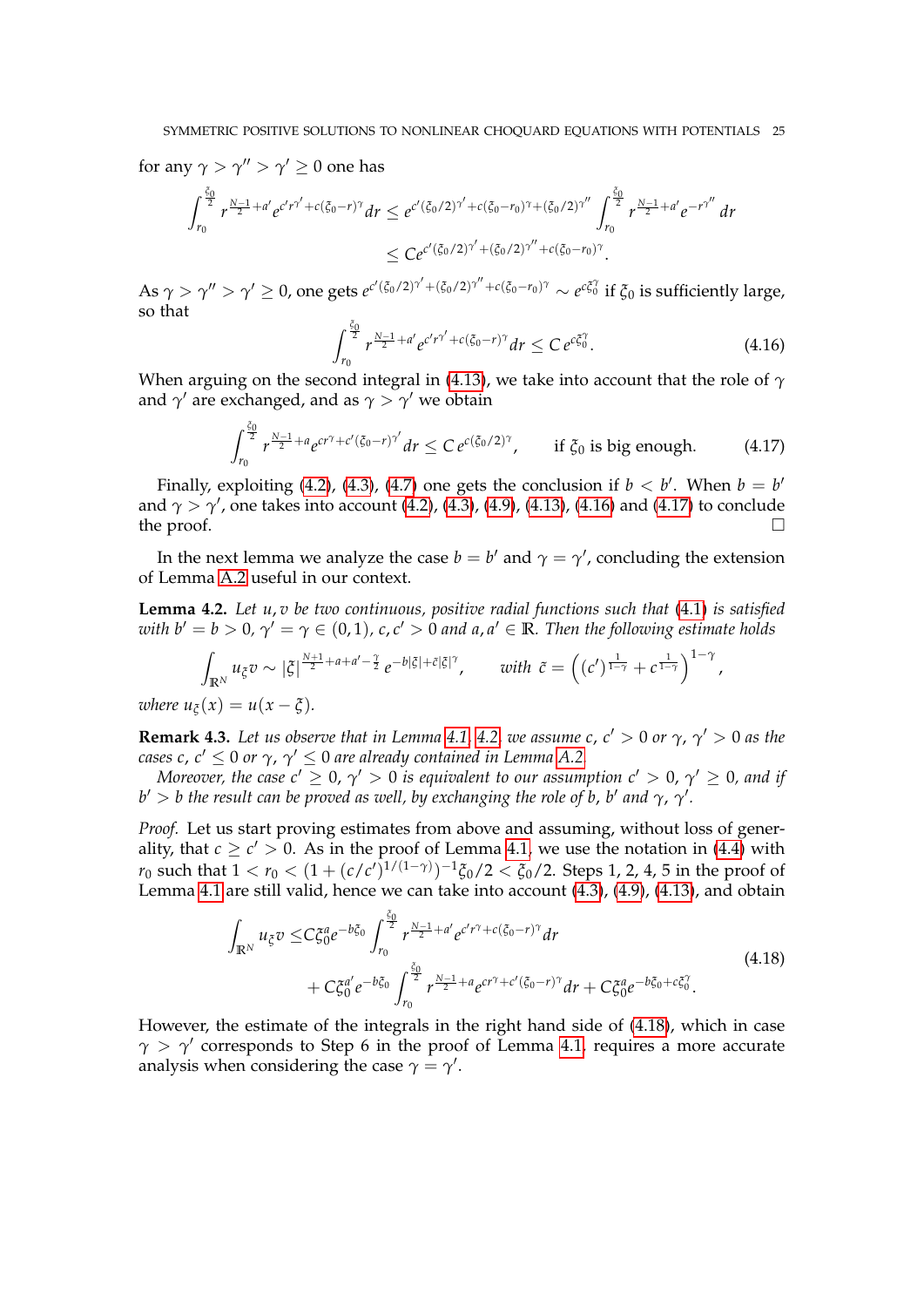for any $\gamma > \gamma'' > \gamma' \geq 0$ one has

$$\int_{r_0}^{\frac{\xi_0}{2}} r^{\frac{N-1}{2}+a'} e^{c'r^{\gamma'}+c(\xi_0-r)^{\gamma}} dr \leq e^{c'(\xi_0/2)^{\gamma'}+c(\xi_0-r_0)^{\gamma}+(\xi_0/2)^{\gamma''}} \int_{r_0}^{\frac{\xi_0}{2}} r^{\frac{N-1}{2}+a'} e^{-r^{\gamma''}} dr$$
$$\leq C e^{c'(\xi_0/2)^{\gamma'}+(\xi_0/2)^{\gamma''}+c(\xi_0-r_0)^{\gamma}}.$$

As $\gamma > \gamma'' > \gamma' \geq 0$, one gets $e^{c'(\xi_0/2)^{\gamma'}+(\xi_0/2)^{\gamma''}+c(\xi_0-r_0)^{\gamma}} \sim e^{c\xi_0^{\gamma}}$ if $\xi_0$ is sufficiently large, so that

$$\int_{r_0}^{\frac{\xi_0}{2}} r^{\frac{N-1}{2}+a'} e^{c'r^{\gamma'}+c(\xi_0-r)^{\gamma}} dr \leq C\, e^{c\xi_0^{\gamma}}. \tag{4.16}$$

When arguing on the second integral in (4.13), we take into account that the role of $\gamma$ and $\gamma'$ are exchanged, and as $\gamma > \gamma'$ we obtain

$$\int_{r_0}^{\frac{\xi_0}{2}} r^{\frac{N-1}{2}+a} e^{cr^{\gamma}+c'(\xi_0-r)^{\gamma'}} dr \leq C\, e^{c(\xi_0/2)^{\gamma}}, \qquad \text{if } \xi_0 \text{ is big enough.} \tag{4.17}$$

Finally, exploiting (4.2), (4.3), (4.7) one gets the conclusion if $b < b'$. When $b = b'$ and $\gamma > \gamma'$, one takes into account (4.2), (4.3), (4.9), (4.13), (4.16) and (4.17) to conclude the proof. □

In the next lemma we analyze the case $b = b'$ and $\gamma = \gamma'$, concluding the extension of Lemma A.2 useful in our context.

**Lemma 4.2.** *Let $u, v$ be two continuous, positive radial functions such that (4.1) is satisfied with $b' = b > 0$, $\gamma' = \gamma \in (0,1)$, $c, c' > 0$ and $a, a' \in \mathbb{R}$. Then the following estimate holds*

$$\int_{\mathbb{R}^N} u_\xi v \sim |\xi|^{\frac{N+1}{2}+a+a'-\frac{\gamma}{2}} e^{-b|\xi|+\tilde{c}|\xi|^{\gamma}}, \qquad \text{with } \tilde{c} = \left((c')^{\frac{1}{1-\gamma}} + c^{\frac{1}{1-\gamma}}\right)^{1-\gamma},$$

*where $u_\xi(x) = u(x-\xi)$.*

**Remark 4.3.** *Let us observe that in Lemma 4.1, 4.2 we assume $c$, $c' > 0$ or $\gamma$, $\gamma' > 0$ as the cases $c$, $c' \leq 0$ or $\gamma$, $\gamma' \leq 0$ are already contained in Lemma A.2.*

*Moreover, the case $c' \geq 0$, $\gamma' > 0$ is equivalent to our assumption $c' > 0$, $\gamma' \geq 0$, and if $b' > b$ the result can be proved as well, by exchanging the role of $b$, $b'$ and $\gamma$, $\gamma'$.*

*Proof.* Let us start proving estimates from above and assuming, without loss of generality, that $c \geq c' > 0$. As in the proof of Lemma 4.1, we use the notation in (4.4) with $r_0$ such that $1 < r_0 < (1 + (c/c')^{1/(1-\gamma)})^{-1}\xi_0/2 < \xi_0/2$. Steps 1, 2, 4, 5 in the proof of Lemma 4.1 are still valid, hence we can take into account (4.3), (4.9), (4.13), and obtain

$$\begin{aligned}\int_{\mathbb{R}^N} u_\xi v \leq & C\xi_0^{a} e^{-b\xi_0} \int_{r_0}^{\frac{\xi_0}{2}} r^{\frac{N-1}{2}+a'} e^{c'r^{\gamma}+c(\xi_0-r)^{\gamma}} dr \\ & + C\xi_0^{a'} e^{-b\xi_0} \int_{r_0}^{\frac{\xi_0}{2}} r^{\frac{N-1}{2}+a} e^{cr^{\gamma}+c'(\xi_0-r)^{\gamma}} dr + C\xi_0^{a} e^{-b\xi_0+c\xi_0^{\gamma}}.\end{aligned} \tag{4.18}$$

However, the estimate of the integrals in the right hand side of (4.18), which in case $\gamma > \gamma'$ corresponds to Step 6 in the proof of Lemma 4.1, requires a more accurate analysis when considering the case $\gamma = \gamma'$.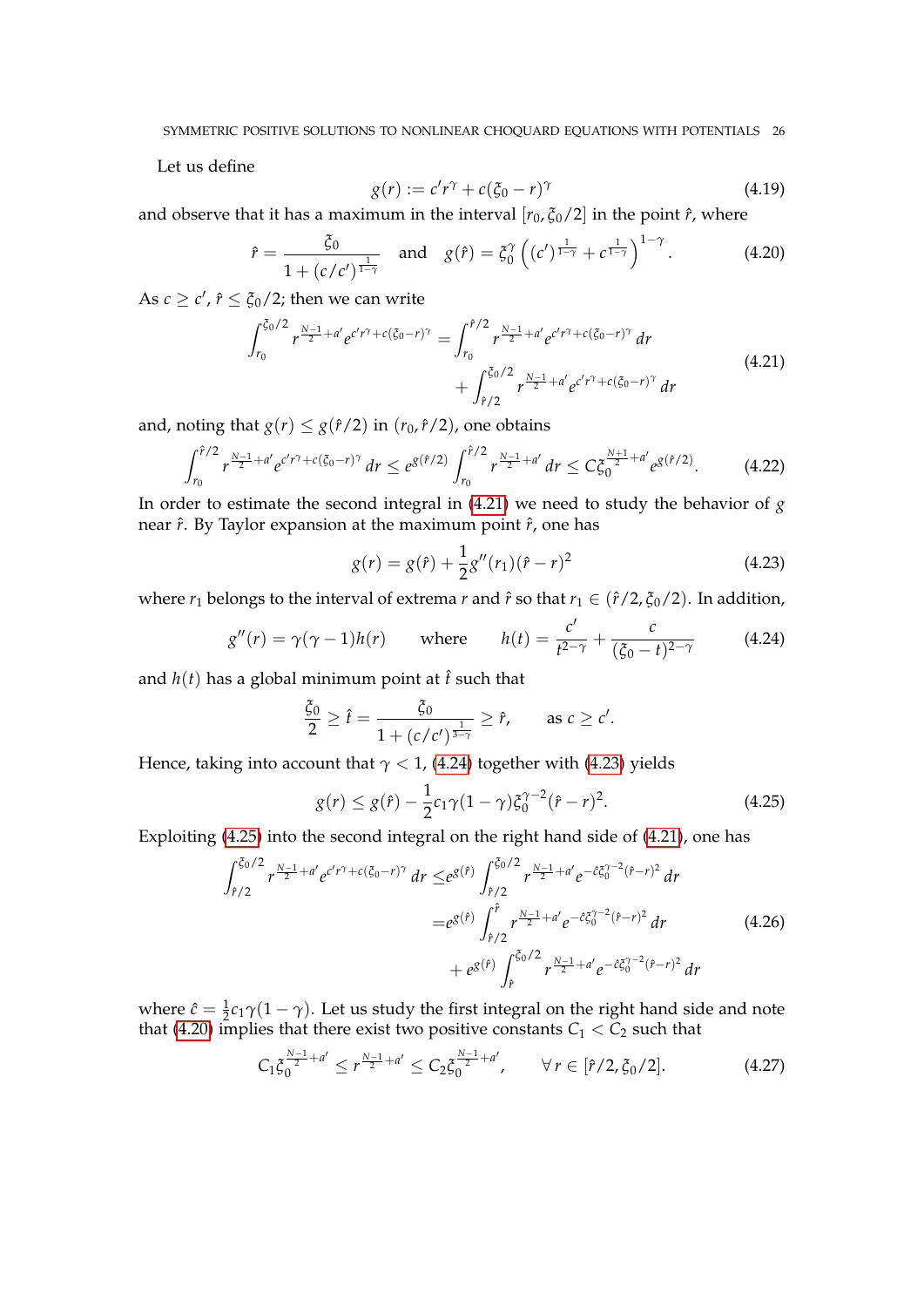Let us define

$$g(r) := c' r^\gamma + c(\xi_0 - r)^\gamma \tag{4.19}$$

and observe that it has a maximum in the interval $[r_0, \xi_0/2]$ in the point $\hat{r}$, where

$$\hat{r} = \frac{\xi_0}{1 + (c/c')^{\frac{1}{1-\gamma}}} \quad \text{and} \quad g(\hat{r}) = \xi_0^\gamma \left( (c')^{\frac{1}{1-\gamma}} + c^{\frac{1}{1-\gamma}} \right)^{1-\gamma}. \tag{4.20}$$

As $c \geq c'$, $\hat{r} \leq \xi_0/2$; then we can write

$$\begin{aligned}
\int_{r_0}^{\xi_0/2} r^{\frac{N-1}{2}+a'} e^{c' r^\gamma + c(\xi_0 - r)^\gamma} = & \int_{r_0}^{\hat{r}/2} r^{\frac{N-1}{2}+a'} e^{c' r^\gamma + c(\xi_0 - r)^\gamma} \, dr \\
& + \int_{\hat{r}/2}^{\xi_0/2} r^{\frac{N-1}{2}+a'} e^{c' r^\gamma + c(\xi_0 - r)^\gamma} \, dr
\end{aligned} \tag{4.21}$$

and, noting that $g(r) \leq g(\hat{r}/2)$ in $(r_0, \hat{r}/2)$, one obtains

$$\int_{r_0}^{\hat{r}/2} r^{\frac{N-1}{2}+a'} e^{c' r^\gamma + c(\xi_0 - r)^\gamma} \, dr \leq e^{g(\hat{r}/2)} \int_{r_0}^{\hat{r}/2} r^{\frac{N-1}{2}+a'} \, dr \leq C \xi_0^{\frac{N+1}{2}+a'} e^{g(\hat{r}/2)}. \tag{4.22}$$

In order to estimate the second integral in (4.21) we need to study the behavior of $g$ near $\hat{r}$. By Taylor expansion at the maximum point $\hat{r}$, one has

$$g(r) = g(\hat{r}) + \frac{1}{2} g''(r_1)(\hat{r} - r)^2 \tag{4.23}$$

where $r_1$ belongs to the interval of extrema $r$ and $\hat{r}$ so that $r_1 \in (\hat{r}/2, \xi_0/2)$. In addition,

$$g''(r) = \gamma(\gamma - 1) h(r) \qquad \text{where} \qquad h(t) = \frac{c'}{t^{2-\gamma}} + \frac{c}{(\xi_0 - t)^{2-\gamma}} \tag{4.24}$$

and $h(t)$ has a global minimum point at $\hat{t}$ such that

$$\frac{\xi_0}{2} \geq \hat{t} = \frac{\xi_0}{1 + (c/c')^{\frac{1}{3-\gamma}}} \geq \hat{r}, \qquad \text{as } c \geq c'.$$

Hence, taking into account that $\gamma < 1$, (4.24) together with (4.23) yields

$$g(r) \leq g(\hat{r}) - \frac{1}{2} c_1 \gamma (1 - \gamma) \xi_0^{\gamma - 2} (\hat{r} - r)^2. \tag{4.25}$$

Exploiting (4.25) into the second integral on the right hand side of (4.21), one has

$$\begin{aligned}
\int_{\hat{r}/2}^{\xi_0/2} r^{\frac{N-1}{2}+a'} e^{c' r^\gamma + c(\xi_0 - r)^\gamma} \, dr \leq & e^{g(\hat{r})} \int_{\hat{r}/2}^{\xi_0/2} r^{\frac{N-1}{2}+a'} e^{-\hat{c} \xi_0^{\gamma-2} (\hat{r} - r)^2} \, dr \\
= & e^{g(\hat{r})} \int_{\hat{r}/2}^{\hat{r}} r^{\frac{N-1}{2}+a'} e^{-\hat{c} \xi_0^{\gamma-2} (\hat{r} - r)^2} \, dr \\
& + e^{g(\hat{r})} \int_{\hat{r}}^{\xi_0/2} r^{\frac{N-1}{2}+a'} e^{-\hat{c} \xi_0^{\gamma-2} (\hat{r} - r)^2} \, dr
\end{aligned} \tag{4.26}$$

where $\hat{c} = \frac{1}{2} c_1 \gamma (1 - \gamma)$. Let us study the first integral on the right hand side and note that (4.20) implies that there exist two positive constants $C_1 < C_2$ such that

$$C_1 \xi_0^{\frac{N-1}{2}+a'} \leq r^{\frac{N-1}{2}+a'} \leq C_2 \xi_0^{\frac{N-1}{2}+a'}, \qquad \forall r \in [\hat{r}/2, \xi_0/2]. \tag{4.27}$$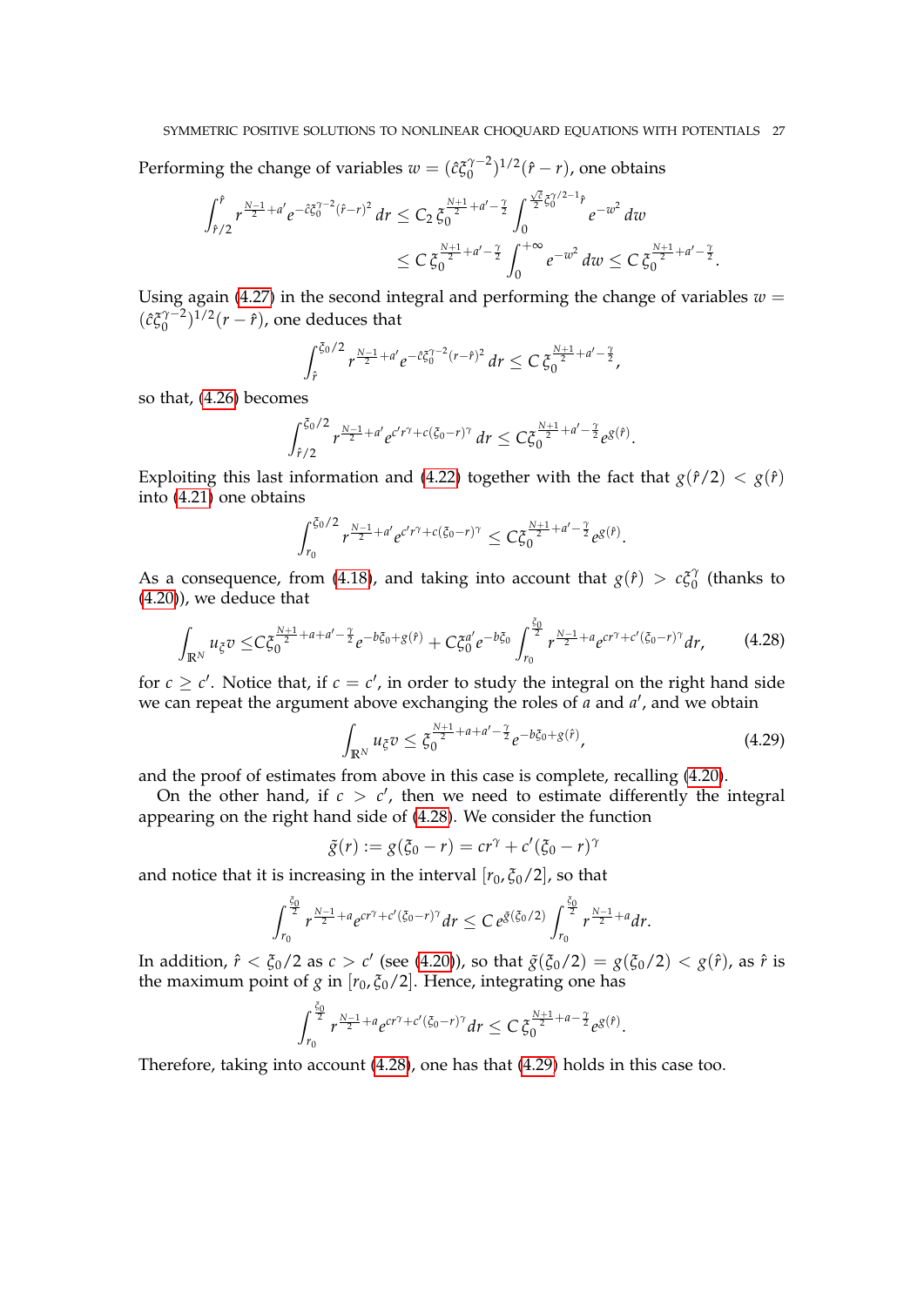Performing the change of variables $w = (\hat{c}\xi_0^{\gamma-2})^{1/2}(\hat{r} - r)$, one obtains

$$\int_{\hat{r}/2}^{\hat{r}} r^{\frac{N-1}{2}+a'} e^{-\hat{c}\xi_0^{\gamma-2}(\hat{r}-r)^2}\, dr \le C_2\, \xi_0^{\frac{N+1}{2}+a'-\frac{\gamma}{2}} \int_0^{\frac{\sqrt{\hat{c}}}{2}\xi_0^{\gamma/2-1}\hat{r}} e^{-w^2}\, dw$$
$$\le C\, \xi_0^{\frac{N+1}{2}+a'-\frac{\gamma}{2}} \int_0^{+\infty} e^{-w^2}\, dw \le C\, \xi_0^{\frac{N+1}{2}+a'-\frac{\gamma}{2}}.$$

Using again (4.27) in the second integral and performing the change of variables $w = (\hat{c}\xi_0^{\gamma-2})^{1/2}(r - \hat{r})$, one deduces that

$$\int_{\hat{r}}^{\xi_0/2} r^{\frac{N-1}{2}+a'} e^{-\hat{c}\xi_0^{\gamma-2}(r-\hat{r})^2}\, dr \le C\, \xi_0^{\frac{N+1}{2}+a'-\frac{\gamma}{2}},$$

so that, (4.26) becomes

$$\int_{\hat{r}/2}^{\xi_0/2} r^{\frac{N-1}{2}+a'} e^{c'r^\gamma + c(\xi_0 - r)^\gamma}\, dr \le C\xi_0^{\frac{N+1}{2}+a'-\frac{\gamma}{2}} e^{g(\hat{r})}.$$

Exploiting this last information and (4.22) together with the fact that $g(\hat{r}/2) < g(\hat{r})$ into (4.21) one obtains

$$\int_{r_0}^{\xi_0/2} r^{\frac{N-1}{2}+a'} e^{c'r^\gamma + c(\xi_0 - r)^\gamma} \le C\xi_0^{\frac{N+1}{2}+a'-\frac{\gamma}{2}} e^{g(\hat{r})}.$$

As a consequence, from (4.18), and taking into account that $g(\hat{r}) > c\xi_0^\gamma$ (thanks to (4.20)), we deduce that

$$\int_{\mathbb{R}^N} u_\xi v \le C\xi_0^{\frac{N+1}{2}+a+a'-\frac{\gamma}{2}} e^{-b\xi_0 + g(\hat{r})} + C\xi_0^{a'} e^{-b\xi_0} \int_{r_0}^{\frac{\xi_0}{2}} r^{\frac{N-1}{2}+a} e^{cr^\gamma + c'(\xi_0 - r)^\gamma} dr, \tag{4.28}$$

for $c \ge c'$. Notice that, if $c = c'$, in order to study the integral on the right hand side we can repeat the argument above exchanging the roles of $a$ and $a'$, and we obtain

$$\int_{\mathbb{R}^N} u_\xi v \le \xi_0^{\frac{N+1}{2}+a+a'-\frac{\gamma}{2}} e^{-b\xi_0 + g(\hat{r})}, \tag{4.29}$$

and the proof of estimates from above in this case is complete, recalling (4.20).

On the other hand, if $c > c'$, then we need to estimate differently the integral appearing on the right hand side of (4.28). We consider the function

$$\tilde{g}(r) := g(\xi_0 - r) = cr^\gamma + c'(\xi_0 - r)^\gamma$$

and notice that it is increasing in the interval $[r_0, \xi_0/2]$, so that

$$\int_{r_0}^{\frac{\xi_0}{2}} r^{\frac{N-1}{2}+a} e^{cr^\gamma + c'(\xi_0 - r)^\gamma} dr \le C\, e^{\tilde{g}(\xi_0/2)} \int_{r_0}^{\frac{\xi_0}{2}} r^{\frac{N-1}{2}+a} dr.$$

In addition, $\hat{r} < \xi_0/2$ as $c > c'$ (see (4.20)), so that $\tilde{g}(\xi_0/2) = g(\xi_0/2) < g(\hat{r})$, as $\hat{r}$ is the maximum point of $g$ in $[r_0, \xi_0/2]$. Hence, integrating one has

$$\int_{r_0}^{\frac{\xi_0}{2}} r^{\frac{N-1}{2}+a} e^{cr^\gamma + c'(\xi_0 - r)^\gamma} dr \le C\, \xi_0^{\frac{N+1}{2}+a-\frac{\gamma}{2}} e^{g(\hat{r})}.$$

Therefore, taking into account (4.28), one has that (4.29) holds in this case too.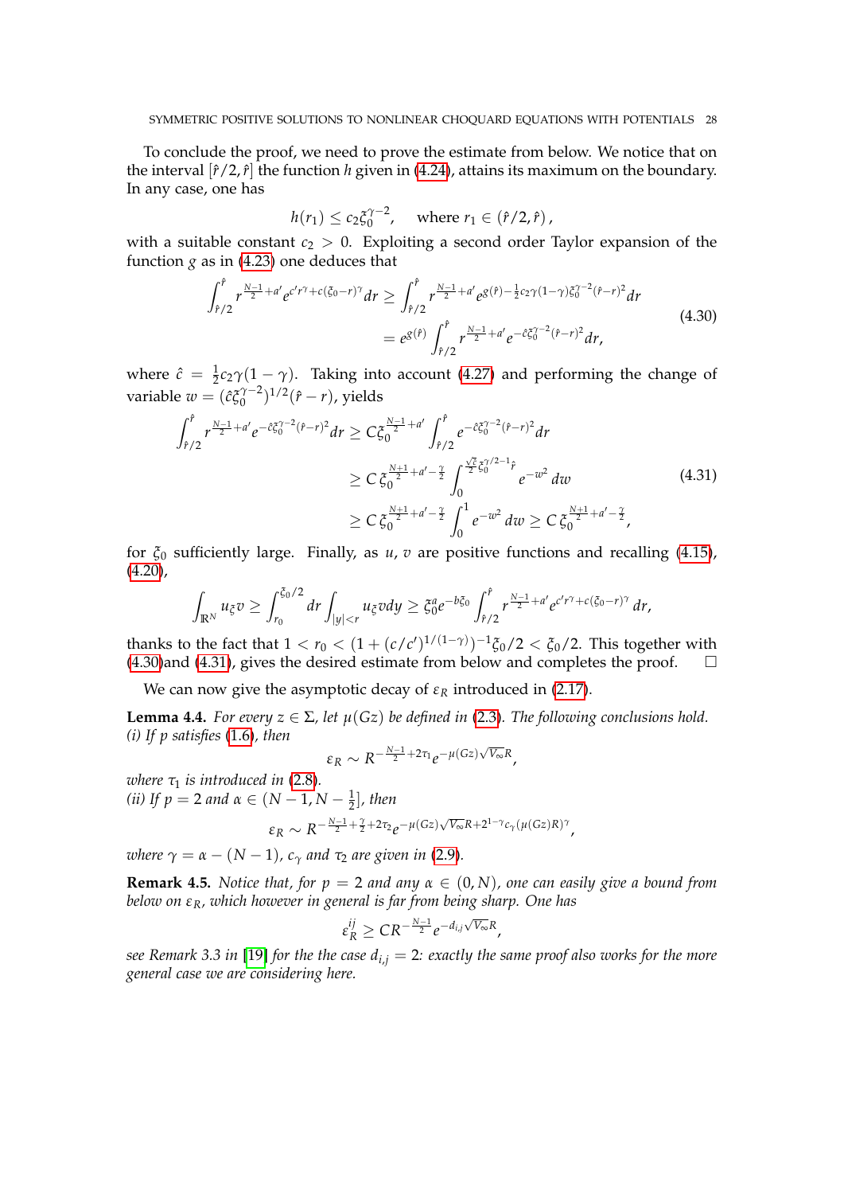To conclude the proof, we need to prove the estimate from below. We notice that on the interval $[\hat{r}/2, \hat{r}]$ the function $h$ given in (4.24), attains its maximum on the boundary. In any case, one has

$$h(r_1) \le c_2 \xi_0^{\gamma-2}, \quad \text{where } r_1 \in (\hat{r}/2, \hat{r}),$$

with a suitable constant $c_2 > 0$. Exploiting a second order Taylor expansion of the function $g$ as in (4.23) one deduces that

$$\begin{aligned}
\int_{\hat{r}/2}^{\hat{r}} r^{\frac{N-1}{2}+a'} e^{c' r^\gamma + c(\xi_0 - r)^\gamma} dr &\ge \int_{\hat{r}/2}^{\hat{r}} r^{\frac{N-1}{2}+a'} e^{g(\hat{r}) - \frac{1}{2} c_2 \gamma (1-\gamma) \xi_0^{\gamma-2} (\hat{r}-r)^2} dr \\
&= e^{g(\hat{r})} \int_{\hat{r}/2}^{\hat{r}} r^{\frac{N-1}{2}+a'} e^{-\hat{c}\xi_0^{\gamma-2}(\hat{r}-r)^2} dr,
\end{aligned} \tag{4.30}$$

where $\hat{c} = \frac{1}{2} c_2 \gamma (1-\gamma)$. Taking into account (4.27) and performing the change of variable $w = (\hat{c}\xi_0^{\gamma-2})^{1/2}(\hat{r} - r)$, yields

$$\begin{aligned}
\int_{\hat{r}/2}^{\hat{r}} r^{\frac{N-1}{2}+a'} e^{-\hat{c}\xi_0^{\gamma-2}(\hat{r}-r)^2} dr &\ge C \xi_0^{\frac{N-1}{2}+a'} \int_{\hat{r}/2}^{\hat{r}} e^{-\hat{c}\xi_0^{\gamma-2}(\hat{r}-r)^2} dr \\
&\ge C\, \xi_0^{\frac{N+1}{2}+a'-\frac{\gamma}{2}} \int_0^{\frac{\sqrt{\hat{c}}}{2} \xi_0^{\gamma/2-1} \hat{r}} e^{-w^2}\, dw \\
&\ge C\, \xi_0^{\frac{N+1}{2}+a'-\frac{\gamma}{2}} \int_0^1 e^{-w^2}\, dw \ge C\, \xi_0^{\frac{N+1}{2}+a'-\frac{\gamma}{2}},
\end{aligned} \tag{4.31}$$

for $\xi_0$ sufficiently large. Finally, as $u, v$ are positive functions and recalling (4.15), (4.20),

$$\int_{\mathbb{R}^N} u_\xi v \ge \int_{r_0}^{\xi_0/2} dr \int_{|y|<r} u_\xi v dy \ge \xi_0^a e^{-b\xi_0} \int_{\hat{r}/2}^{\hat{r}} r^{\frac{N-1}{2}+a'} e^{c' r^\gamma + c(\xi_0 - r)^\gamma} dr,$$

thanks to the fact that $1 < r_0 < (1 + (c/c')^{1/(1-\gamma)})^{-1} \xi_0/2 < \xi_0/2$. This together with (4.30)and (4.31), gives the desired estimate from below and completes the proof. $\square$

We can now give the asymptotic decay of $\varepsilon_R$ introduced in (2.17).

**Lemma 4.4.** *For every $z \in \Sigma$, let $\mu(Gz)$ be defined in (2.3). The following conclusions hold.*
*(i) If $p$ satisfies (1.6), then*

$$\varepsilon_R \sim R^{-\frac{N-1}{2}+2\tau_1} e^{-\mu(Gz)\sqrt{V_\infty} R},$$

*where $\tau_1$ is introduced in (2.8).*
*(ii) If $p = 2$ and $\alpha \in (N-1, N-\frac{1}{2}]$, then*

$$\varepsilon_R \sim R^{-\frac{N-1}{2}+\frac{\gamma}{2}+2\tau_2} e^{-\mu(Gz)\sqrt{V_\infty}R + 2^{1-\gamma} c_\gamma (\mu(Gz)R)^\gamma},$$

*where $\gamma = \alpha - (N-1)$, $c_\gamma$ and $\tau_2$ are given in (2.9).*

**Remark 4.5.** *Notice that, for $p = 2$ and any $\alpha \in (0, N)$, one can easily give a bound from below on $\varepsilon_R$, which however in general is far from being sharp. One has*

$$\varepsilon_R^{ij} \ge C R^{-\frac{N-1}{2}} e^{-d_{i,j}\sqrt{V_\infty}R},$$

*see Remark 3.3 in [19] for the the case $d_{i,j} = 2$: exactly the same proof also works for the more general case we are considering here.*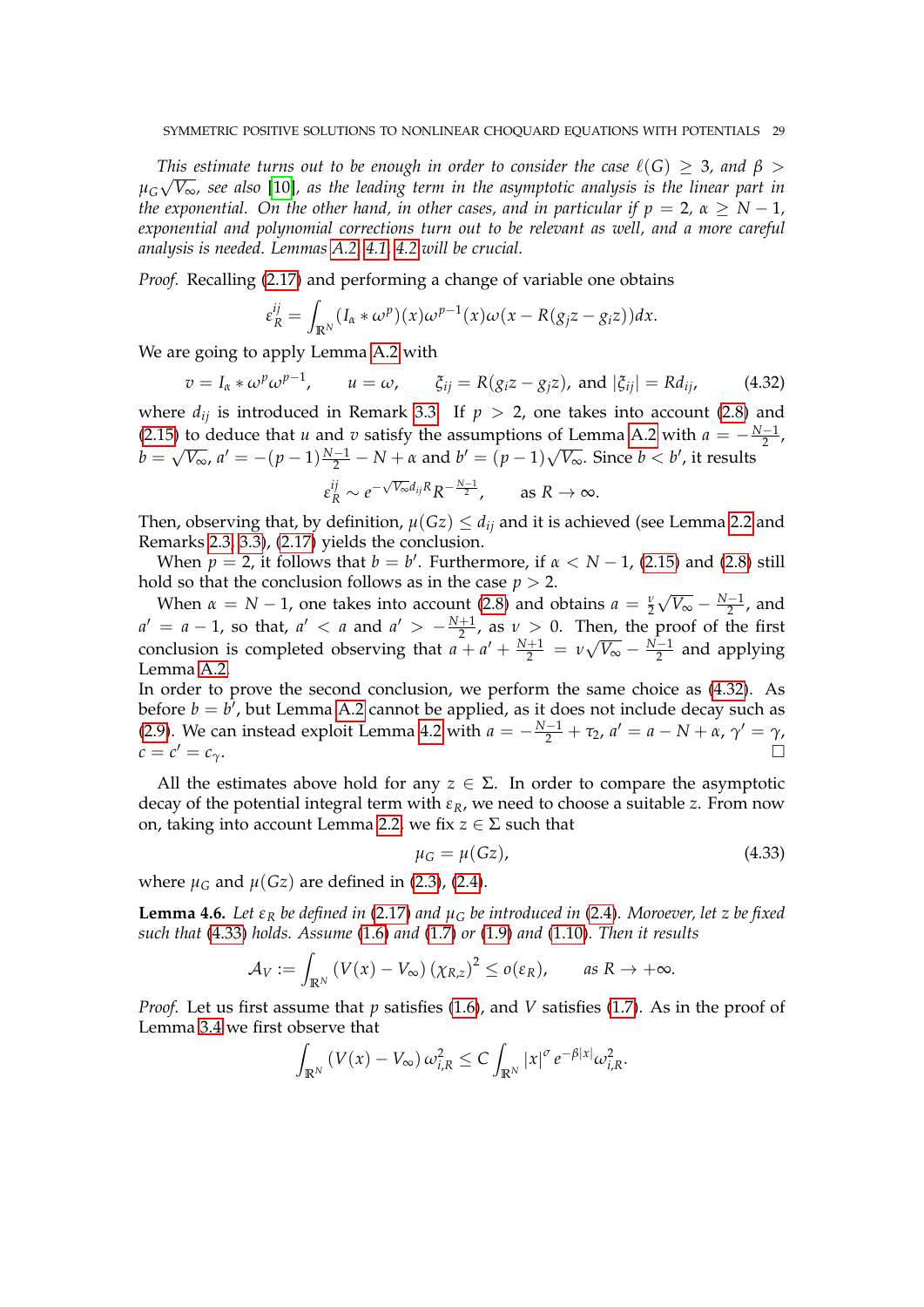*This estimate turns out to be enough in order to consider the case $\ell(G) \geq 3$, and $\beta > \mu_G\sqrt{V_\infty}$, see also [10], as the leading term in the asymptotic analysis is the linear part in the exponential. On the other hand, in other cases, and in particular if $p = 2$, $\alpha \geq N-1$, exponential and polynomial corrections turn out to be relevant as well, and a more careful analysis is needed. Lemmas A.2, 4.1, 4.2 will be crucial.*

*Proof.* Recalling (2.17) and performing a change of variable one obtains

$$\varepsilon_R^{ij} = \int_{\mathbb{R}^N} (I_\alpha * \omega^p)(x)\omega^{p-1}(x)\omega(x - R(g_j z - g_i z))dx.$$

We are going to apply Lemma A.2 with

$$v = I_\alpha * \omega^p \omega^{p-1}, \qquad u = \omega, \qquad \xi_{ij} = R(g_i z - g_j z), \text{ and } |\xi_{ij}| = Rd_{ij}, \tag{4.32}$$

where $d_{ij}$ is introduced in Remark 3.3. If $p > 2$, one takes into account (2.8) and (2.15) to deduce that $u$ and $v$ satisfy the assumptions of Lemma A.2 with $a = -\frac{N-1}{2}$, $b = \sqrt{V_\infty}$, $a' = -(p-1)\frac{N-1}{2} - N + \alpha$ and $b' = (p-1)\sqrt{V_\infty}$. Since $b < b'$, it results

$$\varepsilon_R^{ij} \sim e^{-\sqrt{V_\infty}d_{ij}R}R^{-\frac{N-1}{2}}, \qquad \text{as } R \to \infty.$$

Then, observing that, by definition, $\mu(Gz) \leq d_{ij}$ and it is achieved (see Lemma 2.2 and Remarks 2.3, 3.3), (2.17) yields the conclusion.

When $p = 2$, it follows that $b = b'$. Furthermore, if $\alpha < N-1$, (2.15) and (2.8) still hold so that the conclusion follows as in the case $p > 2$.

When $\alpha = N-1$, one takes into account (2.8) and obtains $a = \frac{\nu}{2}\sqrt{V_\infty} - \frac{N-1}{2}$, and $a' = a - 1$, so that, $a' < a$ and $a' > -\frac{N+1}{2}$, as $\nu > 0$. Then, the proof of the first conclusion is completed observing that $a + a' + \frac{N+1}{2} = \nu\sqrt{V_\infty} - \frac{N-1}{2}$ and applying Lemma A.2.

In order to prove the second conclusion, we perform the same choice as (4.32). As before $b = b'$, but Lemma A.2 cannot be applied, as it does not include decay such as (2.9). We can instead exploit Lemma 4.2 with $a = -\frac{N-1}{2} + \tau_2$, $a' = a - N + \alpha$, $\gamma' = \gamma$, $c = c' = c_\gamma$. $\square$

All the estimates above hold for any $z \in \Sigma$. In order to compare the asymptotic decay of the potential integral term with $\varepsilon_R$, we need to choose a suitable $z$. From now on, taking into account Lemma 2.2 we fix $z \in \Sigma$ such that

$$\mu_G = \mu(Gz), \tag{4.33}$$

where $\mu_G$ and $\mu(Gz)$ are defined in (2.3), (2.4).

**Lemma 4.6.** *Let $\varepsilon_R$ be defined in (2.17) and $\mu_G$ be introduced in (2.4). Moroever, let $z$ be fixed such that (4.33) holds. Assume (1.6) and (1.7) or (1.9) and (1.10). Then it results*

$$\mathcal{A}_V := \int_{\mathbb{R}^N} (V(x) - V_\infty)(\chi_{R,z})^2 \leq o(\varepsilon_R), \qquad \text{as } R \to +\infty.$$

*Proof.* Let us first assume that $p$ satisfies (1.6), and $V$ satisfies (1.7). As in the proof of Lemma 3.4 we first observe that

$$\int_{\mathbb{R}^N} (V(x) - V_\infty)\,\omega_{i,R}^2 \leq C\int_{\mathbb{R}^N} |x|^\sigma e^{-\beta|x|}\omega_{i,R}^2.$$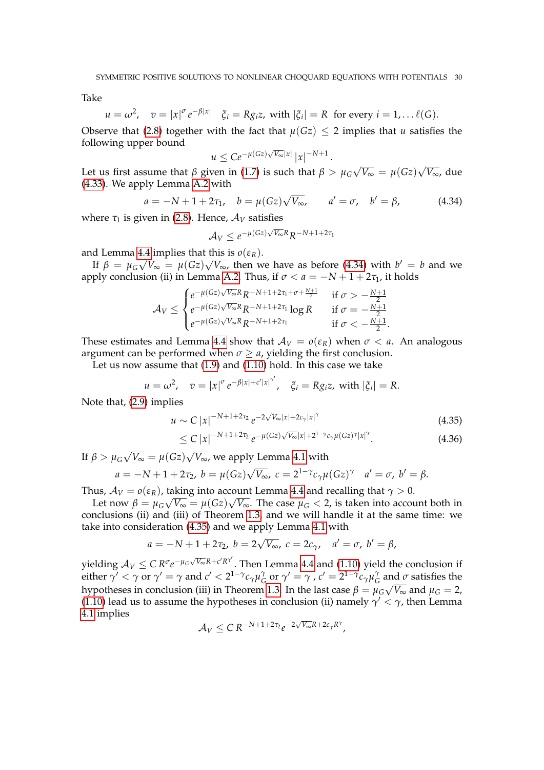Take

$$u=\omega^2,\quad v=|x|^{\sigma}e^{-\beta|x|}\quad \xi_i=Rg_iz,\text{ with } |\xi_i|=R \text{ for every } i=1,\dots\ell(G).$$

Observe that (2.8) together with the fact that $\mu(Gz)\le 2$ implies that $u$ satisfies the following upper bound

$$u\le Ce^{-\mu(Gz)\sqrt{V_\infty}|x|}\,|x|^{-N+1}.$$

Let us first assume that $\beta$ given in (1.7) is such that $\beta>\mu_G\sqrt{V_\infty}=\mu(Gz)\sqrt{V_\infty}$, due (4.33). We apply Lemma A.2 with

$$a=-N+1+2\tau_1,\quad b=\mu(Gz)\sqrt{V_\infty},\qquad a'=\sigma,\quad b'=\beta, \tag{4.34}$$

where $\tau_1$ is given in (2.8). Hence, $\mathcal{A}_V$ satisfies

$$\mathcal{A}_V\le e^{-\mu(Gz)\sqrt{V_\infty}R}R^{-N+1+2\tau_1}$$

and Lemma 4.4 implies that this is $o(\varepsilon_R)$.

If $\beta=\mu_G\sqrt{V_\infty}=\mu(Gz)\sqrt{V_\infty}$, then we have as before (4.34) with $b'=b$ and we apply conclusion (ii) in Lemma A.2. Thus, if $\sigma<a=-N+1+2\tau_1$, it holds

$$\mathcal{A}_V\le\begin{cases} e^{-\mu(Gz)\sqrt{V_\infty}R}R^{-N+1+2\tau_1+\sigma+\frac{N+1}{2}} & \text{if } \sigma>-\frac{N+1}{2}\\ e^{-\mu(Gz)\sqrt{V_\infty}R}R^{-N+1+2\tau_1}\log R & \text{if } \sigma=-\frac{N+1}{2}\\ e^{-\mu(Gz)\sqrt{V_\infty}R}R^{-N+1+2\tau_1} & \text{if } \sigma<-\frac{N+1}{2}.\end{cases}$$

These estimates and Lemma 4.4 show that $\mathcal{A}_V=o(\varepsilon_R)$ when $\sigma<a$. An analogous argument can be performed when $\sigma\ge a$, yielding the first conclusion.

Let us now assume that (1.9) and (1.10) hold. In this case we take

$$u=\omega^2,\quad v=|x|^{\sigma}e^{-\beta|x|+c'|x|^{\gamma'}},\quad \xi_i=Rg_iz,\text{ with } |\xi_i|=R.$$

Note that, (2.9) implies

$$\begin{aligned} u&\sim C\,|x|^{-N+1+2\tau_2}\,e^{-2\sqrt{V_\infty}|x|+2c_\gamma|x|^{\gamma}} &(4.35)\\ &\le C\,|x|^{-N+1+2\tau_2}\,e^{-\mu(Gz)\sqrt{V_\infty}|x|+2^{1-\gamma}c_\gamma\mu(Gz)^{\gamma}|x|^{\gamma}}. &(4.36)\end{aligned}$$

If $\beta>\mu_G\sqrt{V_\infty}=\mu(Gz)\sqrt{V_\infty}$, we apply Lemma 4.1 with

$$a=-N+1+2\tau_2,\; b=\mu(Gz)\sqrt{V_\infty},\; c=2^{1-\gamma}c_\gamma\mu(Gz)^{\gamma}\quad a'=\sigma,\; b'=\beta.$$

Thus, $\mathcal{A}_V=o(\varepsilon_R)$, taking into account Lemma 4.4 and recalling that $\gamma>0$.

Let now $\beta=\mu_G\sqrt{V_\infty}=\mu(Gz)\sqrt{V_\infty}$. The case $\mu_G<2$, is taken into account both in conclusions (ii) and (iii) of Theorem 1.3, and we will handle it at the same time: we take into consideration (4.35) and we apply Lemma 4.1 with

$$a=-N+1+2\tau_2,\; b=2\sqrt{V_\infty},\; c=2c_\gamma,\quad a'=\sigma,\; b'=\beta,$$

yielding $\mathcal{A}_V\le C\,R^{\sigma}e^{-\mu_G\sqrt{V_\infty}R+c'R^{\gamma'}}$. Then Lemma 4.4 and (1.10) yield the conclusion if either $\gamma'<\gamma$ or $\gamma'=\gamma$ and $c'<2^{1-\gamma}c_\gamma\mu_G^{\gamma}$ or $\gamma'=\gamma$, $c'=2^{1-\gamma}c_\gamma\mu_G^{\gamma}$ and $\sigma$ satisfies the hypotheses in conclusion (iii) in Theorem 1.3. In the last case $\beta=\mu_G\sqrt{V_\infty}$ and $\mu_G=2$, (1.10) lead us to assume the hypotheses in conclusion (ii) namely $\gamma'<\gamma$, then Lemma 4.1 implies

$$\mathcal{A}_V\le C\,R^{-N+1+2\tau_2}e^{-2\sqrt{V_\infty}R+2c_\gamma R^{\gamma}},$$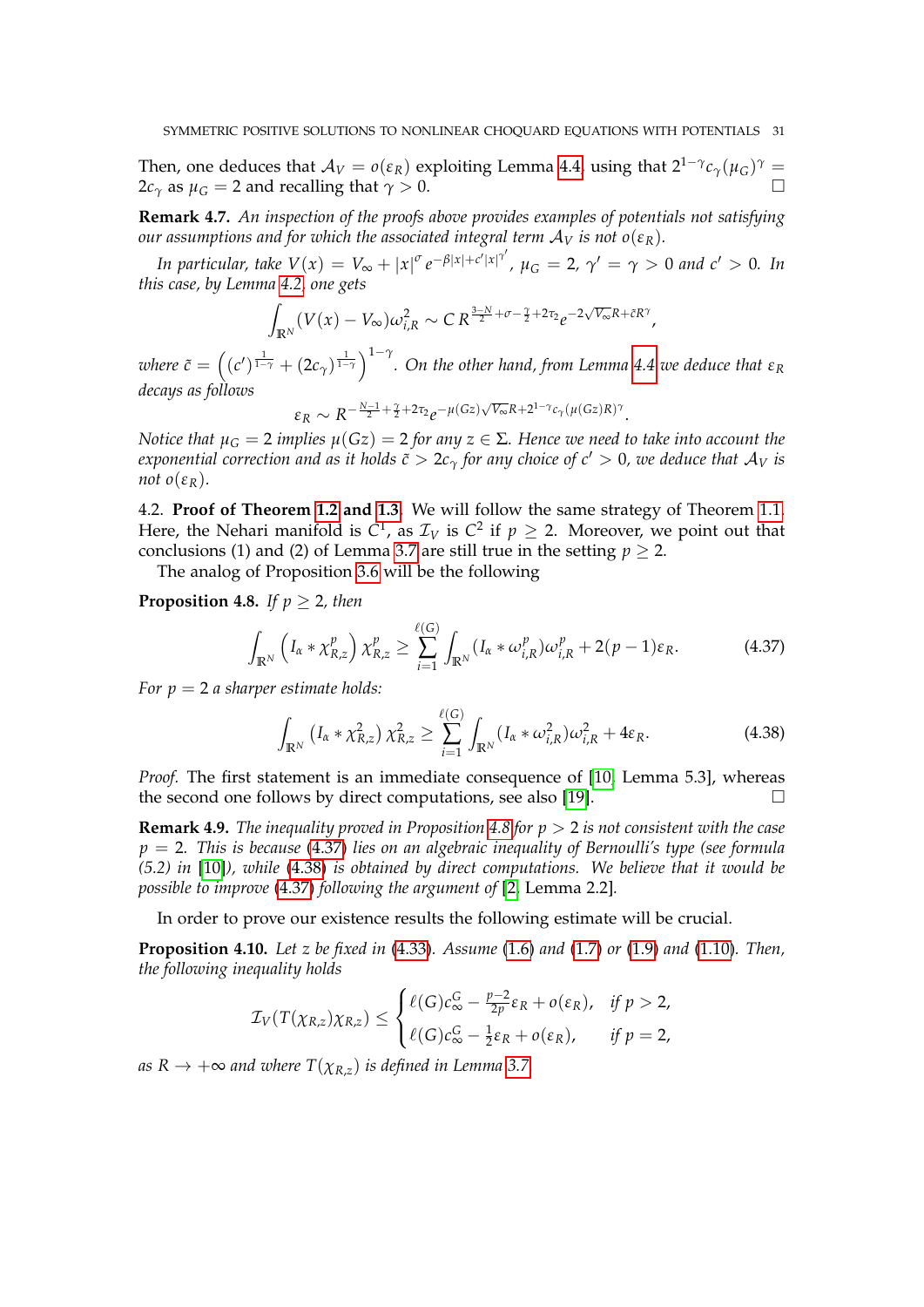Then, one deduces that $\mathcal{A}_V = o(\varepsilon_R)$ exploiting Lemma 4.4, using that $2^{1-\gamma} c_\gamma(\mu_G)^\gamma = 2c_\gamma$ as $\mu_G = 2$ and recalling that $\gamma > 0$. $\square$

**Remark 4.7.** *An inspection of the proofs above provides examples of potentials not satisfying our assumptions and for which the associated integral term $\mathcal{A}_V$ is not $o(\varepsilon_R)$.*

*In particular, take $V(x) = V_\infty + |x|^\sigma e^{-\beta|x| + c'|x|^{\gamma'}}$, $\mu_G = 2$, $\gamma' = \gamma > 0$ and $c' > 0$. In this case, by Lemma 4.2, one gets*

$$\int_{\mathbb{R}^N} (V(x) - V_\infty)\omega_{i,R}^2 \sim C\, R^{\frac{3-N}{2} + \sigma - \frac{\gamma}{2} + 2\tau_2} e^{-2\sqrt{V_\infty} R + \tilde{c} R^\gamma},$$

*where $\tilde{c} = \left((c')^{\frac{1}{1-\gamma}} + (2c_\gamma)^{\frac{1}{1-\gamma}}\right)^{1-\gamma}$. On the other hand, from Lemma 4.4 we deduce that $\varepsilon_R$ decays as follows*

$$\varepsilon_R \sim R^{-\frac{N-1}{2} + \frac{\gamma}{2} + 2\tau_2} e^{-\mu(Gz)\sqrt{V_\infty} R + 2^{1-\gamma} c_\gamma (\mu(Gz)R)^\gamma}.$$

*Notice that $\mu_G = 2$ implies $\mu(Gz) = 2$ for any $z \in \Sigma$. Hence we need to take into account the exponential correction and as it holds $\tilde{c} > 2c_\gamma$ for any choice of $c' > 0$, we deduce that $\mathcal{A}_V$ is not $o(\varepsilon_R)$.*

4.2. **Proof of Theorem 1.2 and 1.3.** We will follow the same strategy of Theorem 1.1. Here, the Nehari manifold is $C^1$, as $\mathcal{I}_V$ is $C^2$ if $p \geq 2$. Moreover, we point out that conclusions (1) and (2) of Lemma 3.7 are still true in the setting $p \geq 2$.

The analog of Proposition 3.6 will be the following

**Proposition 4.8.** *If $p \geq 2$, then*

$$\int_{\mathbb{R}^N} \left(I_\alpha * \chi_{R,z}^p\right) \chi_{R,z}^p \geq \sum_{i=1}^{\ell(G)} \int_{\mathbb{R}^N} (I_\alpha * \omega_{i,R}^p)\omega_{i,R}^p + 2(p-1)\varepsilon_R. \tag{4.37}$$

*For $p = 2$ a sharper estimate holds:*

$$\int_{\mathbb{R}^N} \left(I_\alpha * \chi_{R,z}^2\right) \chi_{R,z}^2 \geq \sum_{i=1}^{\ell(G)} \int_{\mathbb{R}^N} (I_\alpha * \omega_{i,R}^2)\omega_{i,R}^2 + 4\varepsilon_R. \tag{4.38}$$

*Proof.* The first statement is an immediate consequence of [10, Lemma 5.3], whereas the second one follows by direct computations, see also [19]. $\square$

**Remark 4.9.** *The inequality proved in Proposition 4.8 for $p > 2$ is not consistent with the case $p = 2$. This is because (4.37) lies on an algebraic inequality of Bernoulli's type (see formula (5.2) in [10]), while (4.38) is obtained by direct computations. We believe that it would be possible to improve (4.37) following the argument of [2, Lemma 2.2].*

In order to prove our existence results the following estimate will be crucial.

**Proposition 4.10.** *Let $z$ be fixed in (4.33). Assume (1.6) and (1.7) or (1.9) and (1.10). Then, the following inequality holds*

$$\mathcal{I}_V(T(\chi_{R,z})\chi_{R,z}) \leq \begin{cases} \ell(G)c_\infty^G - \frac{p-2}{2p}\varepsilon_R + o(\varepsilon_R), & \text{if } p > 2, \\ \ell(G)c_\infty^G - \frac{1}{2}\varepsilon_R + o(\varepsilon_R), & \text{if } p = 2, \end{cases}$$

*as $R \to +\infty$ and where $T(\chi_{R,z})$ is defined in Lemma 3.7.*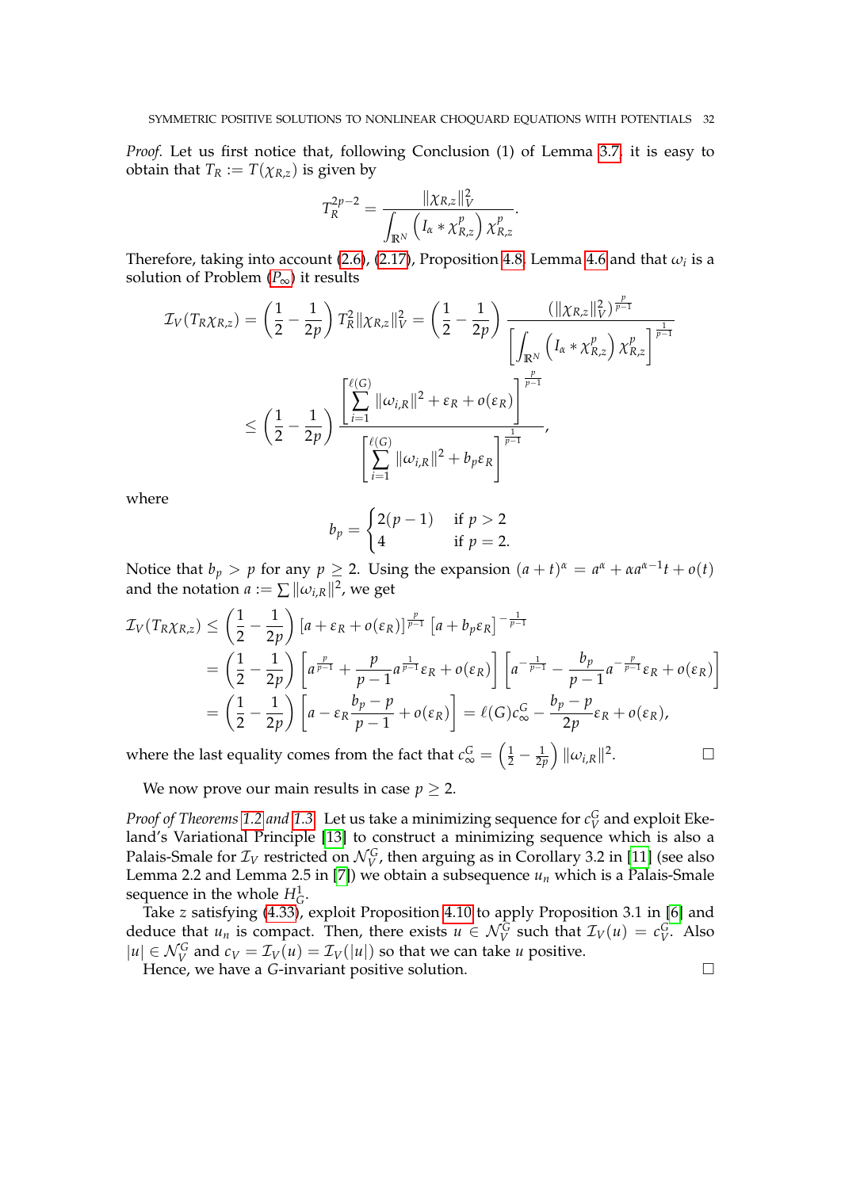*Proof.* Let us first notice that, following Conclusion (1) of Lemma 3.7, it is easy to obtain that $T_R := T(\chi_{R,z})$ is given by

$$T_R^{2p-2} = \frac{\|\chi_{R,z}\|_V^2}{\displaystyle\int_{\mathbb{R}^N} \left(I_\alpha * \chi_{R,z}^p\right) \chi_{R,z}^p}.$$

Therefore, taking into account (2.6), (2.17), Proposition 4.8, Lemma 4.6 and that $\omega_i$ is a solution of Problem ($P_\infty$) it results

$$\begin{aligned}
\mathcal{I}_V(T_R\chi_{R,z}) &= \left(\frac{1}{2} - \frac{1}{2p}\right) T_R^2 \|\chi_{R,z}\|_V^2 = \left(\frac{1}{2} - \frac{1}{2p}\right) \frac{(\|\chi_{R,z}\|_V^2)^{\frac{p}{p-1}}}{\left[\displaystyle\int_{\mathbb{R}^N} \left(I_\alpha * \chi_{R,z}^p\right) \chi_{R,z}^p\right]^{\frac{1}{p-1}}} \\
&\leq \left(\frac{1}{2} - \frac{1}{2p}\right) \frac{\left[\displaystyle\sum_{i=1}^{\ell(G)} \|\omega_{i,R}\|^2 + \varepsilon_R + o(\varepsilon_R)\right]^{\frac{p}{p-1}}}{\left[\displaystyle\sum_{i=1}^{\ell(G)} \|\omega_{i,R}\|^2 + b_p\varepsilon_R\right]^{\frac{1}{p-1}}},
\end{aligned}$$

where

$$b_p = \begin{cases} 2(p-1) & \text{if } p > 2 \\ 4 & \text{if } p = 2. \end{cases}$$

Notice that $b_p > p$ for any $p \geq 2$. Using the expansion $(a+t)^\alpha = a^\alpha + \alpha a^{\alpha-1}t + o(t)$ and the notation $a := \sum \|\omega_{i,R}\|^2$, we get

$$\begin{aligned}
\mathcal{I}_V(T_R\chi_{R,z}) &\leq \left(\frac{1}{2} - \frac{1}{2p}\right) \left[a + \varepsilon_R + o(\varepsilon_R)\right]^{\frac{p}{p-1}} \left[a + b_p\varepsilon_R\right]^{-\frac{1}{p-1}} \\
&= \left(\frac{1}{2} - \frac{1}{2p}\right) \left[a^{\frac{p}{p-1}} + \frac{p}{p-1} a^{\frac{1}{p-1}} \varepsilon_R + o(\varepsilon_R)\right] \left[a^{-\frac{1}{p-1}} - \frac{b_p}{p-1} a^{-\frac{p}{p-1}} \varepsilon_R + o(\varepsilon_R)\right] \\
&= \left(\frac{1}{2} - \frac{1}{2p}\right) \left[a - \varepsilon_R \frac{b_p - p}{p-1} + o(\varepsilon_R)\right] = \ell(G)c_\infty^G - \frac{b_p - p}{2p}\varepsilon_R + o(\varepsilon_R),
\end{aligned}$$

where the last equality comes from the fact that $c_\infty^G = \left(\frac{1}{2} - \frac{1}{2p}\right) \|\omega_{i,R}\|^2$. □

We now prove our main results in case $p \geq 2$.

*Proof of Theorems 1.2 and 1.3.* Let us take a minimizing sequence for $c_V^G$ and exploit Ekeland's Variational Principle [13] to construct a minimizing sequence which is also a Palais-Smale for $\mathcal{I}_V$ restricted on $\mathcal{N}_V^G$, then arguing as in Corollary 3.2 in [11] (see also Lemma 2.2 and Lemma 2.5 in [7]) we obtain a subsequence $u_n$ which is a Palais-Smale sequence in the whole $H_G^1$.

Take $z$ satisfying (4.33), exploit Proposition 4.10 to apply Proposition 3.1 in [6] and deduce that $u_n$ is compact. Then, there exists $u \in \mathcal{N}_V^G$ such that $\mathcal{I}_V(u) = c_V^G$. Also $|u| \in \mathcal{N}_V^G$ and $c_V = \mathcal{I}_V(u) = \mathcal{I}_V(|u|)$ so that we can take $u$ positive.

Hence, we have a $G$-invariant positive solution. □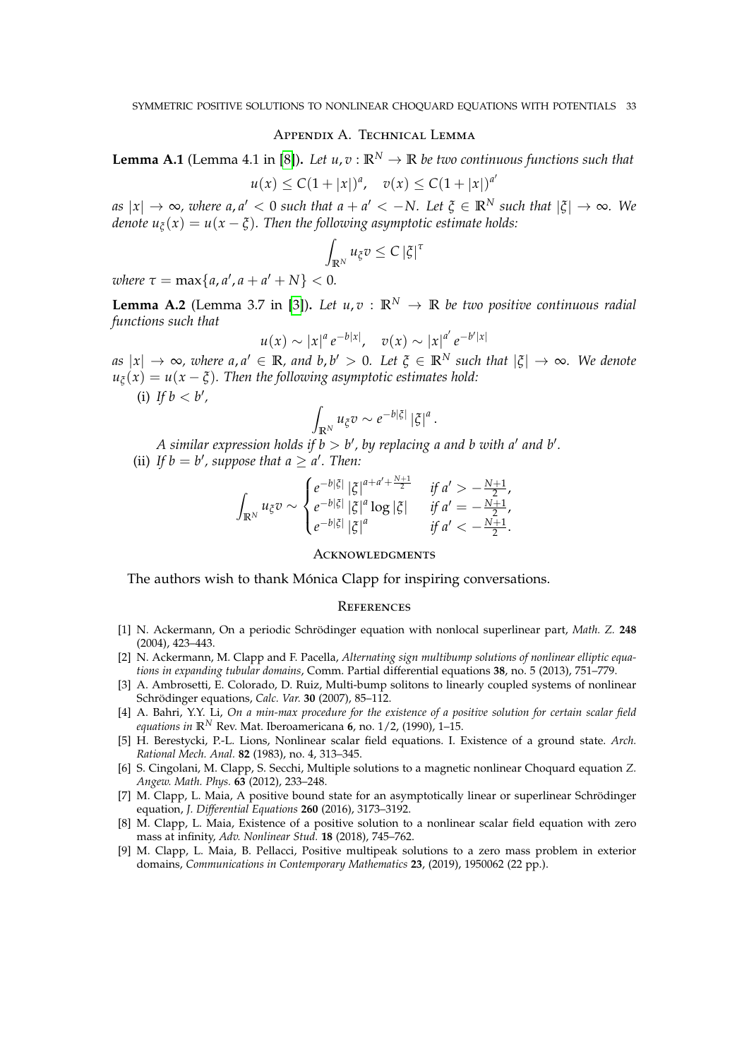## Appendix A. Technical Lemma

**Lemma A.1** (Lemma 4.1 in [8])**.** *Let $u, v : \mathbb{R}^N \to \mathbb{R}$ be two continuous functions such that*

$$u(x) \leq C(1+|x|)^a, \quad v(x) \leq C(1+|x|)^{a'}$$

*as $|x| \to \infty$, where $a, a' < 0$ such that $a + a' < -N$. Let $\xi \in \mathbb{R}^N$ such that $|\xi| \to \infty$. We denote $u_\xi(x) = u(x - \xi)$. Then the following asymptotic estimate holds:*

$$\int_{\mathbb{R}^N} u_\xi v \leq C\,|\xi|^\tau$$

*where $\tau = \max\{a, a', a + a' + N\} < 0$.*

**Lemma A.2** (Lemma 3.7 in [3])**.** *Let $u, v : \mathbb{R}^N \to \mathbb{R}$ be two positive continuous radial functions such that*

$$u(x) \sim |x|^a e^{-b|x|}, \quad v(x) \sim |x|^{a'} e^{-b'|x|}$$

*as $|x| \to \infty$, where $a, a' \in \mathbb{R}$, and $b, b' > 0$. Let $\xi \in \mathbb{R}^N$ such that $|\xi| \to \infty$. We denote $u_\xi(x) = u(x - \xi)$. Then the following asymptotic estimates hold:*

(i) *If $b < b'$,*

$$\int_{\mathbb{R}^N} u_\xi v \sim e^{-b|\xi|}\,|\xi|^a.$$

*A similar expression holds if $b > b'$, by replacing $a$ and $b$ with $a'$ and $b'$.*

(ii) *If $b = b'$, suppose that $a \geq a'$. Then:*

$$\int_{\mathbb{R}^N} u_\xi v \sim \begin{cases} e^{-b|\xi|}\,|\xi|^{a+a'+\frac{N+1}{2}} & \text{if } a' > -\frac{N+1}{2}, \\ e^{-b|\xi|}\,|\xi|^a \log|\xi| & \text{if } a' = -\frac{N+1}{2}, \\ e^{-b|\xi|}\,|\xi|^a & \text{if } a' < -\frac{N+1}{2}. \end{cases}$$

## Acknowledgments

The authors wish to thank Mónica Clapp for inspiring conversations.

## References

[1] N. Ackermann, On a periodic Schrödinger equation with nonlocal superlinear part, *Math. Z.* **248** (2004), 423–443.

[2] N. Ackermann, M. Clapp and F. Pacella, *Alternating sign multibump solutions of nonlinear elliptic equations in expanding tubular domains*, Comm. Partial differential equations **38**, no. 5 (2013), 751–779.

[3] A. Ambrosetti, E. Colorado, D. Ruiz, Multi-bump solitons to linearly coupled systems of nonlinear Schrödinger equations, *Calc. Var.* **30** (2007), 85–112.

[4] A. Bahri, Y.Y. Li, *On a min-max procedure for the existence of a positive solution for certain scalar field equations in* $\mathbb{R}^N$ Rev. Mat. Iberoamericana **6**, no. 1/2, (1990), 1–15.

[5] H. Berestycki, P.-L. Lions, Nonlinear scalar field equations. I. Existence of a ground state. *Arch. Rational Mech. Anal.* **82** (1983), no. 4, 313–345.

[6] S. Cingolani, M. Clapp, S. Secchi, Multiple solutions to a magnetic nonlinear Choquard equation *Z. Angew. Math. Phys.* **63** (2012), 233–248.

[7] M. Clapp, L. Maia, A positive bound state for an asymptotically linear or superlinear Schrödinger equation, *J. Differential Equations* **260** (2016), 3173–3192.

[8] M. Clapp, L. Maia, Existence of a positive solution to a nonlinear scalar field equation with zero mass at infinity, *Adv. Nonlinear Stud.* **18** (2018), 745–762.

[9] M. Clapp, L. Maia, B. Pellacci, Positive multipeak solutions to a zero mass problem in exterior domains, *Communications in Contemporary Mathematics* **23**, (2019), 1950062 (22 pp.).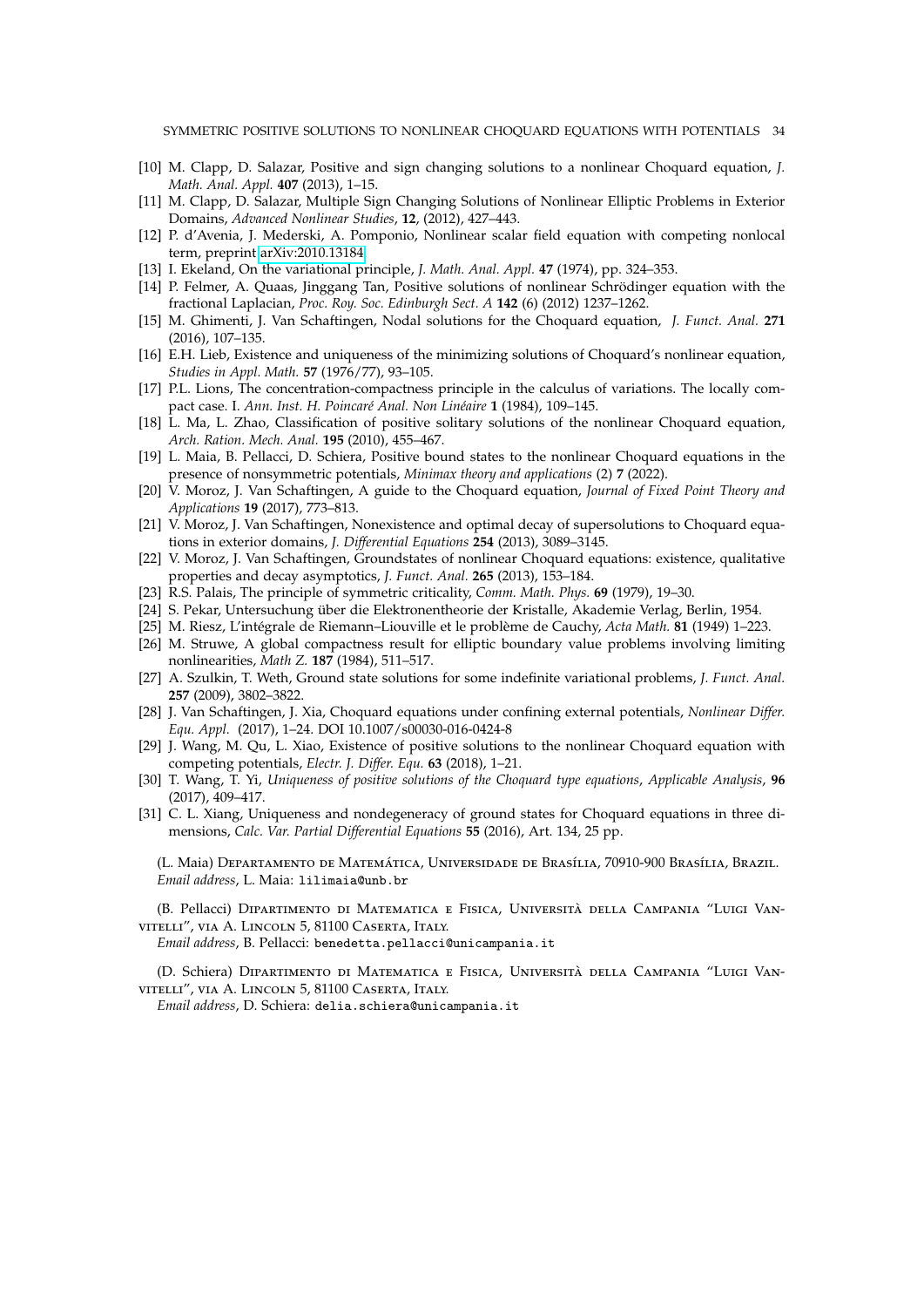[10] M. Clapp, D. Salazar, Positive and sign changing solutions to a nonlinear Choquard equation, *J. Math. Anal. Appl.* **407** (2013), 1–15.

[11] M. Clapp, D. Salazar, Multiple Sign Changing Solutions of Nonlinear Elliptic Problems in Exterior Domains, *Advanced Nonlinear Studies*, **12**, (2012), 427–443.

[12] P. d'Avenia, J. Mederski, A. Pomponio, Nonlinear scalar field equation with competing nonlocal term, preprint arXiv:2010.13184.

[13] I. Ekeland, On the variational principle, *J. Math. Anal. Appl.* **47** (1974), pp. 324–353.

[14] P. Felmer, A. Quaas, Jinggang Tan, Positive solutions of nonlinear Schrödinger equation with the fractional Laplacian, *Proc. Roy. Soc. Edinburgh Sect. A* **142** (6) (2012) 1237–1262.

[15] M. Ghimenti, J. Van Schaftingen, Nodal solutions for the Choquard equation, *J. Funct. Anal.* **271** (2016), 107–135.

[16] E.H. Lieb, Existence and uniqueness of the minimizing solutions of Choquard's nonlinear equation, *Studies in Appl. Math.* **57** (1976/77), 93–105.

[17] P.L. Lions, The concentration-compactness principle in the calculus of variations. The locally compact case. I. *Ann. Inst. H. Poincaré Anal. Non Linéaire* **1** (1984), 109–145.

[18] L. Ma, L. Zhao, Classification of positive solitary solutions of the nonlinear Choquard equation, *Arch. Ration. Mech. Anal.* **195** (2010), 455–467.

[19] L. Maia, B. Pellacci, D. Schiera, Positive bound states to the nonlinear Choquard equations in the presence of nonsymmetric potentials, *Minimax theory and applications* (2) **7** (2022).

[20] V. Moroz, J. Van Schaftingen, A guide to the Choquard equation, *Journal of Fixed Point Theory and Applications* **19** (2017), 773–813.

[21] V. Moroz, J. Van Schaftingen, Nonexistence and optimal decay of supersolutions to Choquard equations in exterior domains, *J. Differential Equations* **254** (2013), 3089–3145.

[22] V. Moroz, J. Van Schaftingen, Groundstates of nonlinear Choquard equations: existence, qualitative properties and decay asymptotics, *J. Funct. Anal.* **265** (2013), 153–184.

[23] R.S. Palais, The principle of symmetric criticality, *Comm. Math. Phys.* **69** (1979), 19–30.

[24] S. Pekar, Untersuchung über die Elektronentheorie der Kristalle, Akademie Verlag, Berlin, 1954.

[25] M. Riesz, L'intégrale de Riemann–Liouville et le problème de Cauchy, *Acta Math.* **81** (1949) 1–223.

[26] M. Struwe, A global compactness result for elliptic boundary value problems involving limiting nonlinearities, *Math Z.* **187** (1984), 511–517.

[27] A. Szulkin, T. Weth, Ground state solutions for some indefinite variational problems, *J. Funct. Anal.* **257** (2009), 3802–3822.

[28] J. Van Schaftingen, J. Xia, Choquard equations under confining external potentials, *Nonlinear Differ. Equ. Appl.* (2017), 1–24. DOI 10.1007/s00030-016-0424-8

[29] J. Wang, M. Qu, L. Xiao, Existence of positive solutions to the nonlinear Choquard equation with competing potentials, *Electr. J. Differ. Equ.* **63** (2018), 1–21.

[30] T. Wang, T. Yi, *Uniqueness of positive solutions of the Choquard type equations*, *Applicable Analysis*, **96** (2017), 409–417.

[31] C. L. Xiang, Uniqueness and nondegeneracy of ground states for Choquard equations in three dimensions, *Calc. Var. Partial Differential Equations* **55** (2016), Art. 134, 25 pp.

(L. Maia) Departamento de Matemática, Universidade de Brasília, 70910-900 Brasília, Brazil.
*Email address*, L. Maia: lilimaia@unb.br

(B. Pellacci) Dipartimento di Matematica e Fisica, Università della Campania "Luigi Vanvitelli", via A. Lincoln 5, 81100 Caserta, Italy.
*Email address*, B. Pellacci: benedetta.pellacci@unicampania.it

(D. Schiera) Dipartimento di Matematica e Fisica, Università della Campania "Luigi Vanvitelli", via A. Lincoln 5, 81100 Caserta, Italy.
*Email address*, D. Schiera: delia.schiera@unicampania.it